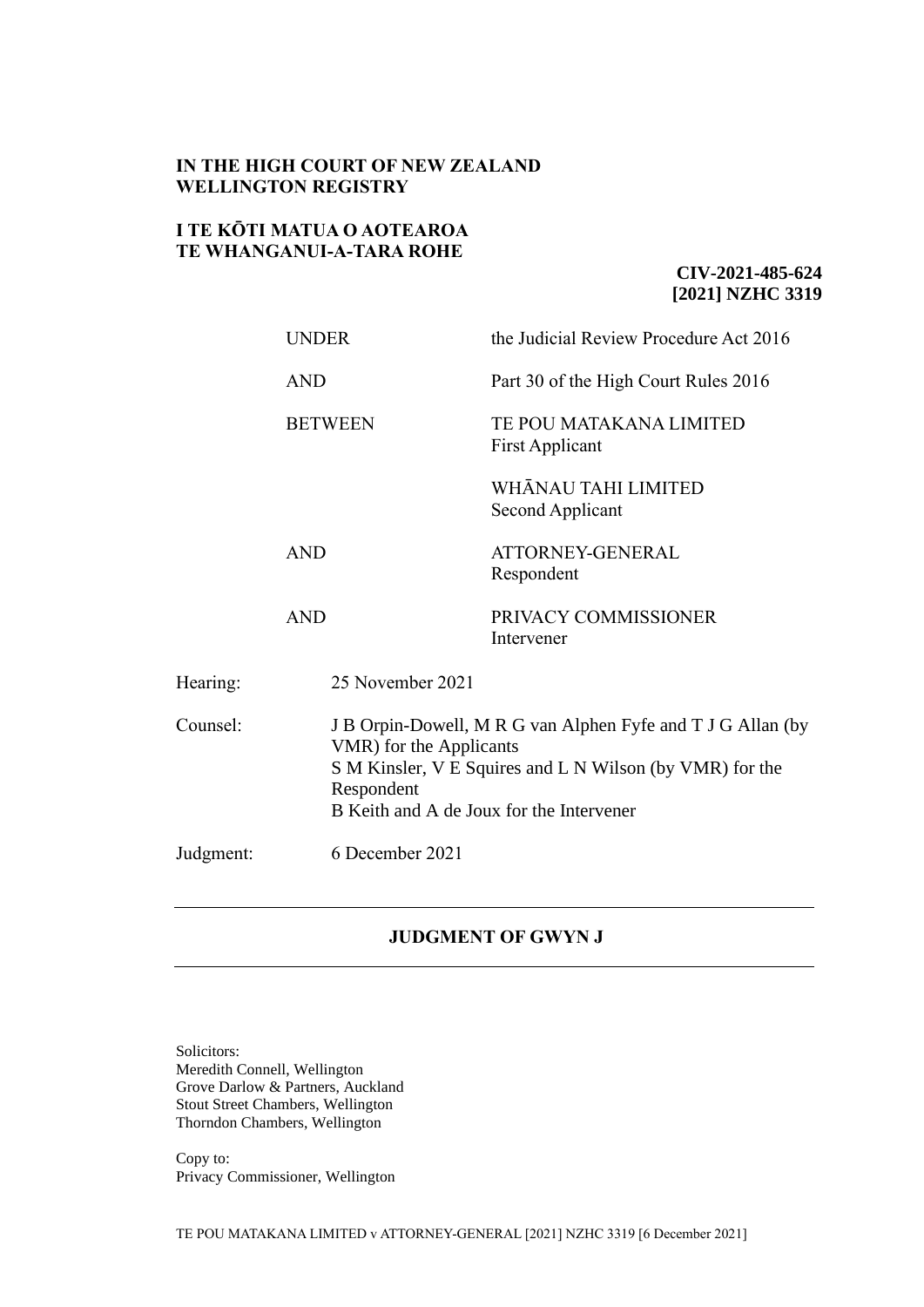**IN THE HIGH COURT OF NEW ZEALAND**
**WELLINGTON REGISTRY**

**I TE KŌTI MATUA O AOTEAROA**
**TE WHANGANUI-A-TARA ROHE**

**CIV-2021-485-624**
**[2021] NZHC 3319**

| | |
|---|---|
| UNDER | the Judicial Review Procedure Act 2016 |
| AND | Part 30 of the High Court Rules 2016 |
| BETWEEN | TE POU MATAKANA LIMITED<br>First Applicant |
| | WHĀNAU TAHI LIMITED<br>Second Applicant |
| AND | ATTORNEY-GENERAL<br>Respondent |
| AND | PRIVACY COMMISSIONER<br>Intervener |

| | |
|---|---|
| Hearing: | 25 November 2021 |
| Counsel: | J B Orpin-Dowell, M R G van Alphen Fyfe and T J G Allan (by VMR) for the Applicants<br>S M Kinsler, V E Squires and L N Wilson (by VMR) for the Respondent<br>B Keith and A de Joux for the Intervener |
| Judgment: | 6 December 2021 |

---

**JUDGMENT OF GWYN J**

---

Solicitors:
Meredith Connell, Wellington
Grove Darlow & Partners, Auckland
Stout Street Chambers, Wellington
Thorndon Chambers, Wellington

Copy to:
Privacy Commissioner, Wellington

TE POU MATAKANA LIMITED v ATTORNEY-GENERAL [2021] NZHC 3319 [6 December 2021]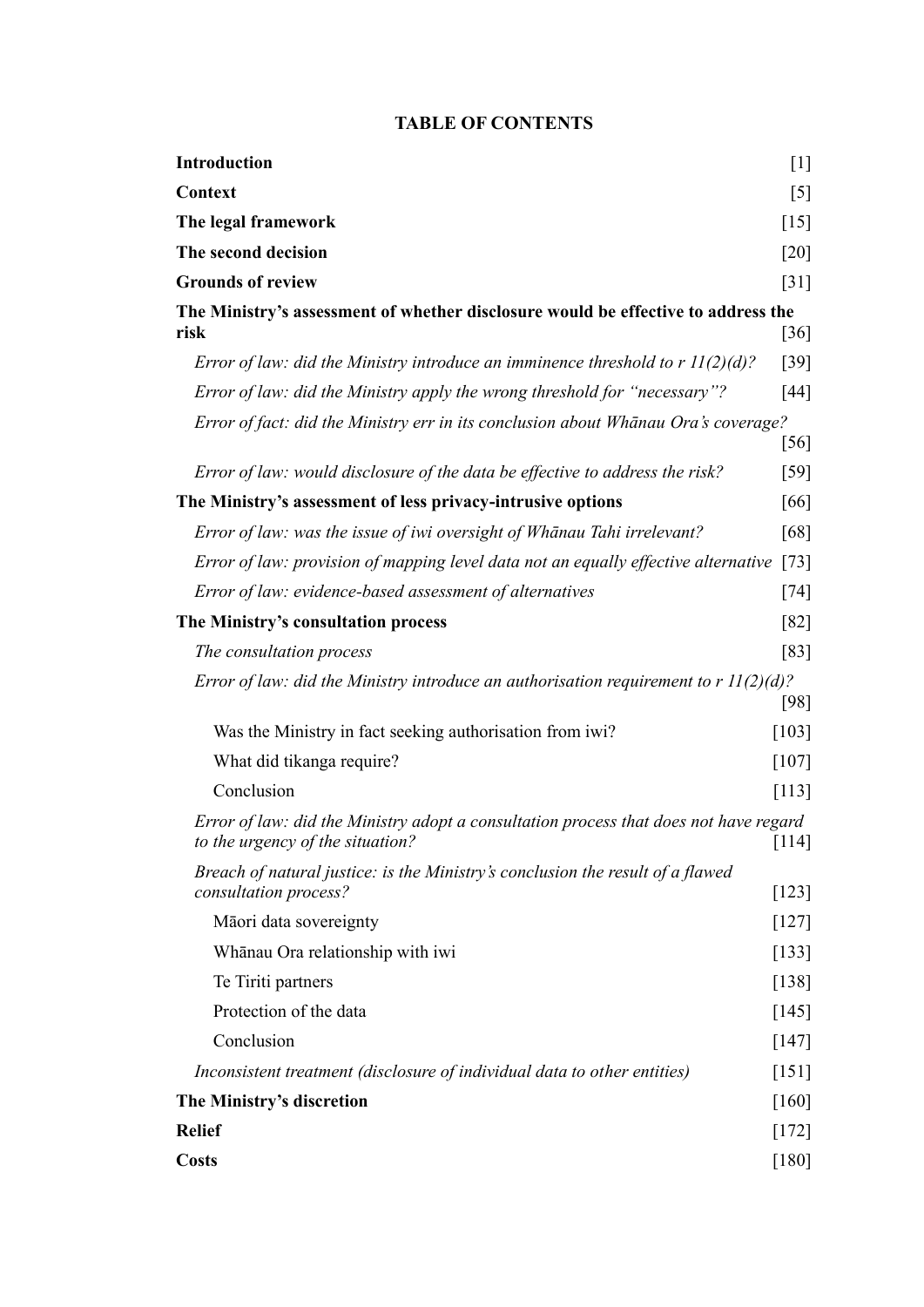# TABLE OF CONTENTS

| | |
|---|---|
| **Introduction** | [1] |
| **Context** | [5] |
| **The legal framework** | [15] |
| **The second decision** | [20] |
| **Grounds of review** | [31] |
| **The Ministry's assessment of whether disclosure would be effective to address the risk** | [36] |
| *Error of law: did the Ministry introduce an imminence threshold to r 11(2)(d)?* | [39] |
| *Error of law: did the Ministry apply the wrong threshold for "necessary"?* | [44] |
| *Error of fact: did the Ministry err in its conclusion about Whānau Ora's coverage?* | [56] |
| *Error of law: would disclosure of the data be effective to address the risk?* | [59] |
| **The Ministry's assessment of less privacy-intrusive options** | [66] |
| *Error of law: was the issue of iwi oversight of Whānau Tahi irrelevant?* | [68] |
| *Error of law: provision of mapping level data not an equally effective alternative* | [73] |
| *Error of law: evidence-based assessment of alternatives* | [74] |
| **The Ministry's consultation process** | [82] |
| *The consultation process* | [83] |
| *Error of law: did the Ministry introduce an authorisation requirement to r 11(2)(d)?* | [98] |
| Was the Ministry in fact seeking authorisation from iwi? | [103] |
| What did tikanga require? | [107] |
| Conclusion | [113] |
| *Error of law: did the Ministry adopt a consultation process that does not have regard to the urgency of the situation?* | [114] |
| *Breach of natural justice: is the Ministry's conclusion the result of a flawed consultation process?* | [123] |
| Māori data sovereignty | [127] |
| Whānau Ora relationship with iwi | [133] |
| Te Tiriti partners | [138] |
| Protection of the data | [145] |
| Conclusion | [147] |
| *Inconsistent treatment (disclosure of individual data to other entities)* | [151] |
| **The Ministry's discretion** | [160] |
| **Relief** | [172] |
| **Costs** | [180] |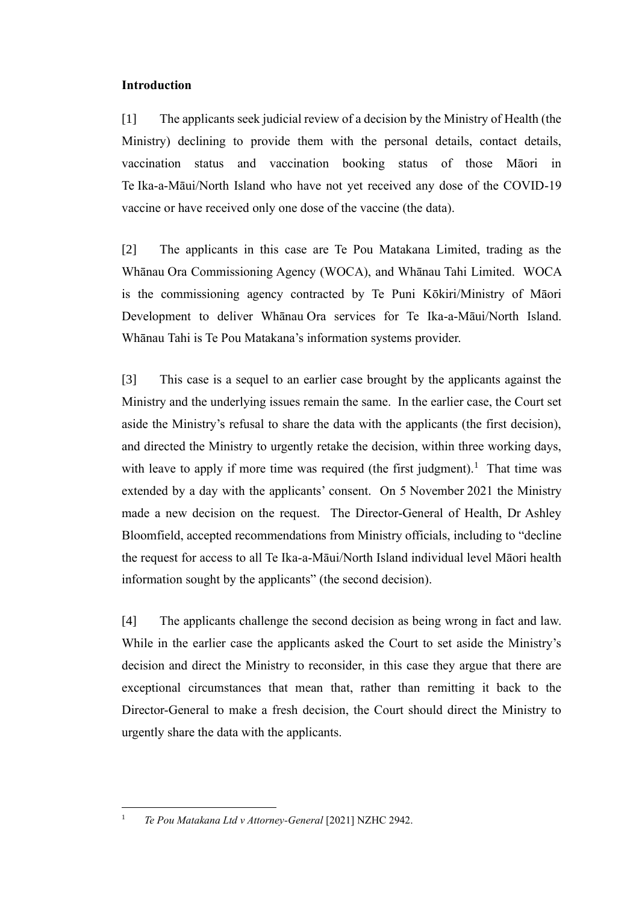**Introduction**

[1] The applicants seek judicial review of a decision by the Ministry of Health (the Ministry) declining to provide them with the personal details, contact details, vaccination status and vaccination booking status of those Māori in Te Ika-a-Māui/North Island who have not yet received any dose of the COVID-19 vaccine or have received only one dose of the vaccine (the data).

[2] The applicants in this case are Te Pou Matakana Limited, trading as the Whānau Ora Commissioning Agency (WOCA), and Whānau Tahi Limited. WOCA is the commissioning agency contracted by Te Puni Kōkiri/Ministry of Māori Development to deliver Whānau Ora services for Te Ika-a-Māui/North Island. Whānau Tahi is Te Pou Matakana's information systems provider.

[3] This case is a sequel to an earlier case brought by the applicants against the Ministry and the underlying issues remain the same. In the earlier case, the Court set aside the Ministry's refusal to share the data with the applicants (the first decision), and directed the Ministry to urgently retake the decision, within three working days, with leave to apply if more time was required (the first judgment).[1] That time was extended by a day with the applicants' consent. On 5 November 2021 the Ministry made a new decision on the request. The Director-General of Health, Dr Ashley Bloomfield, accepted recommendations from Ministry officials, including to "decline the request for access to all Te Ika-a-Māui/North Island individual level Māori health information sought by the applicants" (the second decision).

[4] The applicants challenge the second decision as being wrong in fact and law. While in the earlier case the applicants asked the Court to set aside the Ministry's decision and direct the Ministry to reconsider, in this case they argue that there are exceptional circumstances that mean that, rather than remitting it back to the Director-General to make a fresh decision, the Court should direct the Ministry to urgently share the data with the applicants.

---

[1] *Te Pou Matakana Ltd v Attorney-General* [2021] NZHC 2942.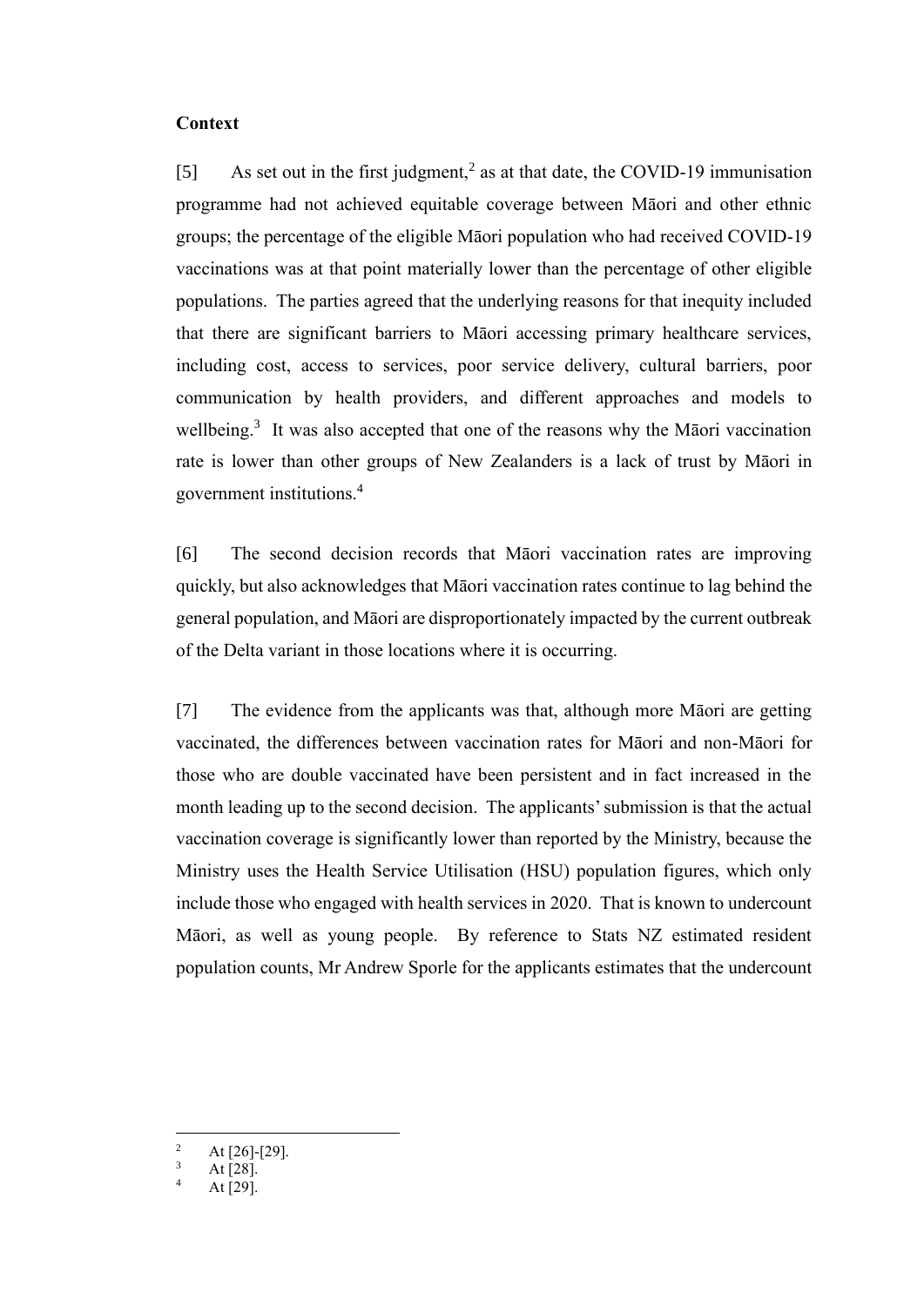**Context**

[5] As set out in the first judgment,[2] as at that date, the COVID-19 immunisation programme had not achieved equitable coverage between Māori and other ethnic groups; the percentage of the eligible Māori population who had received COVID-19 vaccinations was at that point materially lower than the percentage of other eligible populations. The parties agreed that the underlying reasons for that inequity included that there are significant barriers to Māori accessing primary healthcare services, including cost, access to services, poor service delivery, cultural barriers, poor communication by health providers, and different approaches and models to wellbeing.[3] It was also accepted that one of the reasons why the Māori vaccination rate is lower than other groups of New Zealanders is a lack of trust by Māori in government institutions.[4]

[6] The second decision records that Māori vaccination rates are improving quickly, but also acknowledges that Māori vaccination rates continue to lag behind the general population, and Māori are disproportionately impacted by the current outbreak of the Delta variant in those locations where it is occurring.

[7] The evidence from the applicants was that, although more Māori are getting vaccinated, the differences between vaccination rates for Māori and non-Māori for those who are double vaccinated have been persistent and in fact increased in the month leading up to the second decision. The applicants' submission is that the actual vaccination coverage is significantly lower than reported by the Ministry, because the Ministry uses the Health Service Utilisation (HSU) population figures, which only include those who engaged with health services in 2020. That is known to undercount Māori, as well as young people. By reference to Stats NZ estimated resident population counts, Mr Andrew Sporle for the applicants estimates that the undercount

---

[2] At [26]-[29].

[3] At [28].

[4] At [29].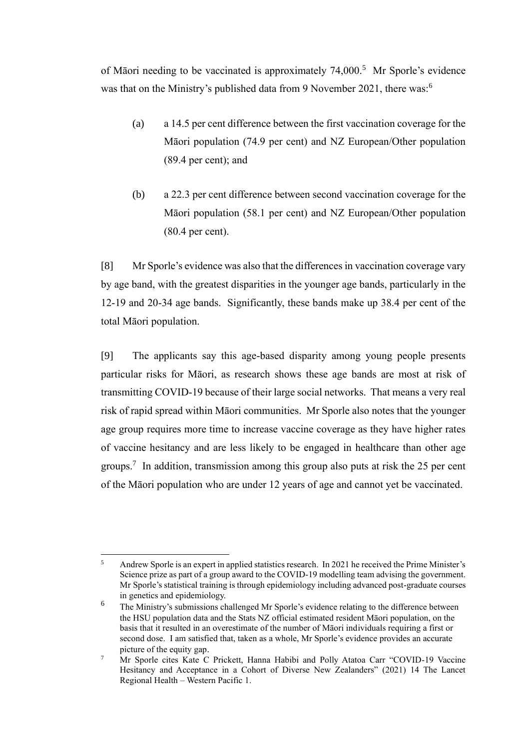of Māori needing to be vaccinated is approximately 74,000.[5] Mr Sporle's evidence was that on the Ministry's published data from 9 November 2021, there was:[6]

(a) a 14.5 per cent difference between the first vaccination coverage for the Māori population (74.9 per cent) and NZ European/Other population (89.4 per cent); and

(b) a 22.3 per cent difference between second vaccination coverage for the Māori population (58.1 per cent) and NZ European/Other population (80.4 per cent).

[8] Mr Sporle's evidence was also that the differences in vaccination coverage vary by age band, with the greatest disparities in the younger age bands, particularly in the 12-19 and 20-34 age bands. Significantly, these bands make up 38.4 per cent of the total Māori population.

[9] The applicants say this age-based disparity among young people presents particular risks for Māori, as research shows these age bands are most at risk of transmitting COVID-19 because of their large social networks. That means a very real risk of rapid spread within Māori communities. Mr Sporle also notes that the younger age group requires more time to increase vaccine coverage as they have higher rates of vaccine hesitancy and are less likely to be engaged in healthcare than other age groups.[7] In addition, transmission among this group also puts at risk the 25 per cent of the Māori population who are under 12 years of age and cannot yet be vaccinated.

---

[5] Andrew Sporle is an expert in applied statistics research. In 2021 he received the Prime Minister's Science prize as part of a group award to the COVID-19 modelling team advising the government. Mr Sporle's statistical training is through epidemiology including advanced post-graduate courses in genetics and epidemiology.

[6] The Ministry's submissions challenged Mr Sporle's evidence relating to the difference between the HSU population data and the Stats NZ official estimated resident Māori population, on the basis that it resulted in an overestimate of the number of Māori individuals requiring a first or second dose. I am satisfied that, taken as a whole, Mr Sporle's evidence provides an accurate picture of the equity gap.

[7] Mr Sporle cites Kate C Prickett, Hanna Habibi and Polly Atatoa Carr "COVID-19 Vaccine Hesitancy and Acceptance in a Cohort of Diverse New Zealanders" (2021) 14 The Lancet Regional Health – Western Pacific 1.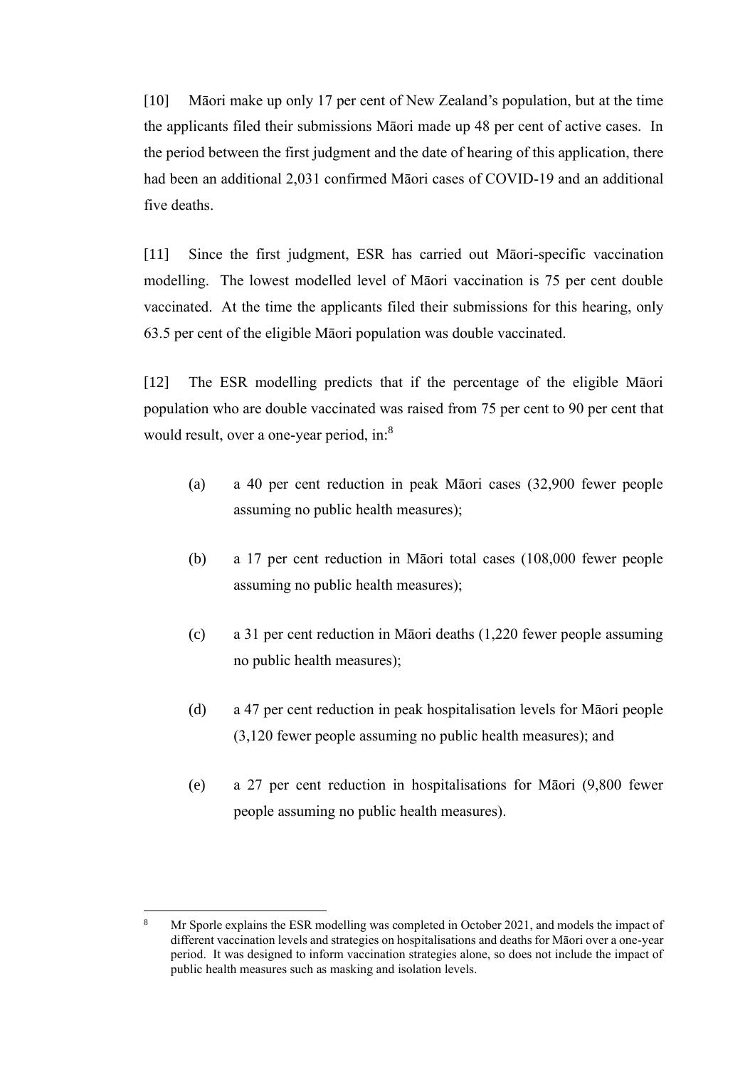[10] Māori make up only 17 per cent of New Zealand's population, but at the time the applicants filed their submissions Māori made up 48 per cent of active cases. In the period between the first judgment and the date of hearing of this application, there had been an additional 2,031 confirmed Māori cases of COVID-19 and an additional five deaths.

[11] Since the first judgment, ESR has carried out Māori-specific vaccination modelling. The lowest modelled level of Māori vaccination is 75 per cent double vaccinated. At the time the applicants filed their submissions for this hearing, only 63.5 per cent of the eligible Māori population was double vaccinated.

[12] The ESR modelling predicts that if the percentage of the eligible Māori population who are double vaccinated was raised from 75 per cent to 90 per cent that would result, over a one-year period, in:[8]

(a) a 40 per cent reduction in peak Māori cases (32,900 fewer people assuming no public health measures);

(b) a 17 per cent reduction in Māori total cases (108,000 fewer people assuming no public health measures);

(c) a 31 per cent reduction in Māori deaths (1,220 fewer people assuming no public health measures);

(d) a 47 per cent reduction in peak hospitalisation levels for Māori people (3,120 fewer people assuming no public health measures); and

(e) a 27 per cent reduction in hospitalisations for Māori (9,800 fewer people assuming no public health measures).

---

[8] Mr Sporle explains the ESR modelling was completed in October 2021, and models the impact of different vaccination levels and strategies on hospitalisations and deaths for Māori over a one-year period. It was designed to inform vaccination strategies alone, so does not include the impact of public health measures such as masking and isolation levels.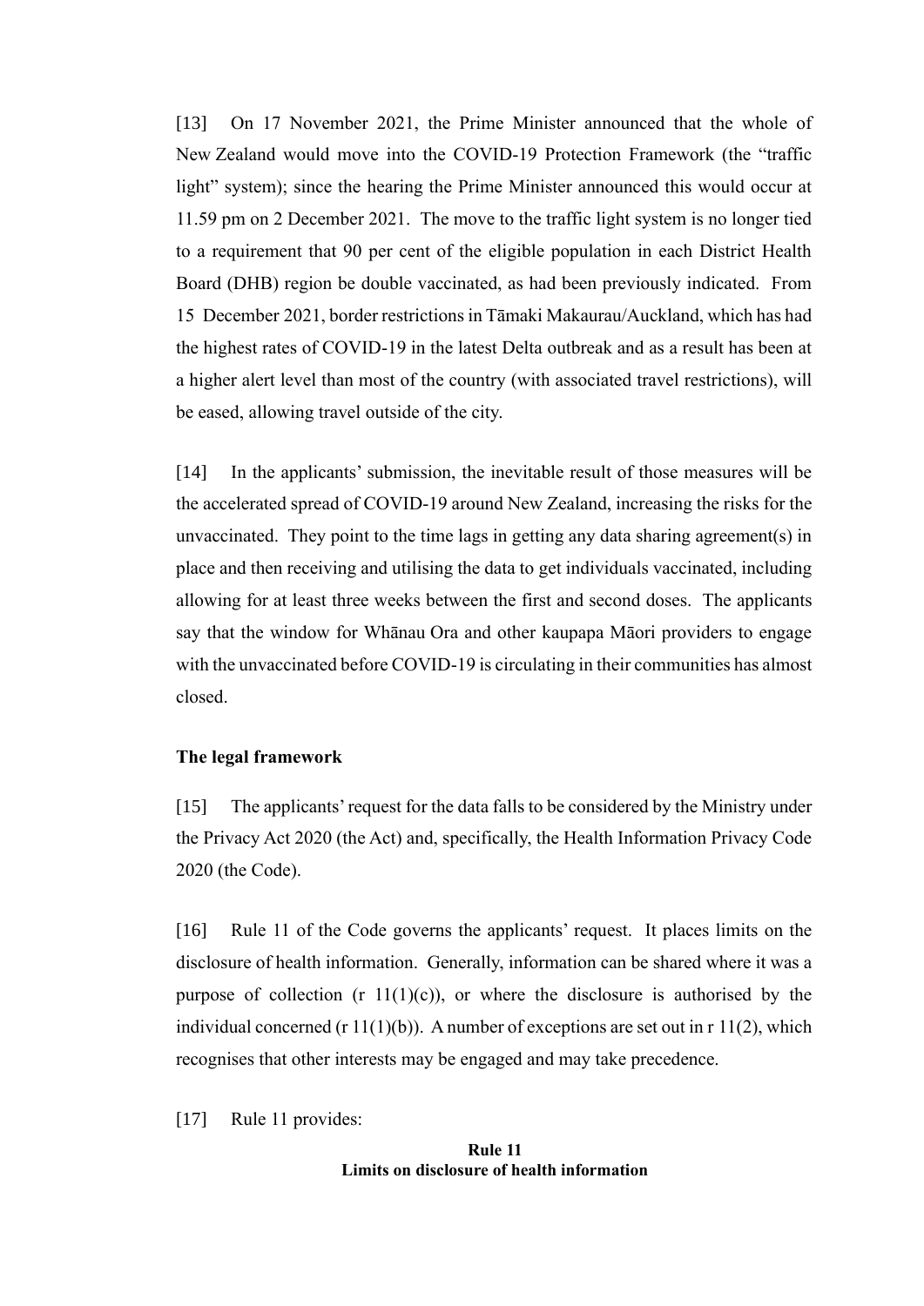[13] On 17 November 2021, the Prime Minister announced that the whole of New Zealand would move into the COVID-19 Protection Framework (the "traffic light" system); since the hearing the Prime Minister announced this would occur at 11.59 pm on 2 December 2021. The move to the traffic light system is no longer tied to a requirement that 90 per cent of the eligible population in each District Health Board (DHB) region be double vaccinated, as had been previously indicated. From 15 December 2021, border restrictions in Tāmaki Makaurau/Auckland, which has had the highest rates of COVID-19 in the latest Delta outbreak and as a result has been at a higher alert level than most of the country (with associated travel restrictions), will be eased, allowing travel outside of the city.

[14] In the applicants' submission, the inevitable result of those measures will be the accelerated spread of COVID-19 around New Zealand, increasing the risks for the unvaccinated. They point to the time lags in getting any data sharing agreement(s) in place and then receiving and utilising the data to get individuals vaccinated, including allowing for at least three weeks between the first and second doses. The applicants say that the window for Whānau Ora and other kaupapa Māori providers to engage with the unvaccinated before COVID-19 is circulating in their communities has almost closed.

**The legal framework**

[15] The applicants' request for the data falls to be considered by the Ministry under the Privacy Act 2020 (the Act) and, specifically, the Health Information Privacy Code 2020 (the Code).

[16] Rule 11 of the Code governs the applicants' request. It places limits on the disclosure of health information. Generally, information can be shared where it was a purpose of collection (r 11(1)(c)), or where the disclosure is authorised by the individual concerned (r 11(1)(b)). A number of exceptions are set out in r 11(2), which recognises that other interests may be engaged and may take precedence.

[17] Rule 11 provides:

**Rule 11**
**Limits on disclosure of health information**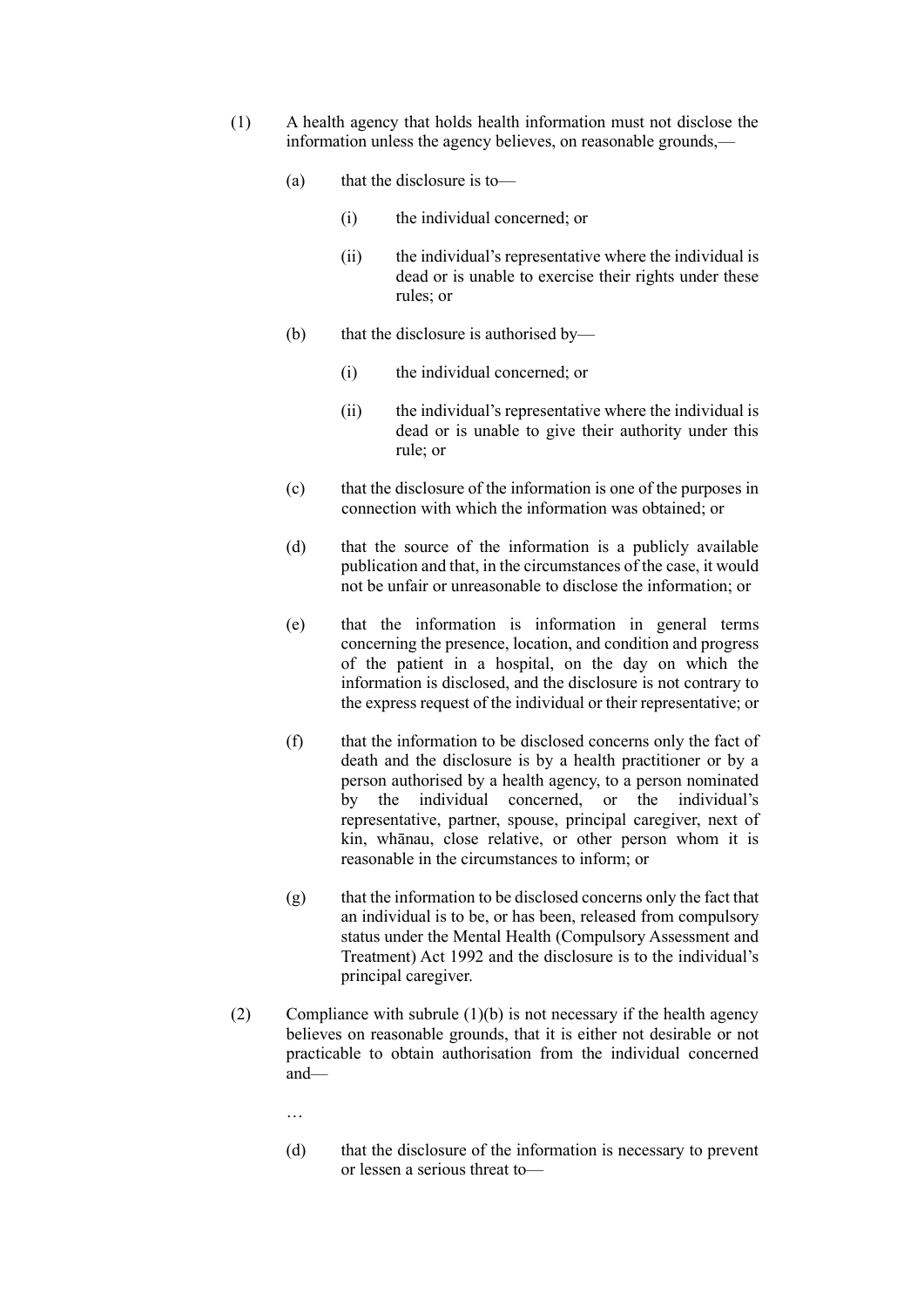(1) A health agency that holds health information must not disclose the information unless the agency believes, on reasonable grounds,—

(a) that the disclosure is to—

(i) the individual concerned; or

(ii) the individual's representative where the individual is dead or is unable to exercise their rights under these rules; or

(b) that the disclosure is authorised by—

(i) the individual concerned; or

(ii) the individual's representative where the individual is dead or is unable to give their authority under this rule; or

(c) that the disclosure of the information is one of the purposes in connection with which the information was obtained; or

(d) that the source of the information is a publicly available publication and that, in the circumstances of the case, it would not be unfair or unreasonable to disclose the information; or

(e) that the information is information in general terms concerning the presence, location, and condition and progress of the patient in a hospital, on the day on which the information is disclosed, and the disclosure is not contrary to the express request of the individual or their representative; or

(f) that the information to be disclosed concerns only the fact of death and the disclosure is by a health practitioner or by a person authorised by a health agency, to a person nominated by the individual concerned, or the individual's representative, partner, spouse, principal caregiver, next of kin, whānau, close relative, or other person whom it is reasonable in the circumstances to inform; or

(g) that the information to be disclosed concerns only the fact that an individual is to be, or has been, released from compulsory status under the Mental Health (Compulsory Assessment and Treatment) Act 1992 and the disclosure is to the individual's principal caregiver.

(2) Compliance with subrule (1)(b) is not necessary if the health agency believes on reasonable grounds, that it is either not desirable or not practicable to obtain authorisation from the individual concerned and—

…

(d) that the disclosure of the information is necessary to prevent or lessen a serious threat to—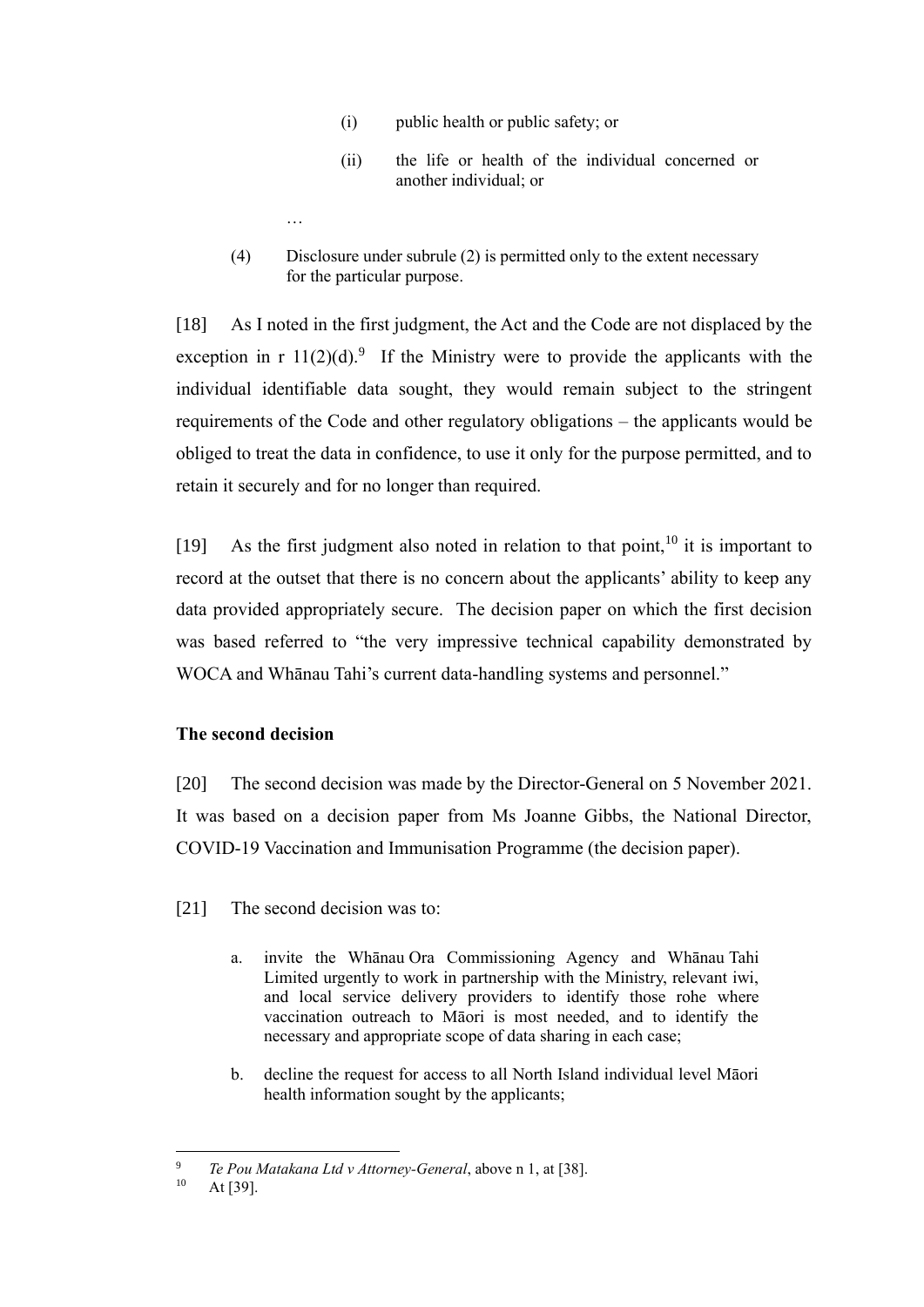(i) public health or public safety; or

(ii) the life or health of the individual concerned or another individual; or

…

(4) Disclosure under subrule (2) is permitted only to the extent necessary for the particular purpose.

[18] As I noted in the first judgment, the Act and the Code are not displaced by the exception in r 11(2)(d).[9] If the Ministry were to provide the applicants with the individual identifiable data sought, they would remain subject to the stringent requirements of the Code and other regulatory obligations – the applicants would be obliged to treat the data in confidence, to use it only for the purpose permitted, and to retain it securely and for no longer than required.

[19] As the first judgment also noted in relation to that point,[10] it is important to record at the outset that there is no concern about the applicants' ability to keep any data provided appropriately secure. The decision paper on which the first decision was based referred to "the very impressive technical capability demonstrated by WOCA and Whānau Tahi's current data-handling systems and personnel."

**The second decision**

[20] The second decision was made by the Director-General on 5 November 2021. It was based on a decision paper from Ms Joanne Gibbs, the National Director, COVID-19 Vaccination and Immunisation Programme (the decision paper).

[21] The second decision was to:

a. invite the Whānau Ora Commissioning Agency and Whānau Tahi Limited urgently to work in partnership with the Ministry, relevant iwi, and local service delivery providers to identify those rohe where vaccination outreach to Māori is most needed, and to identify the necessary and appropriate scope of data sharing in each case;

b. decline the request for access to all North Island individual level Māori health information sought by the applicants;

---

[9] *Te Pou Matakana Ltd v Attorney-General*, above n 1, at [38].

[10] At [39].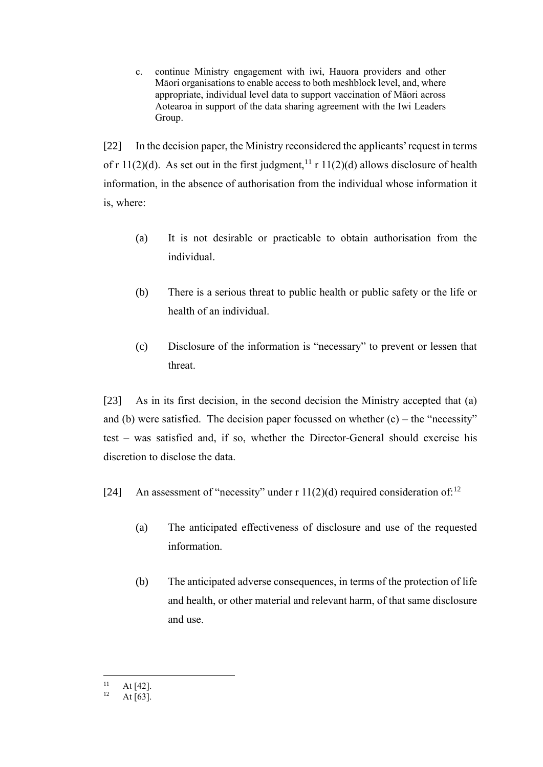c. continue Ministry engagement with iwi, Hauora providers and other Māori organisations to enable access to both meshblock level, and, where appropriate, individual level data to support vaccination of Māori across Aotearoa in support of the data sharing agreement with the Iwi Leaders Group.

[22] In the decision paper, the Ministry reconsidered the applicants' request in terms of r 11(2)(d). As set out in the first judgment,[11] r 11(2)(d) allows disclosure of health information, in the absence of authorisation from the individual whose information it is, where:

(a) It is not desirable or practicable to obtain authorisation from the individual.

(b) There is a serious threat to public health or public safety or the life or health of an individual.

(c) Disclosure of the information is "necessary" to prevent or lessen that threat.

[23] As in its first decision, in the second decision the Ministry accepted that (a) and (b) were satisfied. The decision paper focussed on whether (c) – the "necessity" test – was satisfied and, if so, whether the Director-General should exercise his discretion to disclose the data.

[24] An assessment of "necessity" under r 11(2)(d) required consideration of:[12]

(a) The anticipated effectiveness of disclosure and use of the requested information.

(b) The anticipated adverse consequences, in terms of the protection of life and health, or other material and relevant harm, of that same disclosure and use.

---

[11] At [42].

[12] At [63].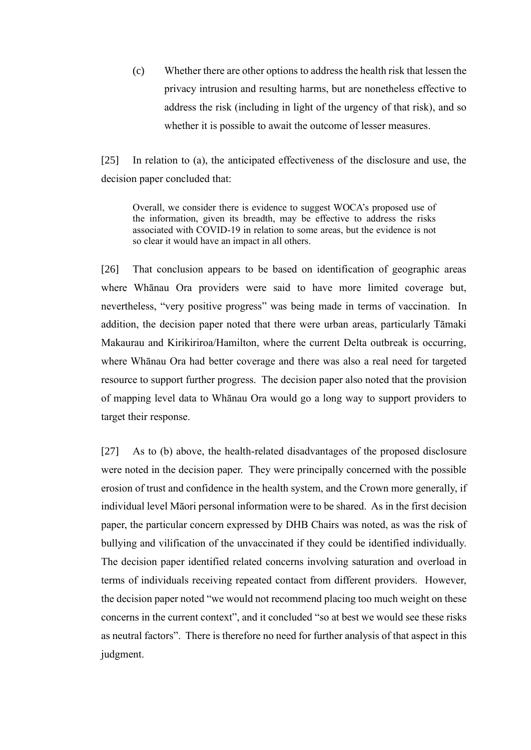(c) Whether there are other options to address the health risk that lessen the privacy intrusion and resulting harms, but are nonetheless effective to address the risk (including in light of the urgency of that risk), and so whether it is possible to await the outcome of lesser measures.

[25] In relation to (a), the anticipated effectiveness of the disclosure and use, the decision paper concluded that:

> Overall, we consider there is evidence to suggest WOCA's proposed use of the information, given its breadth, may be effective to address the risks associated with COVID-19 in relation to some areas, but the evidence is not so clear it would have an impact in all others.

[26] That conclusion appears to be based on identification of geographic areas where Whānau Ora providers were said to have more limited coverage but, nevertheless, "very positive progress" was being made in terms of vaccination. In addition, the decision paper noted that there were urban areas, particularly Tāmaki Makaurau and Kirikiriroa/Hamilton, where the current Delta outbreak is occurring, where Whānau Ora had better coverage and there was also a real need for targeted resource to support further progress. The decision paper also noted that the provision of mapping level data to Whānau Ora would go a long way to support providers to target their response.

[27] As to (b) above, the health-related disadvantages of the proposed disclosure were noted in the decision paper. They were principally concerned with the possible erosion of trust and confidence in the health system, and the Crown more generally, if individual level Māori personal information were to be shared. As in the first decision paper, the particular concern expressed by DHB Chairs was noted, as was the risk of bullying and vilification of the unvaccinated if they could be identified individually. The decision paper identified related concerns involving saturation and overload in terms of individuals receiving repeated contact from different providers. However, the decision paper noted "we would not recommend placing too much weight on these concerns in the current context", and it concluded "so at best we would see these risks as neutral factors". There is therefore no need for further analysis of that aspect in this judgment.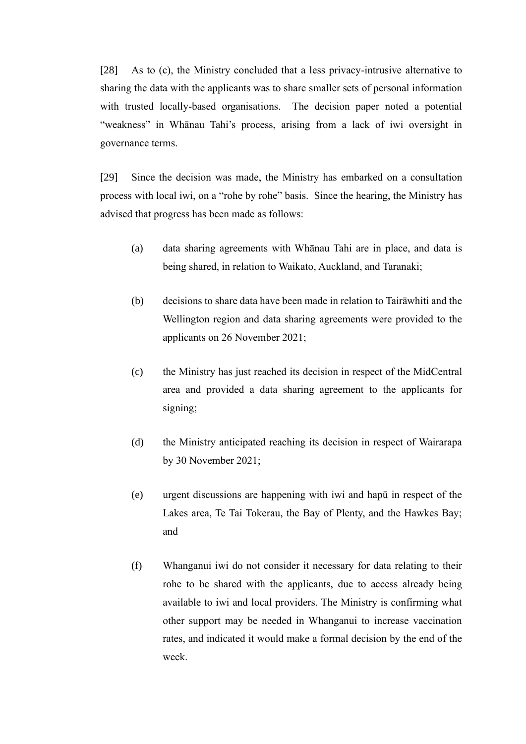[28] As to (c), the Ministry concluded that a less privacy-intrusive alternative to sharing the data with the applicants was to share smaller sets of personal information with trusted locally-based organisations. The decision paper noted a potential "weakness" in Whānau Tahi's process, arising from a lack of iwi oversight in governance terms.

[29] Since the decision was made, the Ministry has embarked on a consultation process with local iwi, on a "rohe by rohe" basis. Since the hearing, the Ministry has advised that progress has been made as follows:

(a) data sharing agreements with Whānau Tahi are in place, and data is being shared, in relation to Waikato, Auckland, and Taranaki;

(b) decisions to share data have been made in relation to Tairāwhiti and the Wellington region and data sharing agreements were provided to the applicants on 26 November 2021;

(c) the Ministry has just reached its decision in respect of the MidCentral area and provided a data sharing agreement to the applicants for signing;

(d) the Ministry anticipated reaching its decision in respect of Wairarapa by 30 November 2021;

(e) urgent discussions are happening with iwi and hapū in respect of the Lakes area, Te Tai Tokerau, the Bay of Plenty, and the Hawkes Bay; and

(f) Whanganui iwi do not consider it necessary for data relating to their rohe to be shared with the applicants, due to access already being available to iwi and local providers. The Ministry is confirming what other support may be needed in Whanganui to increase vaccination rates, and indicated it would make a formal decision by the end of the week.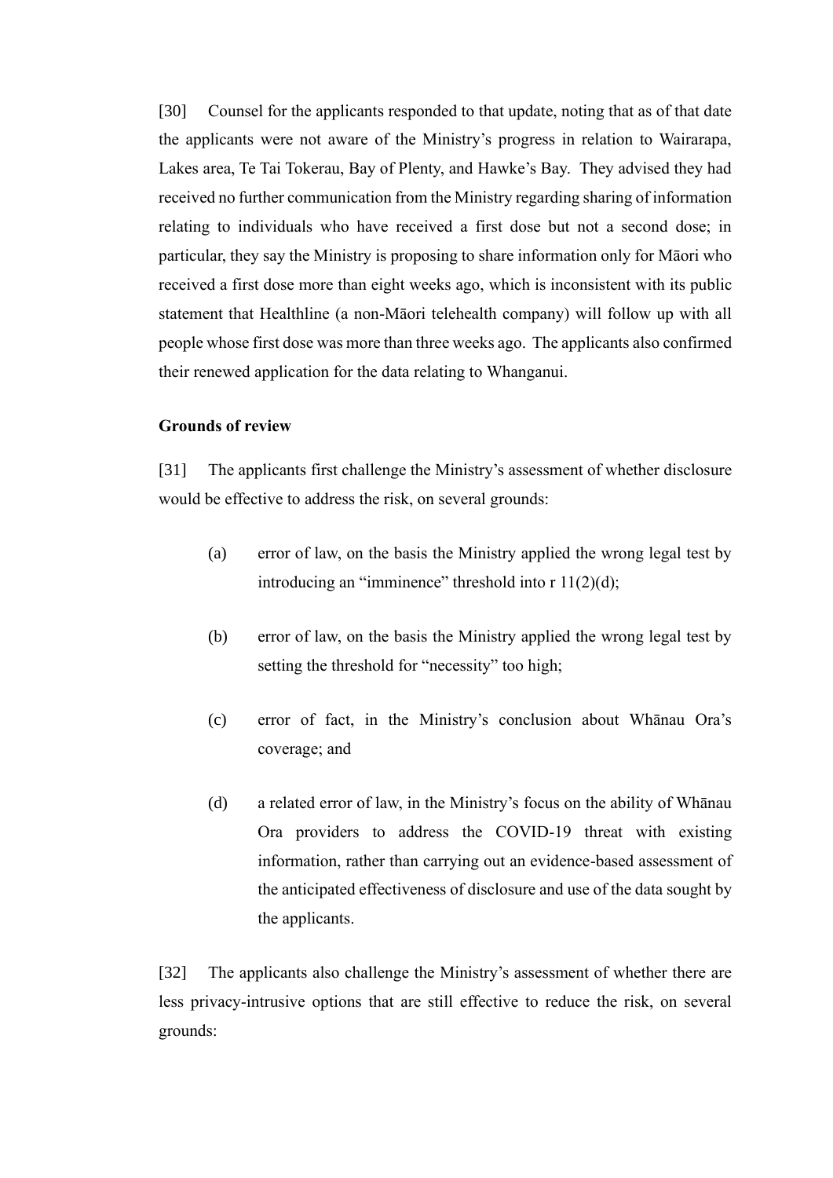[30] Counsel for the applicants responded to that update, noting that as of that date the applicants were not aware of the Ministry's progress in relation to Wairarapa, Lakes area, Te Tai Tokerau, Bay of Plenty, and Hawke's Bay. They advised they had received no further communication from the Ministry regarding sharing of information relating to individuals who have received a first dose but not a second dose; in particular, they say the Ministry is proposing to share information only for Māori who received a first dose more than eight weeks ago, which is inconsistent with its public statement that Healthline (a non-Māori telehealth company) will follow up with all people whose first dose was more than three weeks ago. The applicants also confirmed their renewed application for the data relating to Whanganui.

**Grounds of review**

[31] The applicants first challenge the Ministry's assessment of whether disclosure would be effective to address the risk, on several grounds:

(a) error of law, on the basis the Ministry applied the wrong legal test by introducing an "imminence" threshold into r 11(2)(d);

(b) error of law, on the basis the Ministry applied the wrong legal test by setting the threshold for "necessity" too high;

(c) error of fact, in the Ministry's conclusion about Whānau Ora's coverage; and

(d) a related error of law, in the Ministry's focus on the ability of Whānau Ora providers to address the COVID-19 threat with existing information, rather than carrying out an evidence-based assessment of the anticipated effectiveness of disclosure and use of the data sought by the applicants.

[32] The applicants also challenge the Ministry's assessment of whether there are less privacy-intrusive options that are still effective to reduce the risk, on several grounds: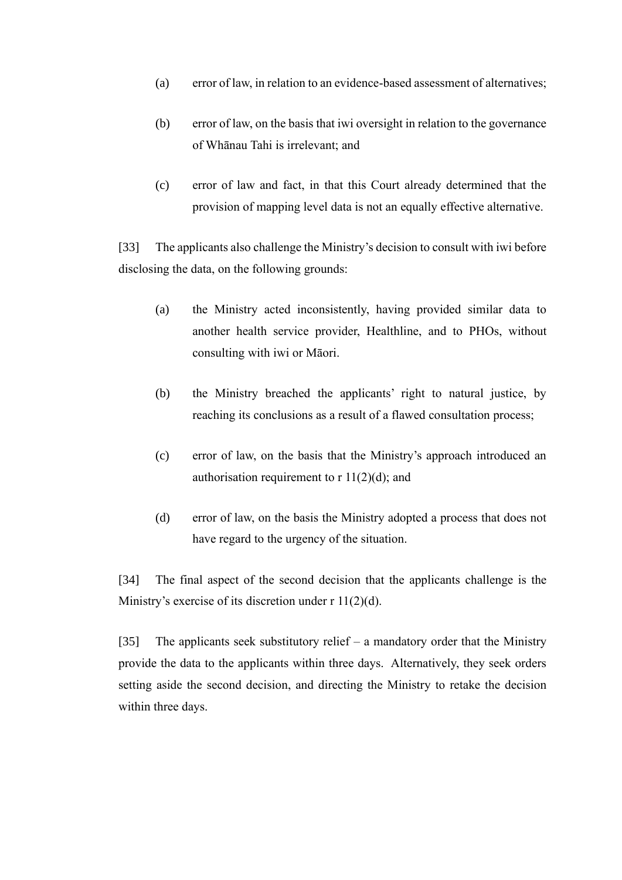(a) error of law, in relation to an evidence-based assessment of alternatives;

(b) error of law, on the basis that iwi oversight in relation to the governance of Whānau Tahi is irrelevant; and

(c) error of law and fact, in that this Court already determined that the provision of mapping level data is not an equally effective alternative.

[33] The applicants also challenge the Ministry's decision to consult with iwi before disclosing the data, on the following grounds:

(a) the Ministry acted inconsistently, having provided similar data to another health service provider, Healthline, and to PHOs, without consulting with iwi or Māori.

(b) the Ministry breached the applicants' right to natural justice, by reaching its conclusions as a result of a flawed consultation process;

(c) error of law, on the basis that the Ministry's approach introduced an authorisation requirement to r 11(2)(d); and

(d) error of law, on the basis the Ministry adopted a process that does not have regard to the urgency of the situation.

[34] The final aspect of the second decision that the applicants challenge is the Ministry's exercise of its discretion under r 11(2)(d).

[35] The applicants seek substitutory relief – a mandatory order that the Ministry provide the data to the applicants within three days. Alternatively, they seek orders setting aside the second decision, and directing the Ministry to retake the decision within three days.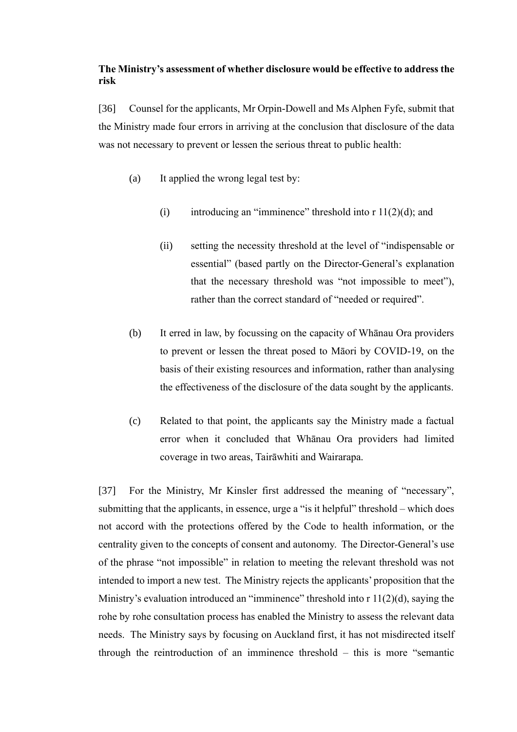**The Ministry's assessment of whether disclosure would be effective to address the risk**

[36] Counsel for the applicants, Mr Orpin-Dowell and Ms Alphen Fyfe, submit that the Ministry made four errors in arriving at the conclusion that disclosure of the data was not necessary to prevent or lessen the serious threat to public health:

(a) It applied the wrong legal test by:

(i) introducing an "imminence" threshold into r 11(2)(d); and

(ii) setting the necessity threshold at the level of "indispensable or essential" (based partly on the Director-General's explanation that the necessary threshold was "not impossible to meet"), rather than the correct standard of "needed or required".

(b) It erred in law, by focussing on the capacity of Whānau Ora providers to prevent or lessen the threat posed to Māori by COVID-19, on the basis of their existing resources and information, rather than analysing the effectiveness of the disclosure of the data sought by the applicants.

(c) Related to that point, the applicants say the Ministry made a factual error when it concluded that Whānau Ora providers had limited coverage in two areas, Tairāwhiti and Wairarapa.

[37] For the Ministry, Mr Kinsler first addressed the meaning of "necessary", submitting that the applicants, in essence, urge a "is it helpful" threshold – which does not accord with the protections offered by the Code to health information, or the centrality given to the concepts of consent and autonomy. The Director-General's use of the phrase "not impossible" in relation to meeting the relevant threshold was not intended to import a new test. The Ministry rejects the applicants' proposition that the Ministry's evaluation introduced an "imminence" threshold into r 11(2)(d), saying the rohe by rohe consultation process has enabled the Ministry to assess the relevant data needs. The Ministry says by focusing on Auckland first, it has not misdirected itself through the reintroduction of an imminence threshold – this is more "semantic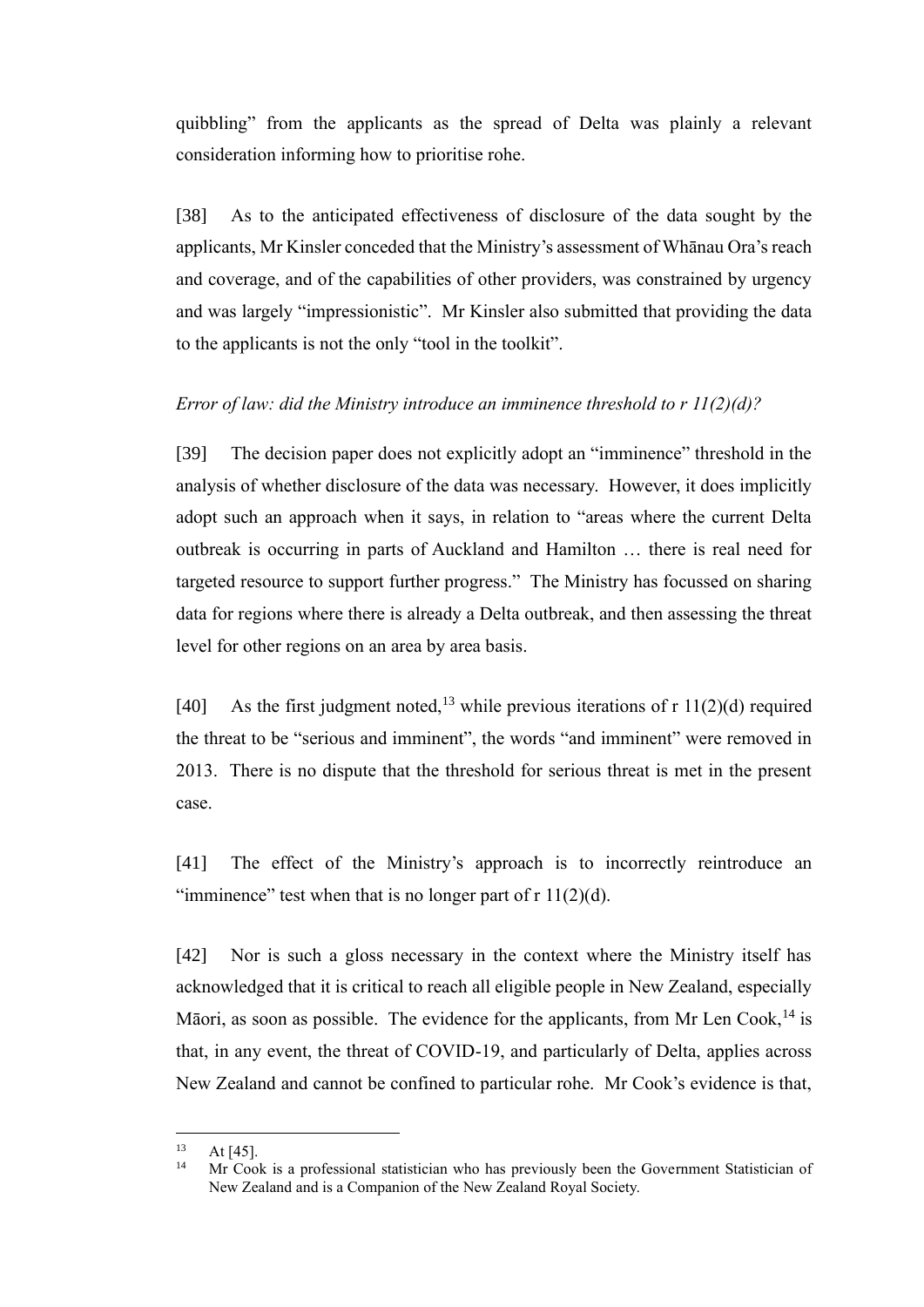quibbling" from the applicants as the spread of Delta was plainly a relevant consideration informing how to prioritise rohe.

[38] As to the anticipated effectiveness of disclosure of the data sought by the applicants, Mr Kinsler conceded that the Ministry's assessment of Whānau Ora's reach and coverage, and of the capabilities of other providers, was constrained by urgency and was largely "impressionistic". Mr Kinsler also submitted that providing the data to the applicants is not the only "tool in the toolkit".

*Error of law: did the Ministry introduce an imminence threshold to r 11(2)(d)?*

[39] The decision paper does not explicitly adopt an "imminence" threshold in the analysis of whether disclosure of the data was necessary. However, it does implicitly adopt such an approach when it says, in relation to "areas where the current Delta outbreak is occurring in parts of Auckland and Hamilton … there is real need for targeted resource to support further progress." The Ministry has focussed on sharing data for regions where there is already a Delta outbreak, and then assessing the threat level for other regions on an area by area basis.

[40] As the first judgment noted,[13] while previous iterations of r 11(2)(d) required the threat to be "serious and imminent", the words "and imminent" were removed in 2013. There is no dispute that the threshold for serious threat is met in the present case.

[41] The effect of the Ministry's approach is to incorrectly reintroduce an "imminence" test when that is no longer part of r 11(2)(d).

[42] Nor is such a gloss necessary in the context where the Ministry itself has acknowledged that it is critical to reach all eligible people in New Zealand, especially Māori, as soon as possible. The evidence for the applicants, from Mr Len Cook,[14] is that, in any event, the threat of COVID-19, and particularly of Delta, applies across New Zealand and cannot be confined to particular rohe. Mr Cook's evidence is that,

---

[13] At [45].

[14] Mr Cook is a professional statistician who has previously been the Government Statistician of New Zealand and is a Companion of the New Zealand Royal Society.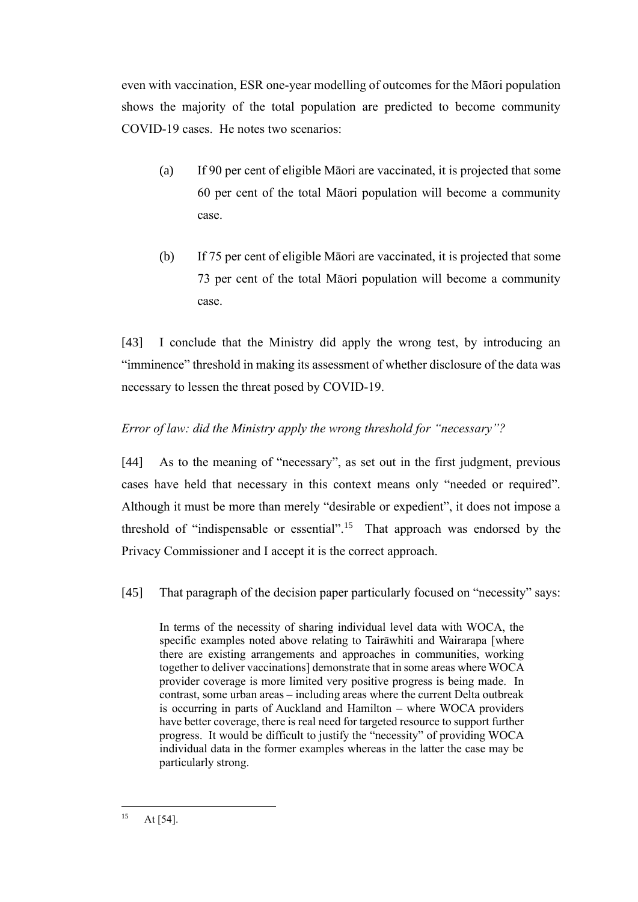even with vaccination, ESR one-year modelling of outcomes for the Māori population shows the majority of the total population are predicted to become community COVID-19 cases. He notes two scenarios:

(a) If 90 per cent of eligible Māori are vaccinated, it is projected that some 60 per cent of the total Māori population will become a community case.

(b) If 75 per cent of eligible Māori are vaccinated, it is projected that some 73 per cent of the total Māori population will become a community case.

[43] I conclude that the Ministry did apply the wrong test, by introducing an "imminence" threshold in making its assessment of whether disclosure of the data was necessary to lessen the threat posed by COVID-19.

*Error of law: did the Ministry apply the wrong threshold for "necessary"?*

[44] As to the meaning of "necessary", as set out in the first judgment, previous cases have held that necessary in this context means only "needed or required". Although it must be more than merely "desirable or expedient", it does not impose a threshold of "indispensable or essential".[15] That approach was endorsed by the Privacy Commissioner and I accept it is the correct approach.

[45] That paragraph of the decision paper particularly focused on "necessity" says:

> In terms of the necessity of sharing individual level data with WOCA, the specific examples noted above relating to Tairāwhiti and Wairarapa [where there are existing arrangements and approaches in communities, working together to deliver vaccinations] demonstrate that in some areas where WOCA provider coverage is more limited very positive progress is being made. In contrast, some urban areas – including areas where the current Delta outbreak is occurring in parts of Auckland and Hamilton – where WOCA providers have better coverage, there is real need for targeted resource to support further progress. It would be difficult to justify the "necessity" of providing WOCA individual data in the former examples whereas in the latter the case may be particularly strong.

---

[15] At [54].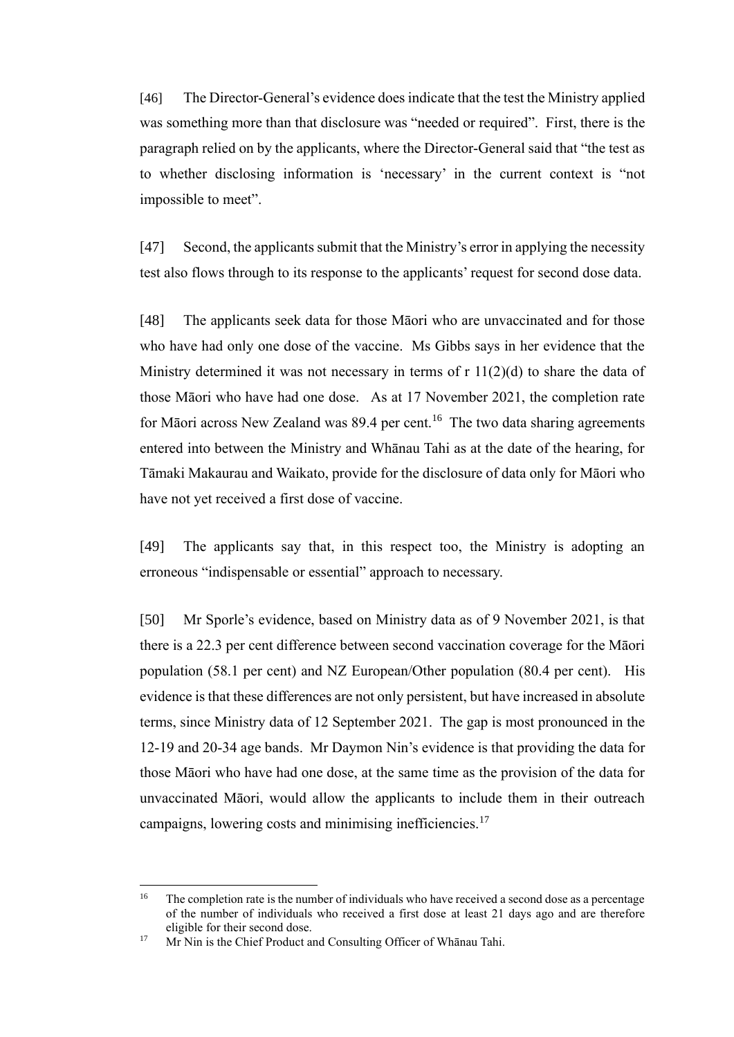[46] The Director-General's evidence does indicate that the test the Ministry applied was something more than that disclosure was "needed or required". First, there is the paragraph relied on by the applicants, where the Director-General said that "the test as to whether disclosing information is 'necessary' in the current context is "not impossible to meet".

[47] Second, the applicants submit that the Ministry's error in applying the necessity test also flows through to its response to the applicants' request for second dose data.

[48] The applicants seek data for those Māori who are unvaccinated and for those who have had only one dose of the vaccine. Ms Gibbs says in her evidence that the Ministry determined it was not necessary in terms of r 11(2)(d) to share the data of those Māori who have had one dose. As at 17 November 2021, the completion rate for Māori across New Zealand was 89.4 per cent.[16] The two data sharing agreements entered into between the Ministry and Whānau Tahi as at the date of the hearing, for Tāmaki Makaurau and Waikato, provide for the disclosure of data only for Māori who have not yet received a first dose of vaccine.

[49] The applicants say that, in this respect too, the Ministry is adopting an erroneous "indispensable or essential" approach to necessary.

[50] Mr Sporle's evidence, based on Ministry data as of 9 November 2021, is that there is a 22.3 per cent difference between second vaccination coverage for the Māori population (58.1 per cent) and NZ European/Other population (80.4 per cent). His evidence is that these differences are not only persistent, but have increased in absolute terms, since Ministry data of 12 September 2021. The gap is most pronounced in the 12-19 and 20-34 age bands. Mr Daymon Nin's evidence is that providing the data for those Māori who have had one dose, at the same time as the provision of the data for unvaccinated Māori, would allow the applicants to include them in their outreach campaigns, lowering costs and minimising inefficiencies.[17]

---

[16] The completion rate is the number of individuals who have received a second dose as a percentage of the number of individuals who received a first dose at least 21 days ago and are therefore eligible for their second dose.

[17] Mr Nin is the Chief Product and Consulting Officer of Whānau Tahi.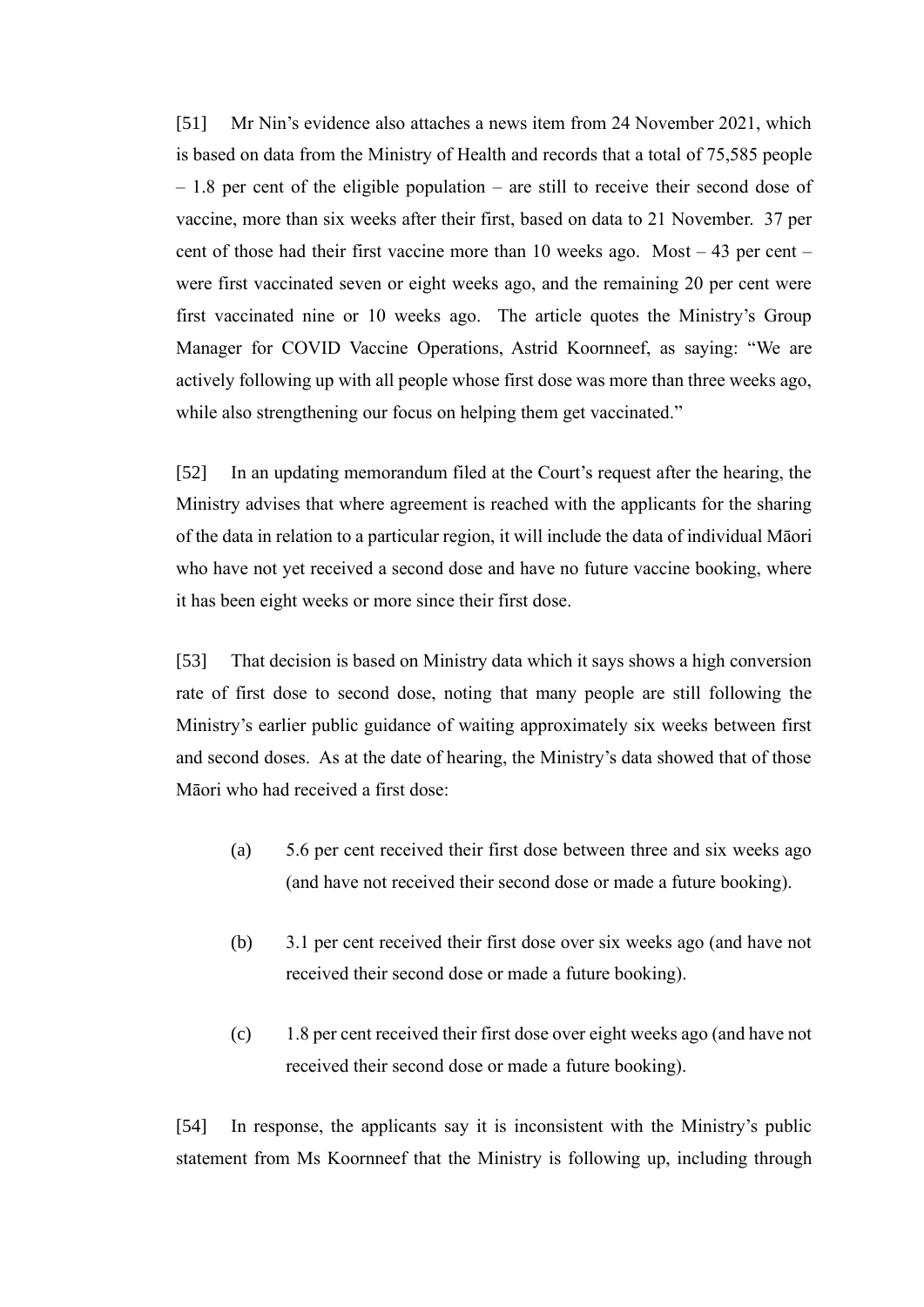[51] Mr Nin's evidence also attaches a news item from 24 November 2021, which is based on data from the Ministry of Health and records that a total of 75,585 people – 1.8 per cent of the eligible population – are still to receive their second dose of vaccine, more than six weeks after their first, based on data to 21 November. 37 per cent of those had their first vaccine more than 10 weeks ago. Most – 43 per cent – were first vaccinated seven or eight weeks ago, and the remaining 20 per cent were first vaccinated nine or 10 weeks ago. The article quotes the Ministry's Group Manager for COVID Vaccine Operations, Astrid Koornneef, as saying: "We are actively following up with all people whose first dose was more than three weeks ago, while also strengthening our focus on helping them get vaccinated."

[52] In an updating memorandum filed at the Court's request after the hearing, the Ministry advises that where agreement is reached with the applicants for the sharing of the data in relation to a particular region, it will include the data of individual Māori who have not yet received a second dose and have no future vaccine booking, where it has been eight weeks or more since their first dose.

[53] That decision is based on Ministry data which it says shows a high conversion rate of first dose to second dose, noting that many people are still following the Ministry's earlier public guidance of waiting approximately six weeks between first and second doses. As at the date of hearing, the Ministry's data showed that of those Māori who had received a first dose:

(a) 5.6 per cent received their first dose between three and six weeks ago (and have not received their second dose or made a future booking).

(b) 3.1 per cent received their first dose over six weeks ago (and have not received their second dose or made a future booking).

(c) 1.8 per cent received their first dose over eight weeks ago (and have not received their second dose or made a future booking).

[54] In response, the applicants say it is inconsistent with the Ministry's public statement from Ms Koornneef that the Ministry is following up, including through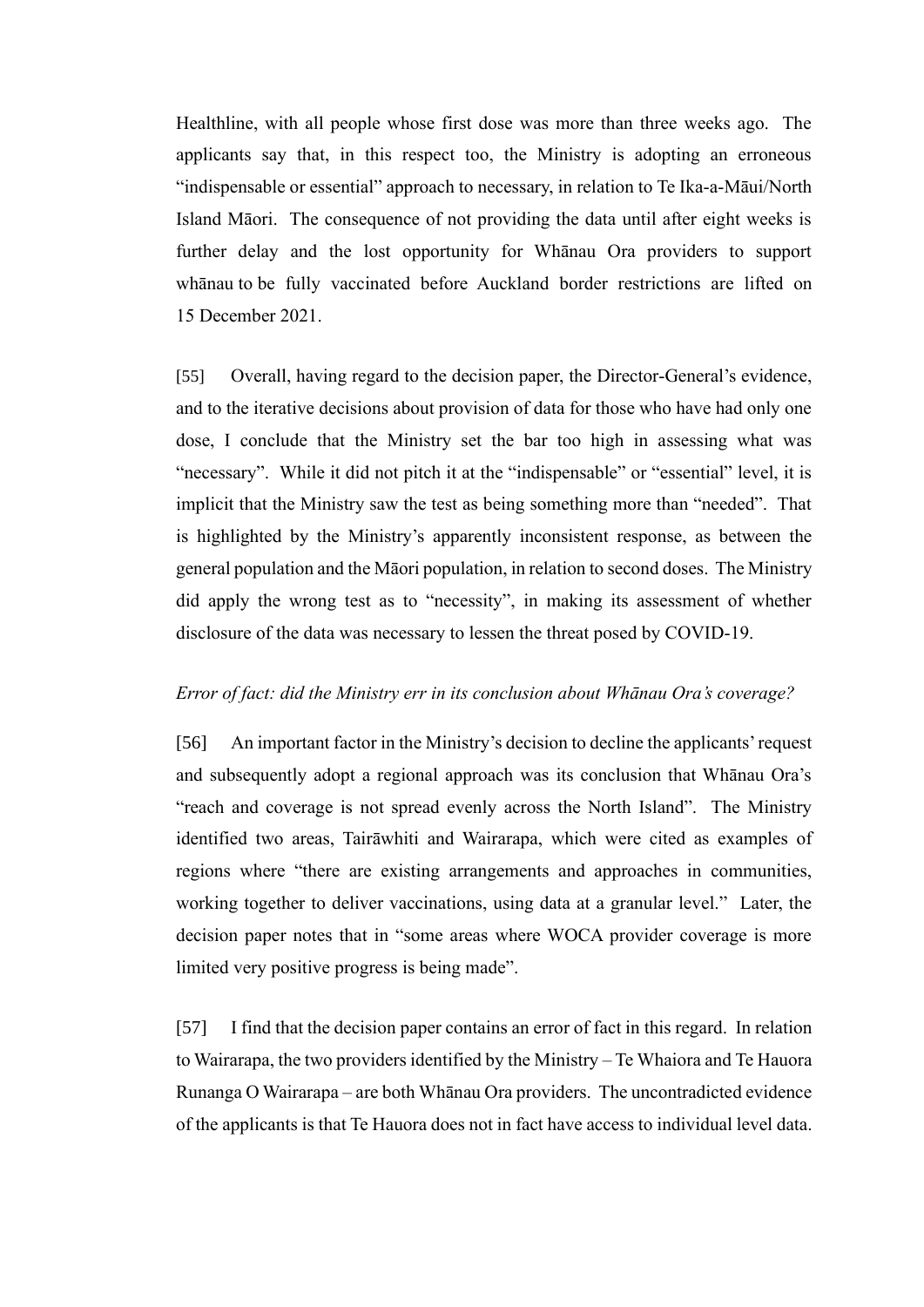Healthline, with all people whose first dose was more than three weeks ago. The applicants say that, in this respect too, the Ministry is adopting an erroneous "indispensable or essential" approach to necessary, in relation to Te Ika-a-Māui/North Island Māori. The consequence of not providing the data until after eight weeks is further delay and the lost opportunity for Whānau Ora providers to support whānau to be fully vaccinated before Auckland border restrictions are lifted on 15 December 2021.

[55] Overall, having regard to the decision paper, the Director-General's evidence, and to the iterative decisions about provision of data for those who have had only one dose, I conclude that the Ministry set the bar too high in assessing what was "necessary". While it did not pitch it at the "indispensable" or "essential" level, it is implicit that the Ministry saw the test as being something more than "needed". That is highlighted by the Ministry's apparently inconsistent response, as between the general population and the Māori population, in relation to second doses. The Ministry did apply the wrong test as to "necessity", in making its assessment of whether disclosure of the data was necessary to lessen the threat posed by COVID-19.

*Error of fact: did the Ministry err in its conclusion about Whānau Ora's coverage?*

[56] An important factor in the Ministry's decision to decline the applicants' request and subsequently adopt a regional approach was its conclusion that Whānau Ora's "reach and coverage is not spread evenly across the North Island". The Ministry identified two areas, Tairāwhiti and Wairarapa, which were cited as examples of regions where "there are existing arrangements and approaches in communities, working together to deliver vaccinations, using data at a granular level." Later, the decision paper notes that in "some areas where WOCA provider coverage is more limited very positive progress is being made".

[57] I find that the decision paper contains an error of fact in this regard. In relation to Wairarapa, the two providers identified by the Ministry – Te Whaiora and Te Hauora Runanga O Wairarapa – are both Whānau Ora providers. The uncontradicted evidence of the applicants is that Te Hauora does not in fact have access to individual level data.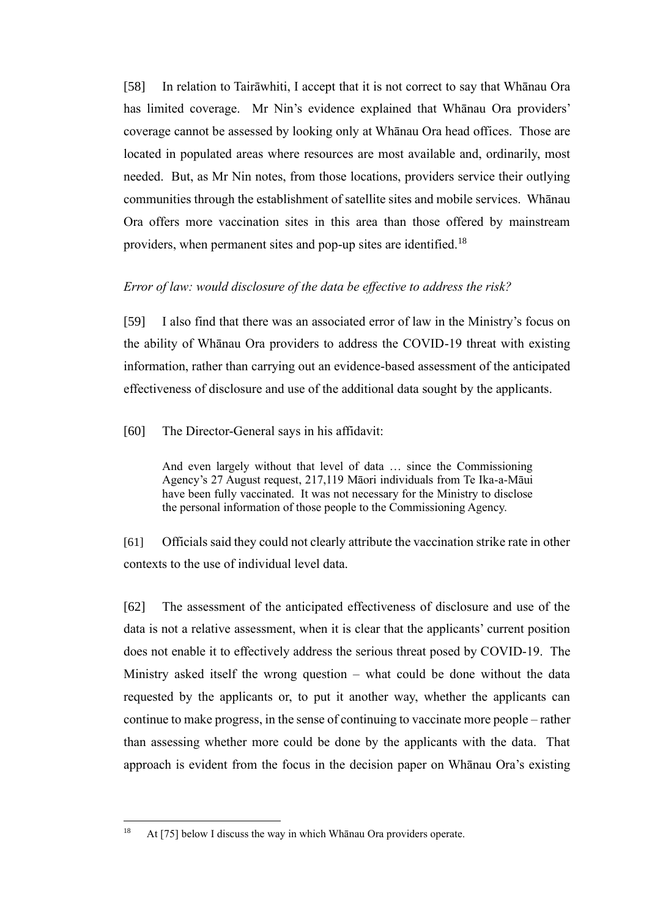[58] In relation to Tairāwhiti, I accept that it is not correct to say that Whānau Ora has limited coverage. Mr Nin's evidence explained that Whānau Ora providers' coverage cannot be assessed by looking only at Whānau Ora head offices. Those are located in populated areas where resources are most available and, ordinarily, most needed. But, as Mr Nin notes, from those locations, providers service their outlying communities through the establishment of satellite sites and mobile services. Whānau Ora offers more vaccination sites in this area than those offered by mainstream providers, when permanent sites and pop-up sites are identified.[18]

*Error of law: would disclosure of the data be effective to address the risk?*

[59] I also find that there was an associated error of law in the Ministry's focus on the ability of Whānau Ora providers to address the COVID-19 threat with existing information, rather than carrying out an evidence-based assessment of the anticipated effectiveness of disclosure and use of the additional data sought by the applicants.

[60] The Director-General says in his affidavit:

> And even largely without that level of data … since the Commissioning Agency's 27 August request, 217,119 Māori individuals from Te Ika-a-Māui have been fully vaccinated. It was not necessary for the Ministry to disclose the personal information of those people to the Commissioning Agency.

[61] Officials said they could not clearly attribute the vaccination strike rate in other contexts to the use of individual level data.

[62] The assessment of the anticipated effectiveness of disclosure and use of the data is not a relative assessment, when it is clear that the applicants' current position does not enable it to effectively address the serious threat posed by COVID-19. The Ministry asked itself the wrong question – what could be done without the data requested by the applicants or, to put it another way, whether the applicants can continue to make progress, in the sense of continuing to vaccinate more people – rather than assessing whether more could be done by the applicants with the data. That approach is evident from the focus in the decision paper on Whānau Ora's existing

[18] At [75] below I discuss the way in which Whānau Ora providers operate.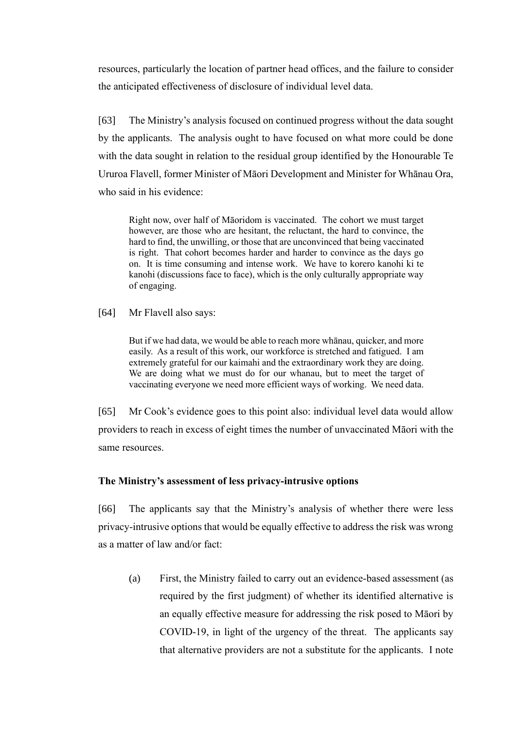resources, particularly the location of partner head offices, and the failure to consider the anticipated effectiveness of disclosure of individual level data.

[63] The Ministry's analysis focused on continued progress without the data sought by the applicants. The analysis ought to have focused on what more could be done with the data sought in relation to the residual group identified by the Honourable Te Ururoa Flavell, former Minister of Māori Development and Minister for Whānau Ora, who said in his evidence:

> Right now, over half of Māoridom is vaccinated. The cohort we must target however, are those who are hesitant, the reluctant, the hard to convince, the hard to find, the unwilling, or those that are unconvinced that being vaccinated is right. That cohort becomes harder and harder to convince as the days go on. It is time consuming and intense work. We have to korero kanohi ki te kanohi (discussions face to face), which is the only culturally appropriate way of engaging.

[64] Mr Flavell also says:

> But if we had data, we would be able to reach more whānau, quicker, and more easily. As a result of this work, our workforce is stretched and fatigued. I am extremely grateful for our kaimahi and the extraordinary work they are doing. We are doing what we must do for our whanau, but to meet the target of vaccinating everyone we need more efficient ways of working. We need data.

[65] Mr Cook's evidence goes to this point also: individual level data would allow providers to reach in excess of eight times the number of unvaccinated Māori with the same resources.

**The Ministry's assessment of less privacy-intrusive options**

[66] The applicants say that the Ministry's analysis of whether there were less privacy-intrusive options that would be equally effective to address the risk was wrong as a matter of law and/or fact:

(a) First, the Ministry failed to carry out an evidence-based assessment (as required by the first judgment) of whether its identified alternative is an equally effective measure for addressing the risk posed to Māori by COVID-19, in light of the urgency of the threat. The applicants say that alternative providers are not a substitute for the applicants. I note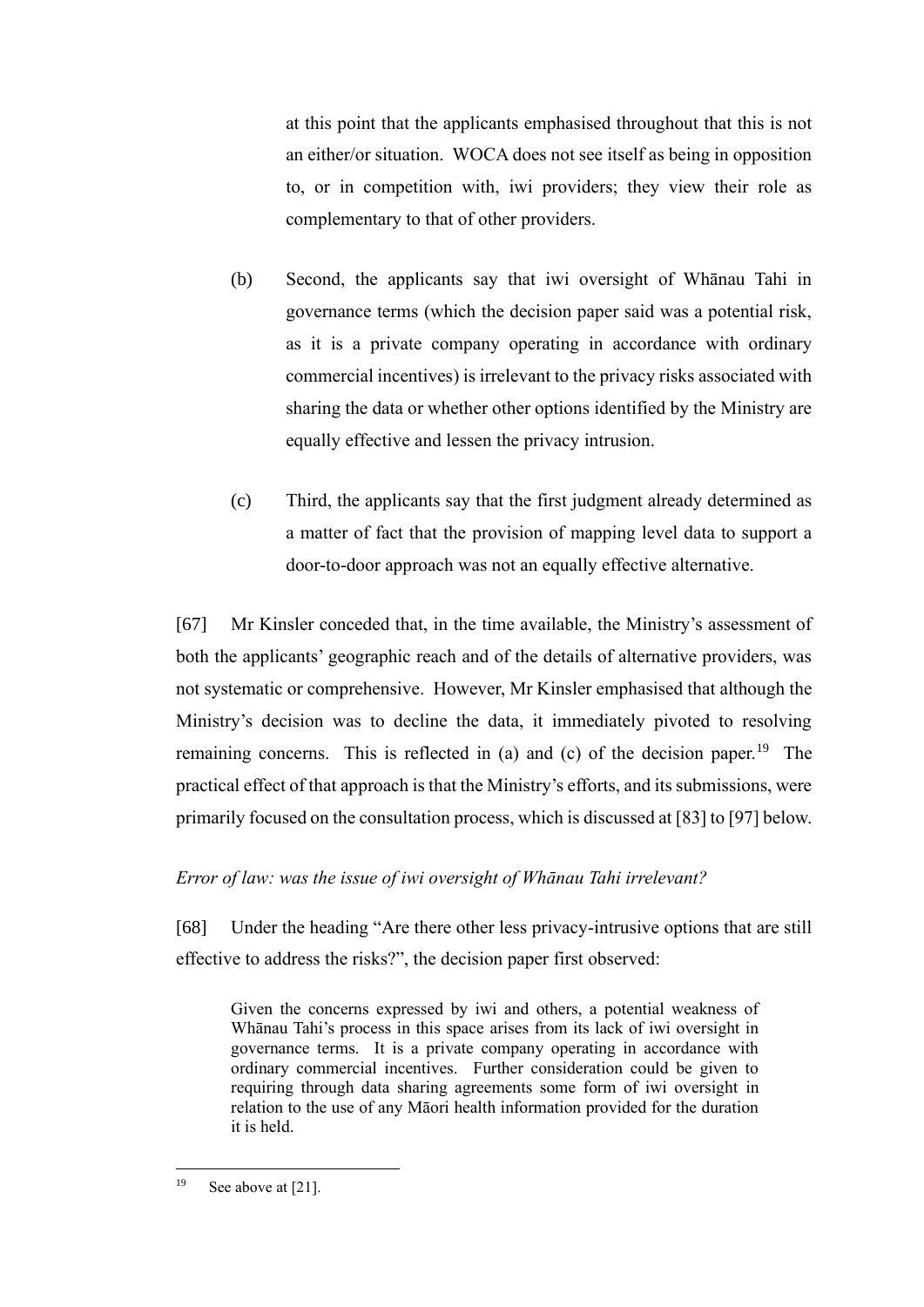at this point that the applicants emphasised throughout that this is not an either/or situation. WOCA does not see itself as being in opposition to, or in competition with, iwi providers; they view their role as complementary to that of other providers.

(b) Second, the applicants say that iwi oversight of Whānau Tahi in governance terms (which the decision paper said was a potential risk, as it is a private company operating in accordance with ordinary commercial incentives) is irrelevant to the privacy risks associated with sharing the data or whether other options identified by the Ministry are equally effective and lessen the privacy intrusion.

(c) Third, the applicants say that the first judgment already determined as a matter of fact that the provision of mapping level data to support a door-to-door approach was not an equally effective alternative.

[67] Mr Kinsler conceded that, in the time available, the Ministry's assessment of both the applicants' geographic reach and of the details of alternative providers, was not systematic or comprehensive. However, Mr Kinsler emphasised that although the Ministry's decision was to decline the data, it immediately pivoted to resolving remaining concerns. This is reflected in (a) and (c) of the decision paper.[19] The practical effect of that approach is that the Ministry's efforts, and its submissions, were primarily focused on the consultation process, which is discussed at [83] to [97] below.

*Error of law: was the issue of iwi oversight of Whānau Tahi irrelevant?*

[68] Under the heading "Are there other less privacy-intrusive options that are still effective to address the risks?", the decision paper first observed:

> Given the concerns expressed by iwi and others, a potential weakness of Whānau Tahi's process in this space arises from its lack of iwi oversight in governance terms. It is a private company operating in accordance with ordinary commercial incentives. Further consideration could be given to requiring through data sharing agreements some form of iwi oversight in relation to the use of any Māori health information provided for the duration it is held.

---

[19] See above at [21].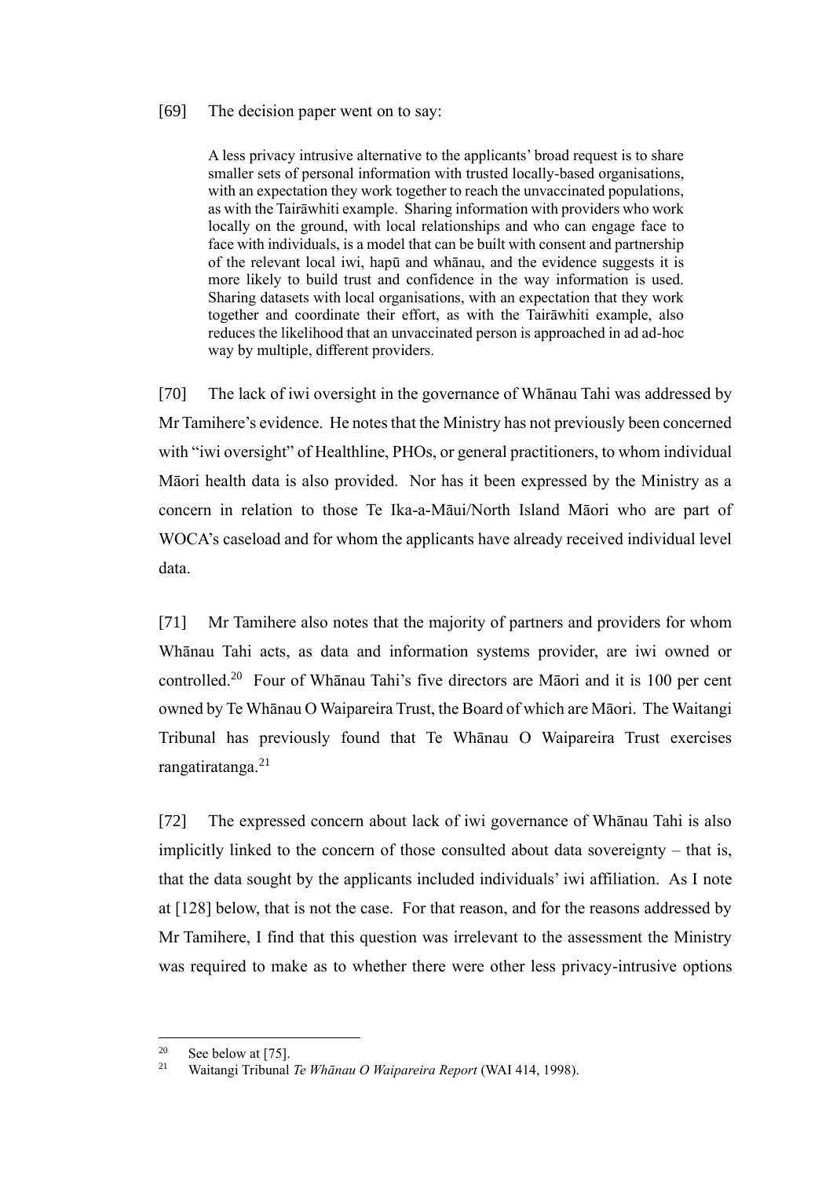[69] The decision paper went on to say:

> A less privacy intrusive alternative to the applicants' broad request is to share smaller sets of personal information with trusted locally-based organisations, with an expectation they work together to reach the unvaccinated populations, as with the Tairāwhiti example. Sharing information with providers who work locally on the ground, with local relationships and who can engage face to face with individuals, is a model that can be built with consent and partnership of the relevant local iwi, hapū and whānau, and the evidence suggests it is more likely to build trust and confidence in the way information is used. Sharing datasets with local organisations, with an expectation that they work together and coordinate their effort, as with the Tairāwhiti example, also reduces the likelihood that an unvaccinated person is approached in ad ad-hoc way by multiple, different providers.

[70] The lack of iwi oversight in the governance of Whānau Tahi was addressed by Mr Tamihere's evidence. He notes that the Ministry has not previously been concerned with "iwi oversight" of Healthline, PHOs, or general practitioners, to whom individual Māori health data is also provided. Nor has it been expressed by the Ministry as a concern in relation to those Te Ika-a-Māui/North Island Māori who are part of WOCA's caseload and for whom the applicants have already received individual level data.

[71] Mr Tamihere also notes that the majority of partners and providers for whom Whānau Tahi acts, as data and information systems provider, are iwi owned or controlled.[20] Four of Whānau Tahi's five directors are Māori and it is 100 per cent owned by Te Whānau O Waipareira Trust, the Board of which are Māori. The Waitangi Tribunal has previously found that Te Whānau O Waipareira Trust exercises rangatiratanga.[21]

[72] The expressed concern about lack of iwi governance of Whānau Tahi is also implicitly linked to the concern of those consulted about data sovereignty – that is, that the data sought by the applicants included individuals' iwi affiliation. As I note at [128] below, that is not the case. For that reason, and for the reasons addressed by Mr Tamihere, I find that this question was irrelevant to the assessment the Ministry was required to make as to whether there were other less privacy-intrusive options

---

[20] See below at [75].

[21] Waitangi Tribunal *Te Whānau O Waipareira Report* (WAI 414, 1998).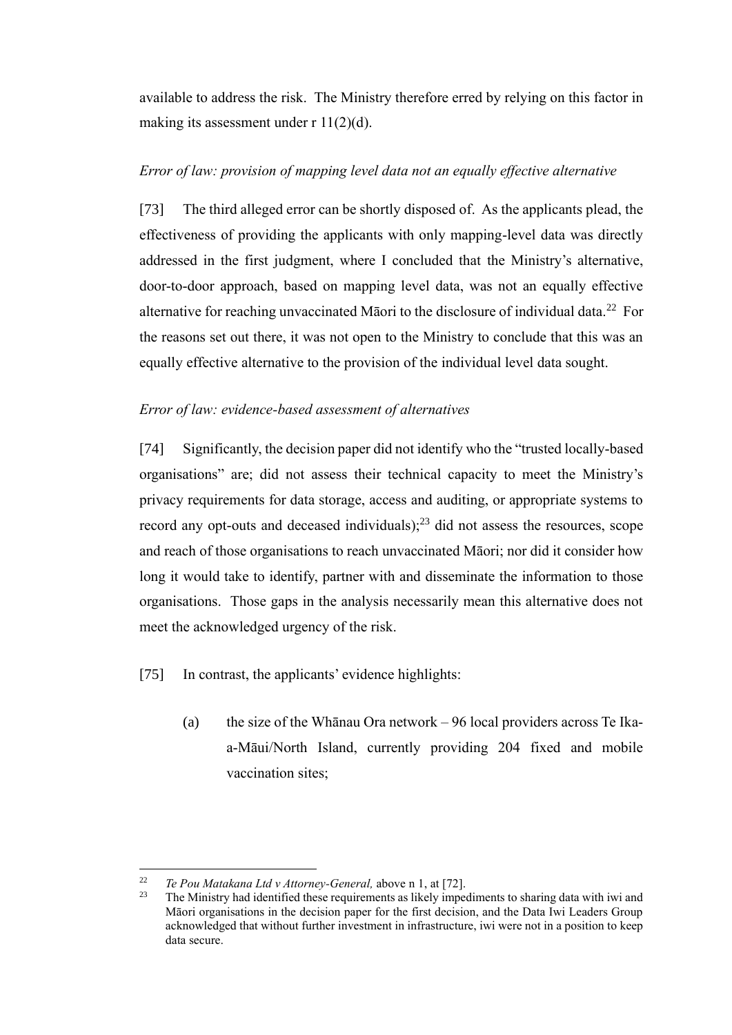available to address the risk. The Ministry therefore erred by relying on this factor in making its assessment under r 11(2)(d).

*Error of law: provision of mapping level data not an equally effective alternative*

[73] The third alleged error can be shortly disposed of. As the applicants plead, the effectiveness of providing the applicants with only mapping-level data was directly addressed in the first judgment, where I concluded that the Ministry's alternative, door-to-door approach, based on mapping level data, was not an equally effective alternative for reaching unvaccinated Māori to the disclosure of individual data.[22] For the reasons set out there, it was not open to the Ministry to conclude that this was an equally effective alternative to the provision of the individual level data sought.

*Error of law: evidence-based assessment of alternatives*

[74] Significantly, the decision paper did not identify who the "trusted locally-based organisations" are; did not assess their technical capacity to meet the Ministry's privacy requirements for data storage, access and auditing, or appropriate systems to record any opt-outs and deceased individuals);[23] did not assess the resources, scope and reach of those organisations to reach unvaccinated Māori; nor did it consider how long it would take to identify, partner with and disseminate the information to those organisations. Those gaps in the analysis necessarily mean this alternative does not meet the acknowledged urgency of the risk.

[75] In contrast, the applicants' evidence highlights:

(a) the size of the Whānau Ora network – 96 local providers across Te Ika-a-Māui/North Island, currently providing 204 fixed and mobile vaccination sites;

---

[22] *Te Pou Matakana Ltd v Attorney-General,* above n 1, at [72].

[23] The Ministry had identified these requirements as likely impediments to sharing data with iwi and Māori organisations in the decision paper for the first decision, and the Data Iwi Leaders Group acknowledged that without further investment in infrastructure, iwi were not in a position to keep data secure.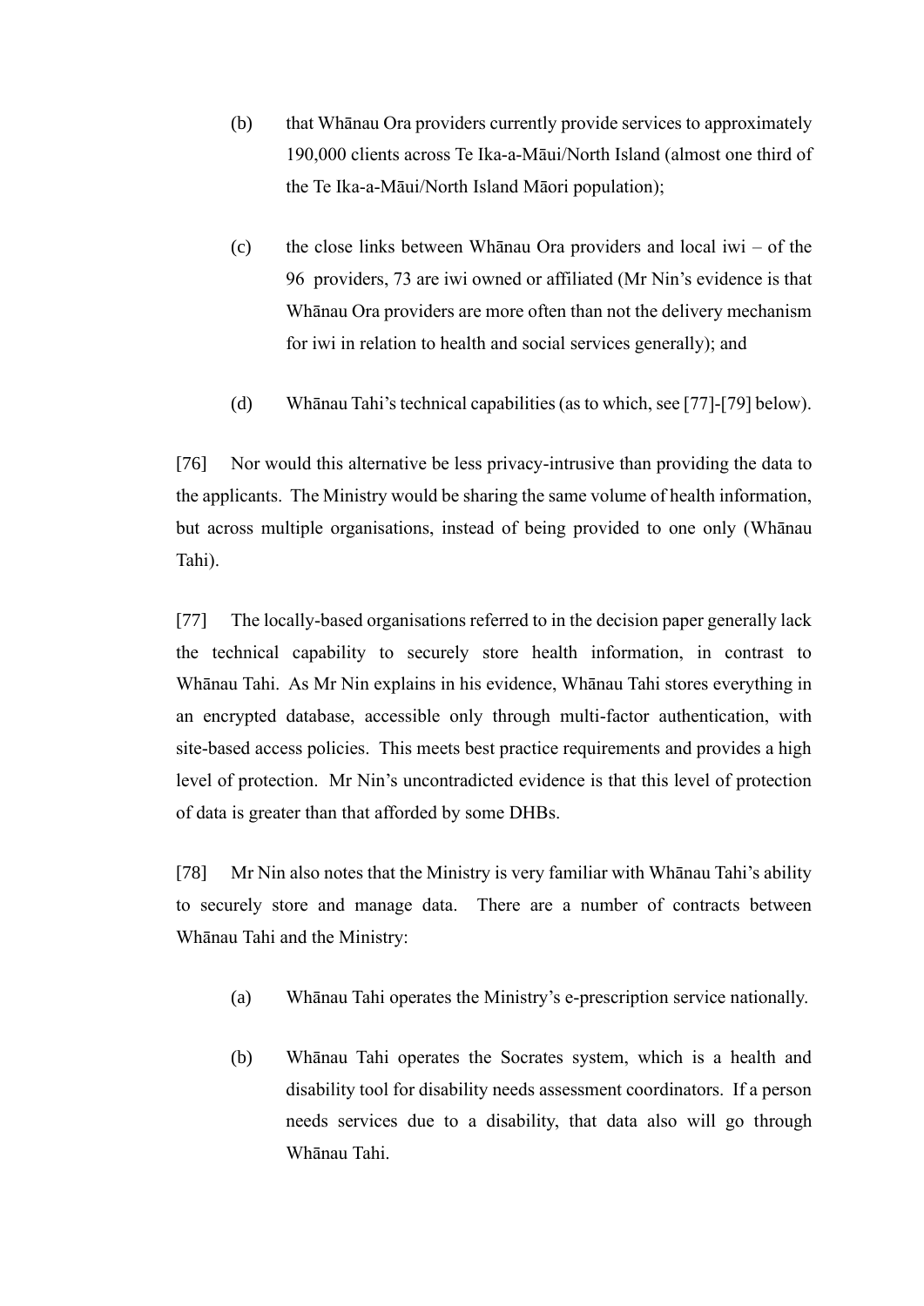(b) that Whānau Ora providers currently provide services to approximately 190,000 clients across Te Ika-a-Māui/North Island (almost one third of the Te Ika-a-Māui/North Island Māori population);

(c) the close links between Whānau Ora providers and local iwi – of the 96 providers, 73 are iwi owned or affiliated (Mr Nin's evidence is that Whānau Ora providers are more often than not the delivery mechanism for iwi in relation to health and social services generally); and

(d) Whānau Tahi's technical capabilities (as to which, see [77]-[79] below).

[76] Nor would this alternative be less privacy-intrusive than providing the data to the applicants. The Ministry would be sharing the same volume of health information, but across multiple organisations, instead of being provided to one only (Whānau Tahi).

[77] The locally-based organisations referred to in the decision paper generally lack the technical capability to securely store health information, in contrast to Whānau Tahi. As Mr Nin explains in his evidence, Whānau Tahi stores everything in an encrypted database, accessible only through multi-factor authentication, with site-based access policies. This meets best practice requirements and provides a high level of protection. Mr Nin's uncontradicted evidence is that this level of protection of data is greater than that afforded by some DHBs.

[78] Mr Nin also notes that the Ministry is very familiar with Whānau Tahi's ability to securely store and manage data. There are a number of contracts between Whānau Tahi and the Ministry:

(a) Whānau Tahi operates the Ministry's e-prescription service nationally.

(b) Whānau Tahi operates the Socrates system, which is a health and disability tool for disability needs assessment coordinators. If a person needs services due to a disability, that data also will go through Whānau Tahi.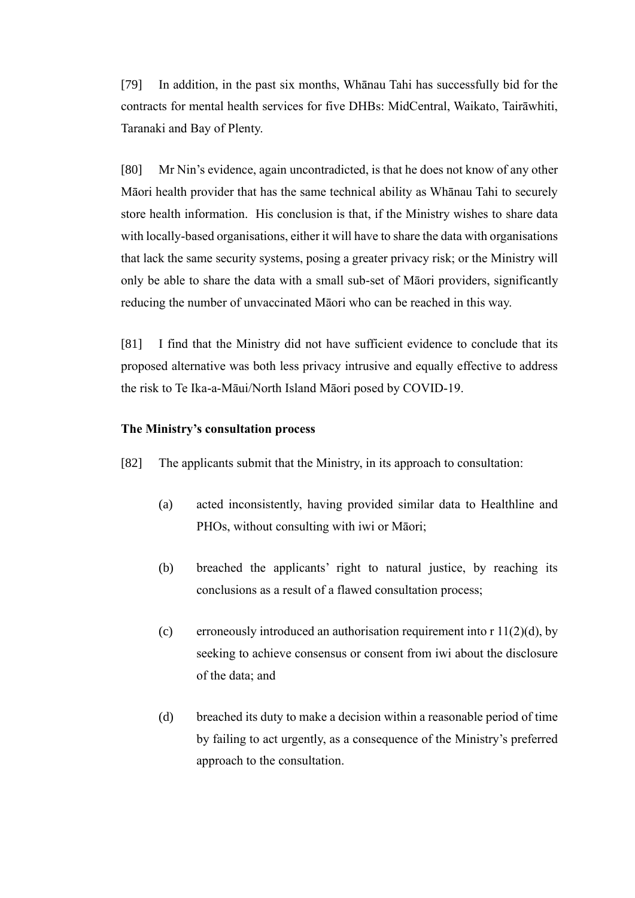[79] In addition, in the past six months, Whānau Tahi has successfully bid for the contracts for mental health services for five DHBs: MidCentral, Waikato, Tairāwhiti, Taranaki and Bay of Plenty.

[80] Mr Nin's evidence, again uncontradicted, is that he does not know of any other Māori health provider that has the same technical ability as Whānau Tahi to securely store health information. His conclusion is that, if the Ministry wishes to share data with locally-based organisations, either it will have to share the data with organisations that lack the same security systems, posing a greater privacy risk; or the Ministry will only be able to share the data with a small sub-set of Māori providers, significantly reducing the number of unvaccinated Māori who can be reached in this way.

[81] I find that the Ministry did not have sufficient evidence to conclude that its proposed alternative was both less privacy intrusive and equally effective to address the risk to Te Ika-a-Māui/North Island Māori posed by COVID-19.

**The Ministry's consultation process**

[82] The applicants submit that the Ministry, in its approach to consultation:

(a) acted inconsistently, having provided similar data to Healthline and PHOs, without consulting with iwi or Māori;

(b) breached the applicants' right to natural justice, by reaching its conclusions as a result of a flawed consultation process;

(c) erroneously introduced an authorisation requirement into r 11(2)(d), by seeking to achieve consensus or consent from iwi about the disclosure of the data; and

(d) breached its duty to make a decision within a reasonable period of time by failing to act urgently, as a consequence of the Ministry's preferred approach to the consultation.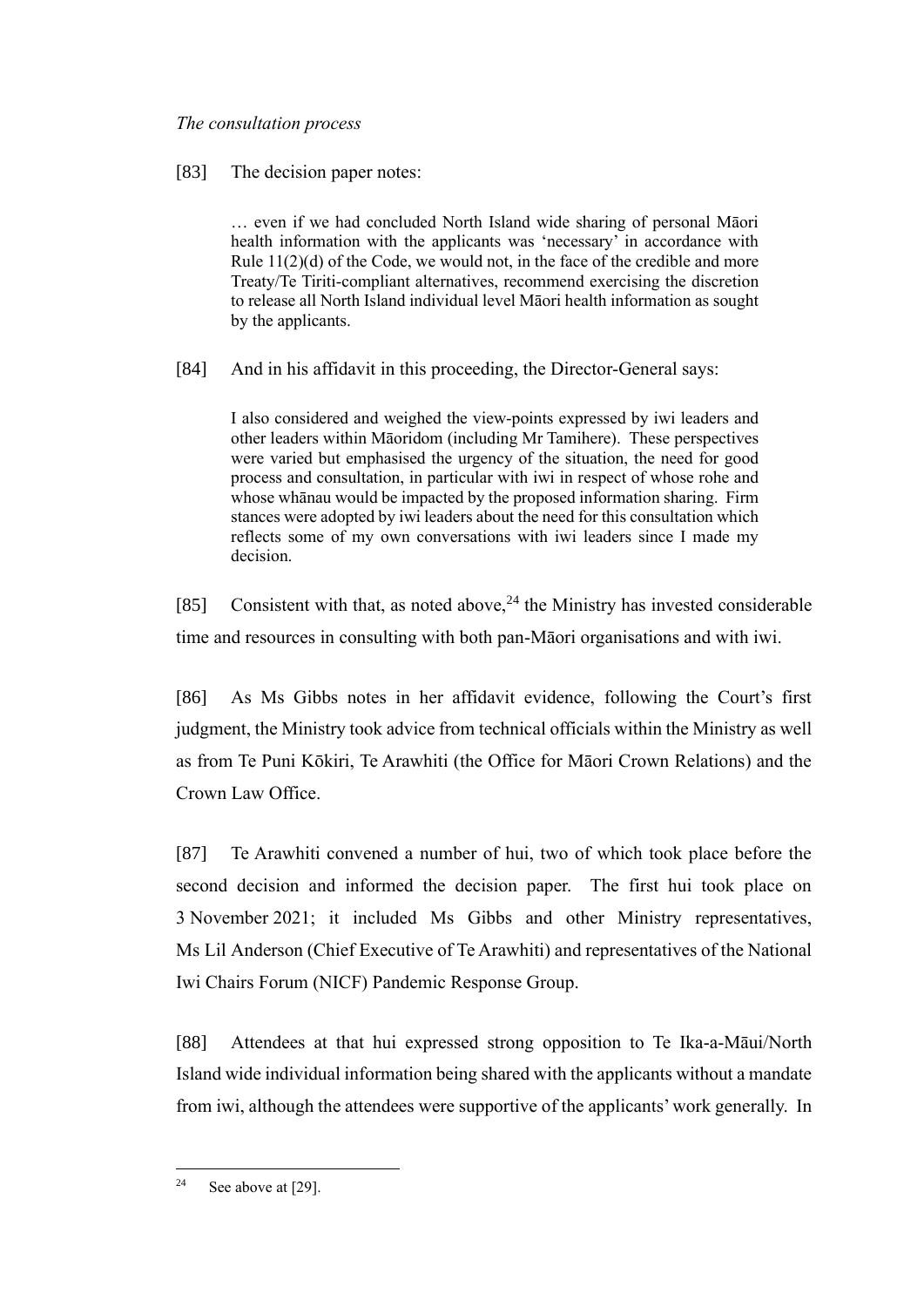*The consultation process*

[83] The decision paper notes:

> … even if we had concluded North Island wide sharing of personal Māori health information with the applicants was 'necessary' in accordance with Rule 11(2)(d) of the Code, we would not, in the face of the credible and more Treaty/Te Tiriti-compliant alternatives, recommend exercising the discretion to release all North Island individual level Māori health information as sought by the applicants.

[84] And in his affidavit in this proceeding, the Director-General says:

> I also considered and weighed the view-points expressed by iwi leaders and other leaders within Māoridom (including Mr Tamihere). These perspectives were varied but emphasised the urgency of the situation, the need for good process and consultation, in particular with iwi in respect of whose rohe and whose whānau would be impacted by the proposed information sharing. Firm stances were adopted by iwi leaders about the need for this consultation which reflects some of my own conversations with iwi leaders since I made my decision.

[85] Consistent with that, as noted above,[24] the Ministry has invested considerable time and resources in consulting with both pan-Māori organisations and with iwi.

[86] As Ms Gibbs notes in her affidavit evidence, following the Court's first judgment, the Ministry took advice from technical officials within the Ministry as well as from Te Puni Kōkiri, Te Arawhiti (the Office for Māori Crown Relations) and the Crown Law Office.

[87] Te Arawhiti convened a number of hui, two of which took place before the second decision and informed the decision paper. The first hui took place on 3 November 2021; it included Ms Gibbs and other Ministry representatives, Ms Lil Anderson (Chief Executive of Te Arawhiti) and representatives of the National Iwi Chairs Forum (NICF) Pandemic Response Group.

[88] Attendees at that hui expressed strong opposition to Te Ika-a-Māui/North Island wide individual information being shared with the applicants without a mandate from iwi, although the attendees were supportive of the applicants' work generally. In

[24] See above at [29].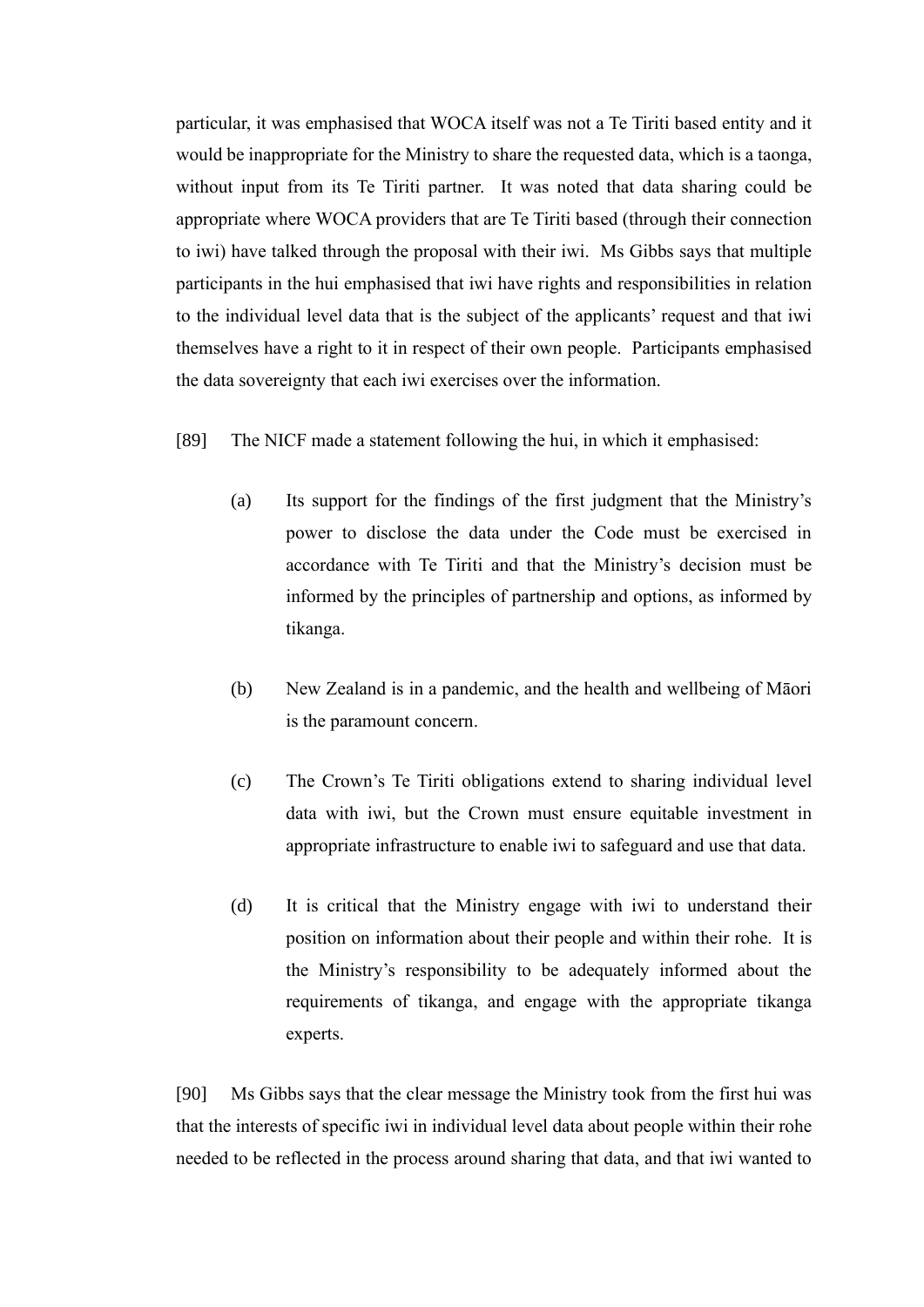particular, it was emphasised that WOCA itself was not a Te Tiriti based entity and it would be inappropriate for the Ministry to share the requested data, which is a taonga, without input from its Te Tiriti partner. It was noted that data sharing could be appropriate where WOCA providers that are Te Tiriti based (through their connection to iwi) have talked through the proposal with their iwi. Ms Gibbs says that multiple participants in the hui emphasised that iwi have rights and responsibilities in relation to the individual level data that is the subject of the applicants' request and that iwi themselves have a right to it in respect of their own people. Participants emphasised the data sovereignty that each iwi exercises over the information.

[89] The NICF made a statement following the hui, in which it emphasised:

(a) Its support for the findings of the first judgment that the Ministry's power to disclose the data under the Code must be exercised in accordance with Te Tiriti and that the Ministry's decision must be informed by the principles of partnership and options, as informed by tikanga.

(b) New Zealand is in a pandemic, and the health and wellbeing of Māori is the paramount concern.

(c) The Crown's Te Tiriti obligations extend to sharing individual level data with iwi, but the Crown must ensure equitable investment in appropriate infrastructure to enable iwi to safeguard and use that data.

(d) It is critical that the Ministry engage with iwi to understand their position on information about their people and within their rohe. It is the Ministry's responsibility to be adequately informed about the requirements of tikanga, and engage with the appropriate tikanga experts.

[90] Ms Gibbs says that the clear message the Ministry took from the first hui was that the interests of specific iwi in individual level data about people within their rohe needed to be reflected in the process around sharing that data, and that iwi wanted to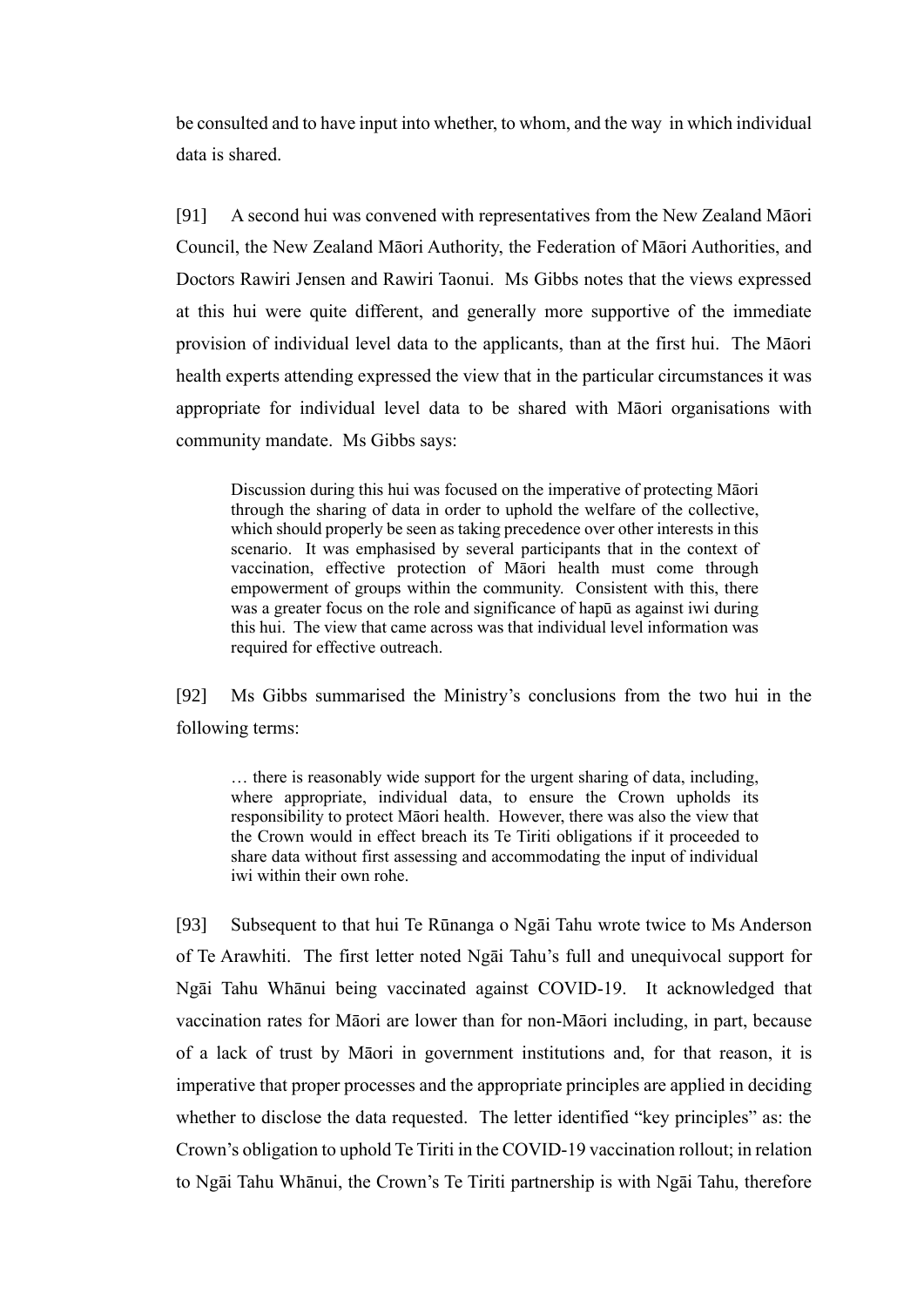be consulted and to have input into whether, to whom, and the way in which individual data is shared.

[91] A second hui was convened with representatives from the New Zealand Māori Council, the New Zealand Māori Authority, the Federation of Māori Authorities, and Doctors Rawiri Jensen and Rawiri Taonui. Ms Gibbs notes that the views expressed at this hui were quite different, and generally more supportive of the immediate provision of individual level data to the applicants, than at the first hui. The Māori health experts attending expressed the view that in the particular circumstances it was appropriate for individual level data to be shared with Māori organisations with community mandate. Ms Gibbs says:

> Discussion during this hui was focused on the imperative of protecting Māori through the sharing of data in order to uphold the welfare of the collective, which should properly be seen as taking precedence over other interests in this scenario. It was emphasised by several participants that in the context of vaccination, effective protection of Māori health must come through empowerment of groups within the community. Consistent with this, there was a greater focus on the role and significance of hapū as against iwi during this hui. The view that came across was that individual level information was required for effective outreach.

[92] Ms Gibbs summarised the Ministry's conclusions from the two hui in the following terms:

> … there is reasonably wide support for the urgent sharing of data, including, where appropriate, individual data, to ensure the Crown upholds its responsibility to protect Māori health. However, there was also the view that the Crown would in effect breach its Te Tiriti obligations if it proceeded to share data without first assessing and accommodating the input of individual iwi within their own rohe.

[93] Subsequent to that hui Te Rūnanga o Ngāi Tahu wrote twice to Ms Anderson of Te Arawhiti. The first letter noted Ngāi Tahu's full and unequivocal support for Ngāi Tahu Whānui being vaccinated against COVID-19. It acknowledged that vaccination rates for Māori are lower than for non-Māori including, in part, because of a lack of trust by Māori in government institutions and, for that reason, it is imperative that proper processes and the appropriate principles are applied in deciding whether to disclose the data requested. The letter identified "key principles" as: the Crown's obligation to uphold Te Tiriti in the COVID-19 vaccination rollout; in relation to Ngāi Tahu Whānui, the Crown's Te Tiriti partnership is with Ngāi Tahu, therefore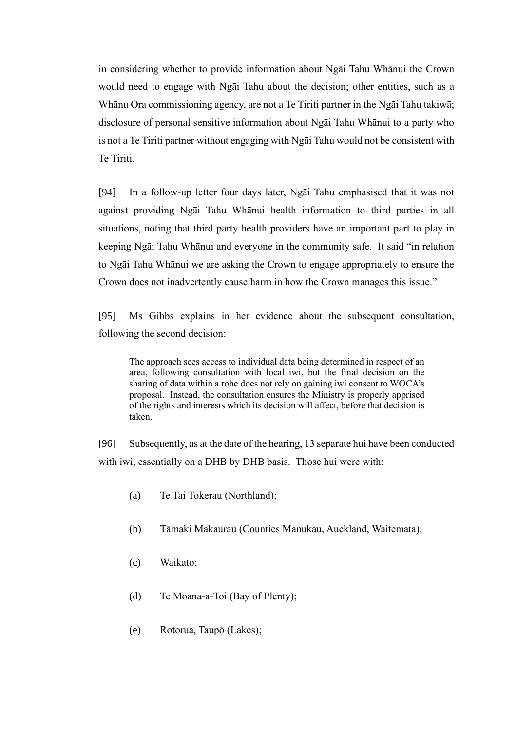in considering whether to provide information about Ngāi Tahu Whānui the Crown would need to engage with Ngāi Tahu about the decision; other entities, such as a Whānu Ora commissioning agency, are not a Te Tiriti partner in the Ngāi Tahu takiwā; disclosure of personal sensitive information about Ngāi Tahu Whānui to a party who is not a Te Tiriti partner without engaging with Ngāi Tahu would not be consistent with Te Tiriti.

[94] In a follow-up letter four days later, Ngāi Tahu emphasised that it was not against providing Ngāi Tahu Whānui health information to third parties in all situations, noting that third party health providers have an important part to play in keeping Ngāi Tahu Whānui and everyone in the community safe. It said "in relation to Ngāi Tahu Whānui we are asking the Crown to engage appropriately to ensure the Crown does not inadvertently cause harm in how the Crown manages this issue."

[95] Ms Gibbs explains in her evidence about the subsequent consultation, following the second decision:

> The approach sees access to individual data being determined in respect of an area, following consultation with local iwi, but the final decision on the sharing of data within a rohe does not rely on gaining iwi consent to WOCA's proposal. Instead, the consultation ensures the Ministry is properly apprised of the rights and interests which its decision will affect, before that decision is taken.

[96] Subsequently, as at the date of the hearing, 13 separate hui have been conducted with iwi, essentially on a DHB by DHB basis. Those hui were with:

(a) Te Tai Tokerau (Northland);

(b) Tāmaki Makaurau (Counties Manukau, Auckland, Waitemata);

(c) Waikato;

(d) Te Moana-a-Toi (Bay of Plenty);

(e) Rotorua, Taupō (Lakes);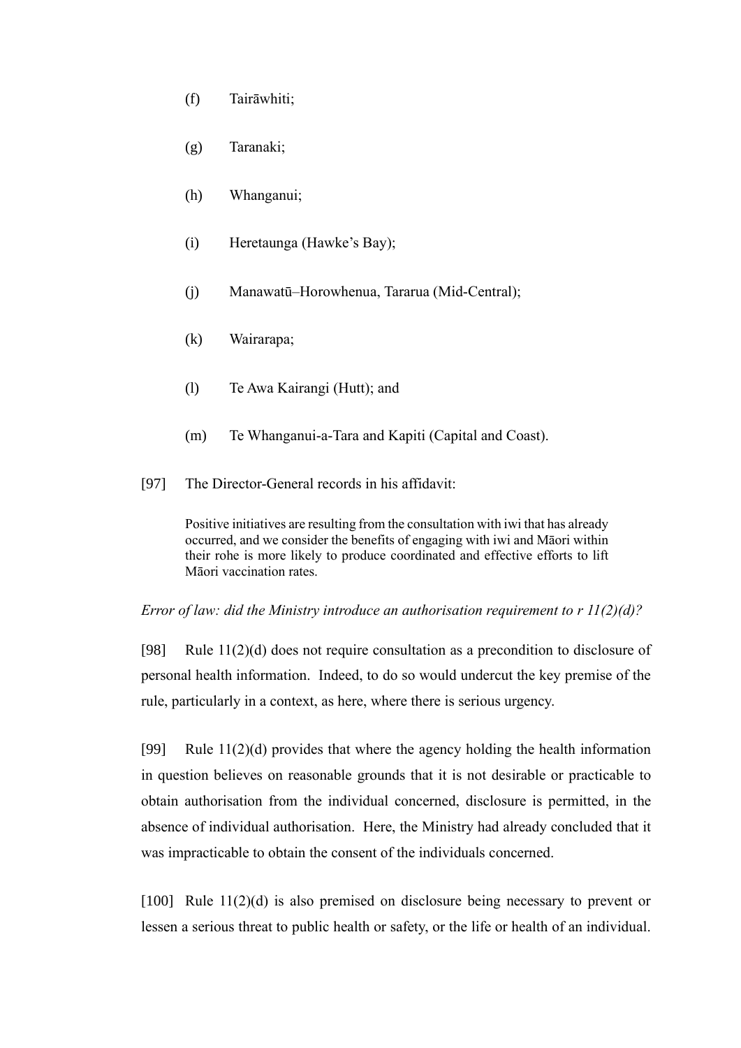(f) Tairāwhiti;

(g) Taranaki;

(h) Whanganui;

(i) Heretaunga (Hawke's Bay);

(j) Manawatū–Horowhenua, Tararua (Mid-Central);

(k) Wairarapa;

(l) Te Awa Kairangi (Hutt); and

(m) Te Whanganui-a-Tara and Kapiti (Capital and Coast).

[97] The Director-General records in his affidavit:

> Positive initiatives are resulting from the consultation with iwi that has already occurred, and we consider the benefits of engaging with iwi and Māori within their rohe is more likely to produce coordinated and effective efforts to lift Māori vaccination rates.

*Error of law: did the Ministry introduce an authorisation requirement to r 11(2)(d)?*

[98] Rule 11(2)(d) does not require consultation as a precondition to disclosure of personal health information. Indeed, to do so would undercut the key premise of the rule, particularly in a context, as here, where there is serious urgency.

[99] Rule 11(2)(d) provides that where the agency holding the health information in question believes on reasonable grounds that it is not desirable or practicable to obtain authorisation from the individual concerned, disclosure is permitted, in the absence of individual authorisation. Here, the Ministry had already concluded that it was impracticable to obtain the consent of the individuals concerned.

[100] Rule 11(2)(d) is also premised on disclosure being necessary to prevent or lessen a serious threat to public health or safety, or the life or health of an individual.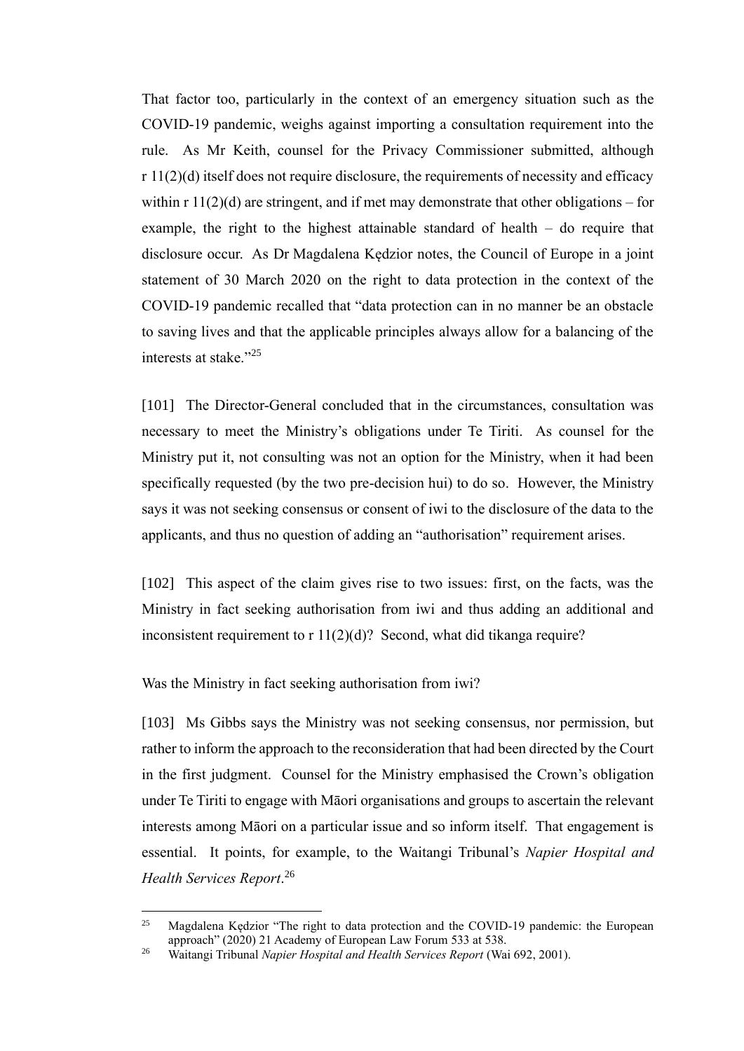That factor too, particularly in the context of an emergency situation such as the COVID-19 pandemic, weighs against importing a consultation requirement into the rule. As Mr Keith, counsel for the Privacy Commissioner submitted, although r 11(2)(d) itself does not require disclosure, the requirements of necessity and efficacy within r 11(2)(d) are stringent, and if met may demonstrate that other obligations – for example, the right to the highest attainable standard of health – do require that disclosure occur. As Dr Magdalena Kędzior notes, the Council of Europe in a joint statement of 30 March 2020 on the right to data protection in the context of the COVID-19 pandemic recalled that "data protection can in no manner be an obstacle to saving lives and that the applicable principles always allow for a balancing of the interests at stake."[25]

[101] The Director-General concluded that in the circumstances, consultation was necessary to meet the Ministry's obligations under Te Tiriti. As counsel for the Ministry put it, not consulting was not an option for the Ministry, when it had been specifically requested (by the two pre-decision hui) to do so. However, the Ministry says it was not seeking consensus or consent of iwi to the disclosure of the data to the applicants, and thus no question of adding an "authorisation" requirement arises.

[102] This aspect of the claim gives rise to two issues: first, on the facts, was the Ministry in fact seeking authorisation from iwi and thus adding an additional and inconsistent requirement to r 11(2)(d)? Second, what did tikanga require?

Was the Ministry in fact seeking authorisation from iwi?

[103] Ms Gibbs says the Ministry was not seeking consensus, nor permission, but rather to inform the approach to the reconsideration that had been directed by the Court in the first judgment. Counsel for the Ministry emphasised the Crown's obligation under Te Tiriti to engage with Māori organisations and groups to ascertain the relevant interests among Māori on a particular issue and so inform itself. That engagement is essential. It points, for example, to the Waitangi Tribunal's *Napier Hospital and Health Services Report*.[26]

---

[25] Magdalena Kędzior "The right to data protection and the COVID-19 pandemic: the European approach" (2020) 21 Academy of European Law Forum 533 at 538.

[26] Waitangi Tribunal *Napier Hospital and Health Services Report* (Wai 692, 2001).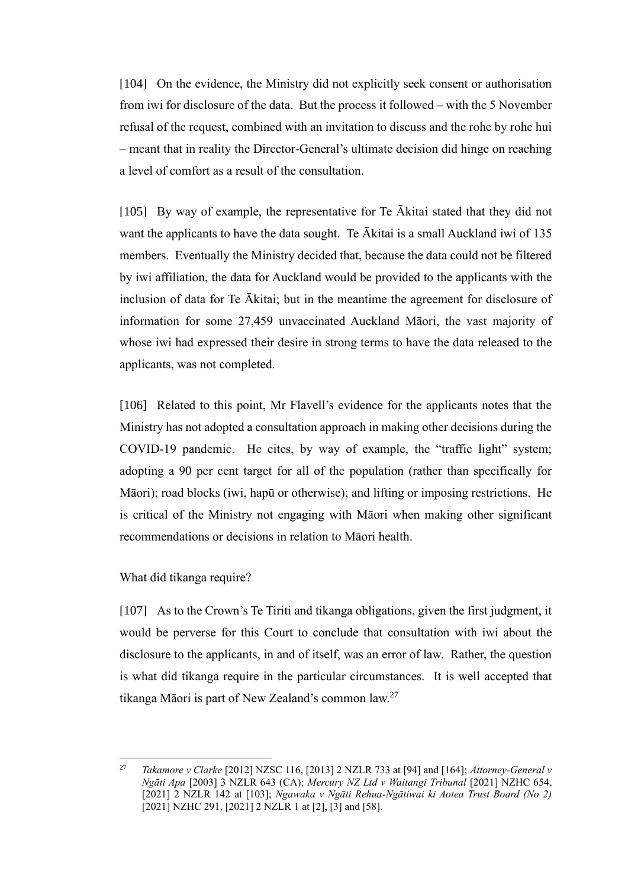[104] On the evidence, the Ministry did not explicitly seek consent or authorisation from iwi for disclosure of the data. But the process it followed – with the 5 November refusal of the request, combined with an invitation to discuss and the rohe by rohe hui – meant that in reality the Director-General's ultimate decision did hinge on reaching a level of comfort as a result of the consultation.

[105] By way of example, the representative for Te Ākitai stated that they did not want the applicants to have the data sought. Te Ākitai is a small Auckland iwi of 135 members. Eventually the Ministry decided that, because the data could not be filtered by iwi affiliation, the data for Auckland would be provided to the applicants with the inclusion of data for Te Ākitai; but in the meantime the agreement for disclosure of information for some 27,459 unvaccinated Auckland Māori, the vast majority of whose iwi had expressed their desire in strong terms to have the data released to the applicants, was not completed.

[106] Related to this point, Mr Flavell's evidence for the applicants notes that the Ministry has not adopted a consultation approach in making other decisions during the COVID-19 pandemic. He cites, by way of example, the "traffic light" system; adopting a 90 per cent target for all of the population (rather than specifically for Māori); road blocks (iwi, hapū or otherwise); and lifting or imposing restrictions. He is critical of the Ministry not engaging with Māori when making other significant recommendations or decisions in relation to Māori health.

What did tikanga require?

[107] As to the Crown's Te Tiriti and tikanga obligations, given the first judgment, it would be perverse for this Court to conclude that consultation with iwi about the disclosure to the applicants, in and of itself, was an error of law. Rather, the question is what did tikanga require in the particular circumstances. It is well accepted that tikanga Māori is part of New Zealand's common law.[27]

[27] *Takamore v Clarke* [2012] NZSC 116, [2013] 2 NZLR 733 at [94] and [164]; *Attorney-General v Ngāti Apa* [2003] 3 NZLR 643 (CA); *Mercury NZ Ltd v Waitangi Tribunal* [2021] NZHC 654, [2021] 2 NZLR 142 at [103]; *Ngawaka v Ngāti Rehua-Ngātiwai ki Aotea Trust Board (No 2)* [2021] NZHC 291, [2021] 2 NZLR 1 at [2], [3] and [58].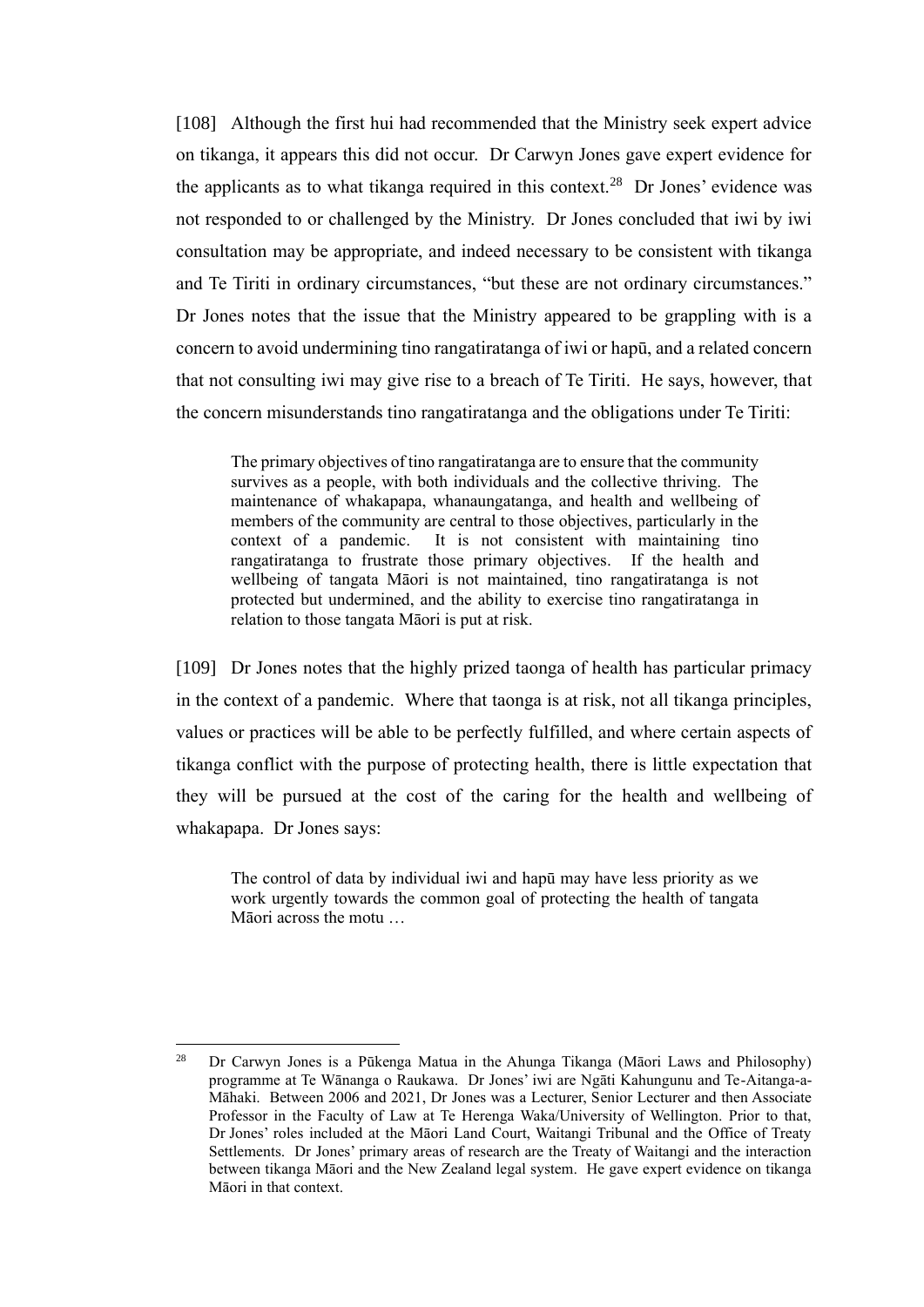[108] Although the first hui had recommended that the Ministry seek expert advice on tikanga, it appears this did not occur. Dr Carwyn Jones gave expert evidence for the applicants as to what tikanga required in this context.[28] Dr Jones' evidence was not responded to or challenged by the Ministry. Dr Jones concluded that iwi by iwi consultation may be appropriate, and indeed necessary to be consistent with tikanga and Te Tiriti in ordinary circumstances, "but these are not ordinary circumstances." Dr Jones notes that the issue that the Ministry appeared to be grappling with is a concern to avoid undermining tino rangatiratanga of iwi or hapū, and a related concern that not consulting iwi may give rise to a breach of Te Tiriti. He says, however, that the concern misunderstands tino rangatiratanga and the obligations under Te Tiriti:

> The primary objectives of tino rangatiratanga are to ensure that the community survives as a people, with both individuals and the collective thriving. The maintenance of whakapapa, whanaungatanga, and health and wellbeing of members of the community are central to those objectives, particularly in the context of a pandemic. It is not consistent with maintaining tino rangatiratanga to frustrate those primary objectives. If the health and wellbeing of tangata Māori is not maintained, tino rangatiratanga is not protected but undermined, and the ability to exercise tino rangatiratanga in relation to those tangata Māori is put at risk.

[109] Dr Jones notes that the highly prized taonga of health has particular primacy in the context of a pandemic. Where that taonga is at risk, not all tikanga principles, values or practices will be able to be perfectly fulfilled, and where certain aspects of tikanga conflict with the purpose of protecting health, there is little expectation that they will be pursued at the cost of the caring for the health and wellbeing of whakapapa. Dr Jones says:

> The control of data by individual iwi and hapū may have less priority as we work urgently towards the common goal of protecting the health of tangata Māori across the motu …

---

[28] Dr Carwyn Jones is a Pūkenga Matua in the Ahunga Tikanga (Māori Laws and Philosophy) programme at Te Wānanga o Raukawa. Dr Jones' iwi are Ngāti Kahungunu and Te-Aitanga-a-Māhaki. Between 2006 and 2021, Dr Jones was a Lecturer, Senior Lecturer and then Associate Professor in the Faculty of Law at Te Herenga Waka/University of Wellington. Prior to that, Dr Jones' roles included at the Māori Land Court, Waitangi Tribunal and the Office of Treaty Settlements. Dr Jones' primary areas of research are the Treaty of Waitangi and the interaction between tikanga Māori and the New Zealand legal system. He gave expert evidence on tikanga Māori in that context.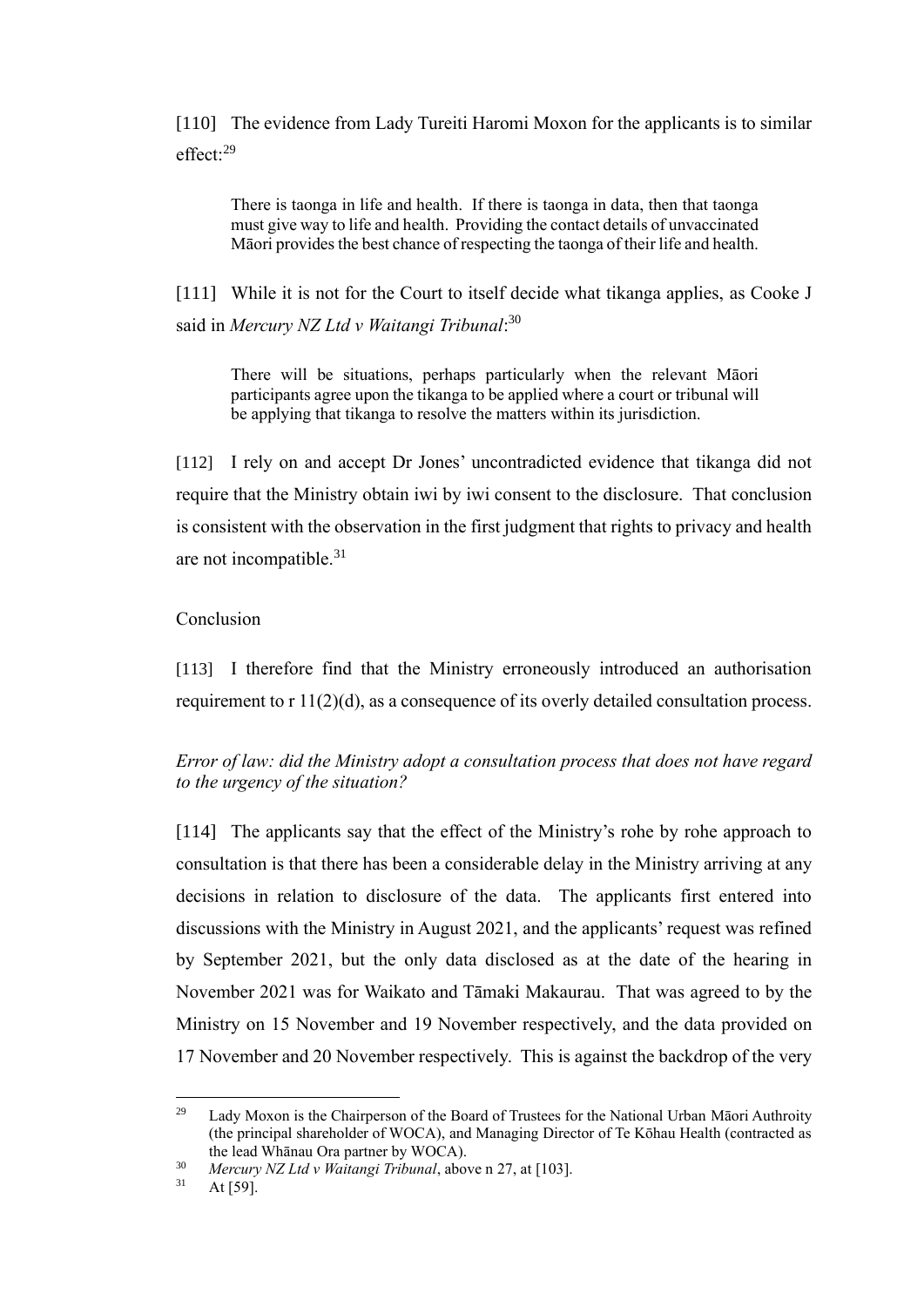[110] The evidence from Lady Tureiti Haromi Moxon for the applicants is to similar effect:[29]

> There is taonga in life and health. If there is taonga in data, then that taonga must give way to life and health. Providing the contact details of unvaccinated Māori provides the best chance of respecting the taonga of their life and health.

[111] While it is not for the Court to itself decide what tikanga applies, as Cooke J said in *Mercury NZ Ltd v Waitangi Tribunal*:[30]

> There will be situations, perhaps particularly when the relevant Māori participants agree upon the tikanga to be applied where a court or tribunal will be applying that tikanga to resolve the matters within its jurisdiction.

[112] I rely on and accept Dr Jones' uncontradicted evidence that tikanga did not require that the Ministry obtain iwi by iwi consent to the disclosure. That conclusion is consistent with the observation in the first judgment that rights to privacy and health are not incompatible.[31]

Conclusion

[113] I therefore find that the Ministry erroneously introduced an authorisation requirement to r 11(2)(d), as a consequence of its overly detailed consultation process.

*Error of law: did the Ministry adopt a consultation process that does not have regard to the urgency of the situation?*

[114] The applicants say that the effect of the Ministry's rohe by rohe approach to consultation is that there has been a considerable delay in the Ministry arriving at any decisions in relation to disclosure of the data. The applicants first entered into discussions with the Ministry in August 2021, and the applicants' request was refined by September 2021, but the only data disclosed as at the date of the hearing in November 2021 was for Waikato and Tāmaki Makaurau. That was agreed to by the Ministry on 15 November and 19 November respectively, and the data provided on 17 November and 20 November respectively. This is against the backdrop of the very

---

[29] Lady Moxon is the Chairperson of the Board of Trustees for the National Urban Māori Authroity (the principal shareholder of WOCA), and Managing Director of Te Kōhau Health (contracted as the lead Whānau Ora partner by WOCA).

[30] *Mercury NZ Ltd v Waitangi Tribunal*, above n 27, at [103].

[31] At [59].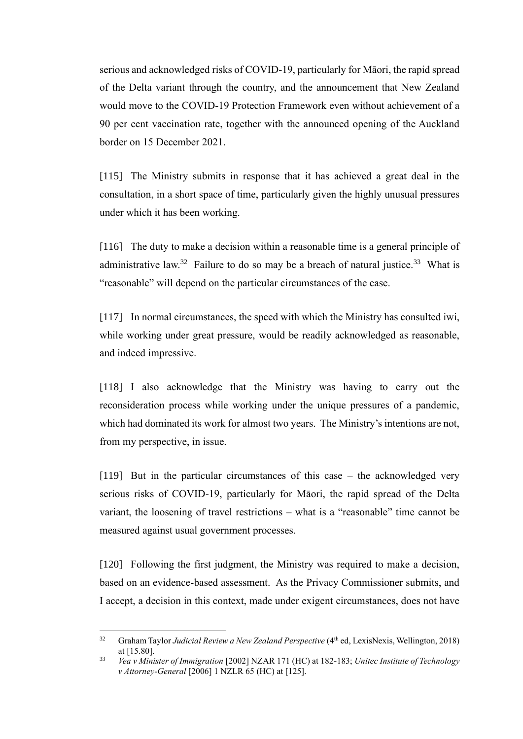serious and acknowledged risks of COVID-19, particularly for Māori, the rapid spread of the Delta variant through the country, and the announcement that New Zealand would move to the COVID-19 Protection Framework even without achievement of a 90 per cent vaccination rate, together with the announced opening of the Auckland border on 15 December 2021.

[115] The Ministry submits in response that it has achieved a great deal in the consultation, in a short space of time, particularly given the highly unusual pressures under which it has been working.

[116] The duty to make a decision within a reasonable time is a general principle of administrative law.[32] Failure to do so may be a breach of natural justice.[33] What is "reasonable" will depend on the particular circumstances of the case.

[117] In normal circumstances, the speed with which the Ministry has consulted iwi, while working under great pressure, would be readily acknowledged as reasonable, and indeed impressive.

[118] I also acknowledge that the Ministry was having to carry out the reconsideration process while working under the unique pressures of a pandemic, which had dominated its work for almost two years. The Ministry's intentions are not, from my perspective, in issue.

[119] But in the particular circumstances of this case – the acknowledged very serious risks of COVID-19, particularly for Māori, the rapid spread of the Delta variant, the loosening of travel restrictions – what is a "reasonable" time cannot be measured against usual government processes.

[120] Following the first judgment, the Ministry was required to make a decision, based on an evidence-based assessment. As the Privacy Commissioner submits, and I accept, a decision in this context, made under exigent circumstances, does not have

---

[32] Graham Taylor *Judicial Review a New Zealand Perspective* (4th ed, LexisNexis, Wellington, 2018) at [15.80].

[33] *Vea v Minister of Immigration* [2002] NZAR 171 (HC) at 182-183; *Unitec Institute of Technology v Attorney-General* [2006] 1 NZLR 65 (HC) at [125].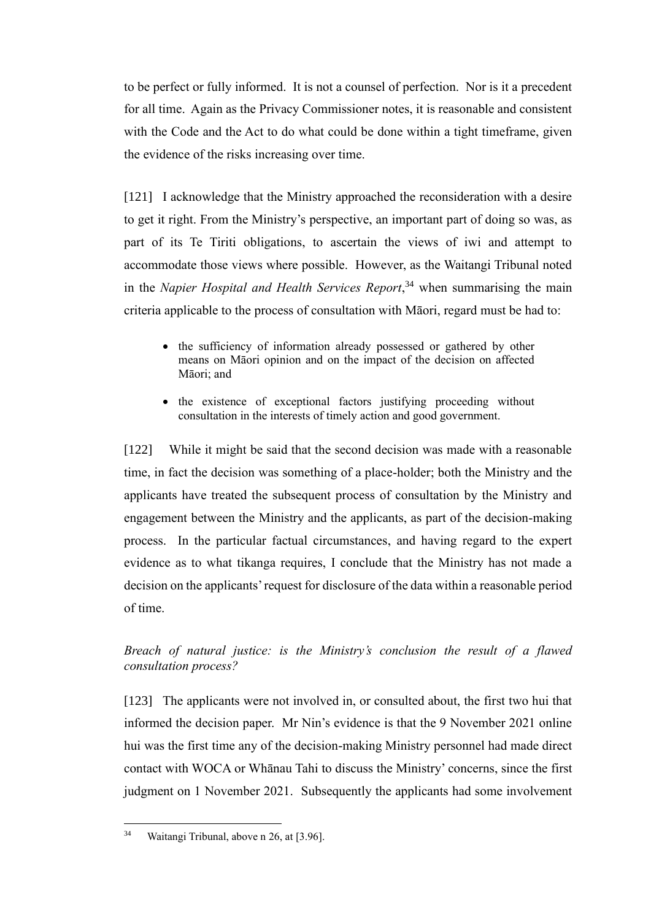to be perfect or fully informed. It is not a counsel of perfection. Nor is it a precedent for all time. Again as the Privacy Commissioner notes, it is reasonable and consistent with the Code and the Act to do what could be done within a tight timeframe, given the evidence of the risks increasing over time.

[121] I acknowledge that the Ministry approached the reconsideration with a desire to get it right. From the Ministry's perspective, an important part of doing so was, as part of its Te Tiriti obligations, to ascertain the views of iwi and attempt to accommodate those views where possible. However, as the Waitangi Tribunal noted in the *Napier Hospital and Health Services Report*,[34] when summarising the main criteria applicable to the process of consultation with Māori, regard must be had to:

- the sufficiency of information already possessed or gathered by other means on Māori opinion and on the impact of the decision on affected Māori; and
- the existence of exceptional factors justifying proceeding without consultation in the interests of timely action and good government.

[122] While it might be said that the second decision was made with a reasonable time, in fact the decision was something of a place-holder; both the Ministry and the applicants have treated the subsequent process of consultation by the Ministry and engagement between the Ministry and the applicants, as part of the decision-making process. In the particular factual circumstances, and having regard to the expert evidence as to what tikanga requires, I conclude that the Ministry has not made a decision on the applicants' request for disclosure of the data within a reasonable period of time.

*Breach of natural justice: is the Ministry's conclusion the result of a flawed consultation process?*

[123] The applicants were not involved in, or consulted about, the first two hui that informed the decision paper. Mr Nin's evidence is that the 9 November 2021 online hui was the first time any of the decision-making Ministry personnel had made direct contact with WOCA or Whānau Tahi to discuss the Ministry' concerns, since the first judgment on 1 November 2021. Subsequently the applicants had some involvement

[34] Waitangi Tribunal, above n 26, at [3.96].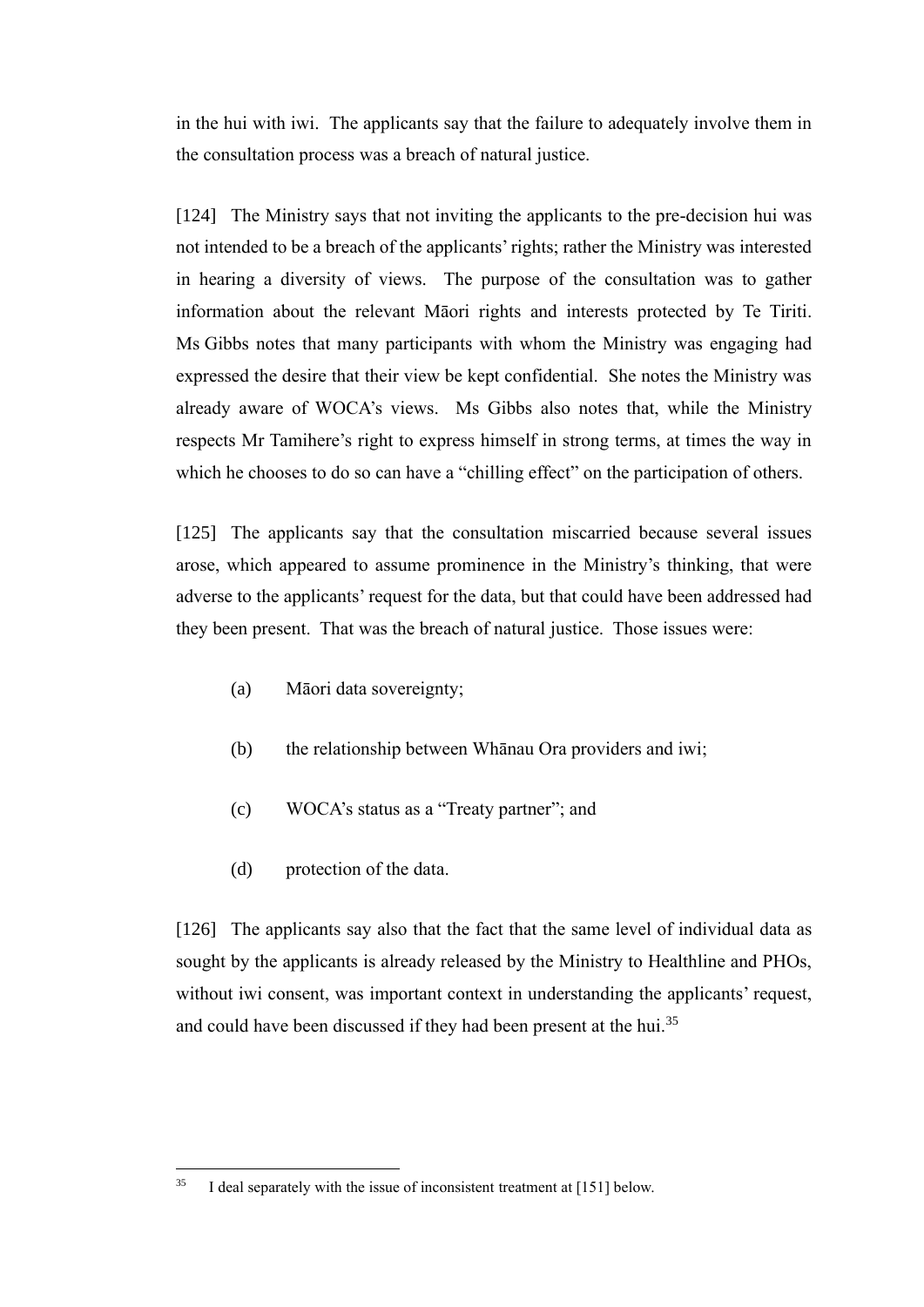in the hui with iwi. The applicants say that the failure to adequately involve them in the consultation process was a breach of natural justice.

[124] The Ministry says that not inviting the applicants to the pre-decision hui was not intended to be a breach of the applicants' rights; rather the Ministry was interested in hearing a diversity of views. The purpose of the consultation was to gather information about the relevant Māori rights and interests protected by Te Tiriti. Ms Gibbs notes that many participants with whom the Ministry was engaging had expressed the desire that their view be kept confidential. She notes the Ministry was already aware of WOCA's views. Ms Gibbs also notes that, while the Ministry respects Mr Tamihere's right to express himself in strong terms, at times the way in which he chooses to do so can have a "chilling effect" on the participation of others.

[125] The applicants say that the consultation miscarried because several issues arose, which appeared to assume prominence in the Ministry's thinking, that were adverse to the applicants' request for the data, but that could have been addressed had they been present. That was the breach of natural justice. Those issues were:

(a) Māori data sovereignty;

(b) the relationship between Whānau Ora providers and iwi;

(c) WOCA's status as a "Treaty partner"; and

(d) protection of the data.

[126] The applicants say also that the fact that the same level of individual data as sought by the applicants is already released by the Ministry to Healthline and PHOs, without iwi consent, was important context in understanding the applicants' request, and could have been discussed if they had been present at the hui.[35]

---

[35] I deal separately with the issue of inconsistent treatment at [151] below.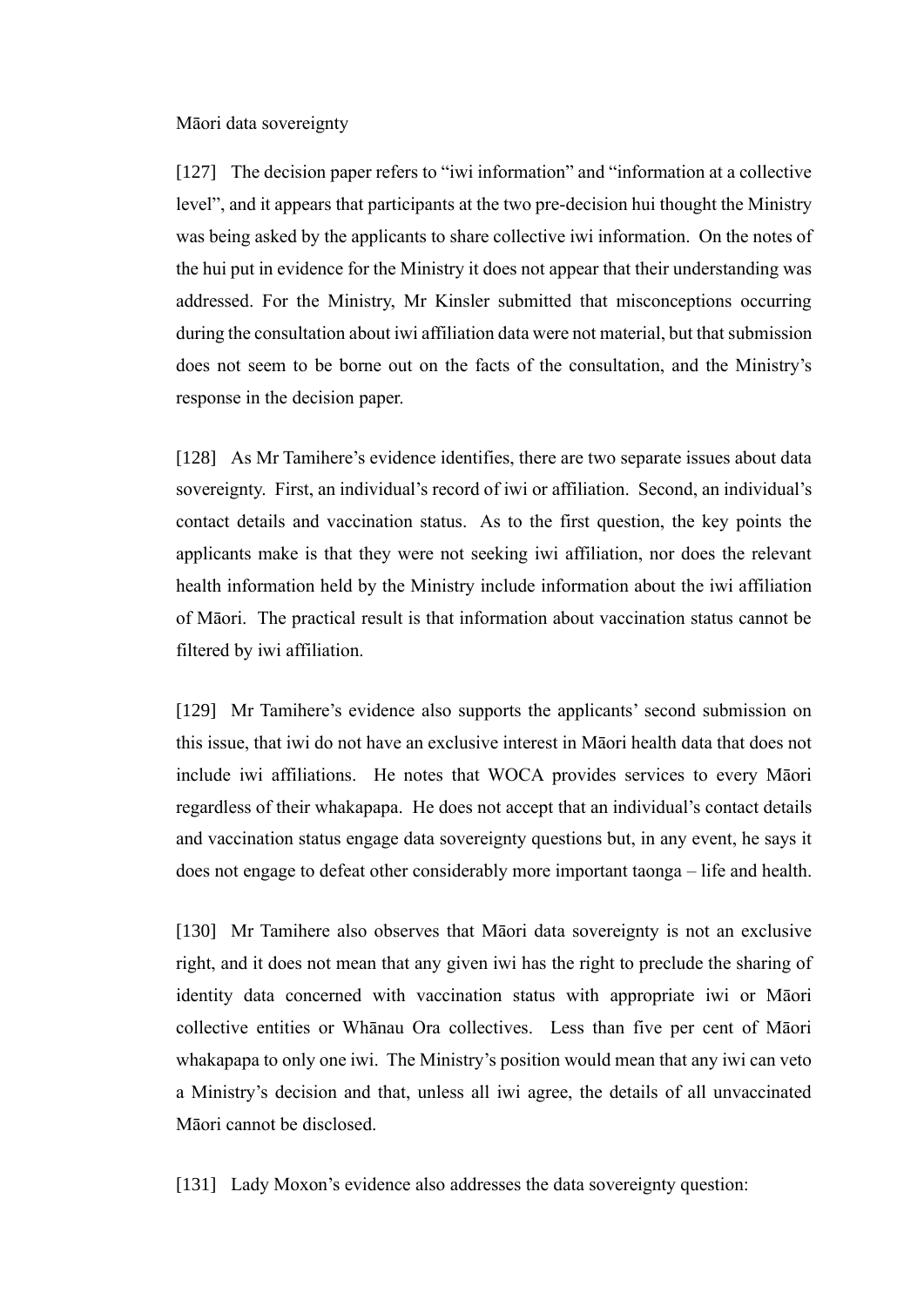Māori data sovereignty

[127] The decision paper refers to "iwi information" and "information at a collective level", and it appears that participants at the two pre-decision hui thought the Ministry was being asked by the applicants to share collective iwi information. On the notes of the hui put in evidence for the Ministry it does not appear that their understanding was addressed. For the Ministry, Mr Kinsler submitted that misconceptions occurring during the consultation about iwi affiliation data were not material, but that submission does not seem to be borne out on the facts of the consultation, and the Ministry's response in the decision paper.

[128] As Mr Tamihere's evidence identifies, there are two separate issues about data sovereignty. First, an individual's record of iwi or affiliation. Second, an individual's contact details and vaccination status. As to the first question, the key points the applicants make is that they were not seeking iwi affiliation, nor does the relevant health information held by the Ministry include information about the iwi affiliation of Māori. The practical result is that information about vaccination status cannot be filtered by iwi affiliation.

[129] Mr Tamihere's evidence also supports the applicants' second submission on this issue, that iwi do not have an exclusive interest in Māori health data that does not include iwi affiliations. He notes that WOCA provides services to every Māori regardless of their whakapapa. He does not accept that an individual's contact details and vaccination status engage data sovereignty questions but, in any event, he says it does not engage to defeat other considerably more important taonga – life and health.

[130] Mr Tamihere also observes that Māori data sovereignty is not an exclusive right, and it does not mean that any given iwi has the right to preclude the sharing of identity data concerned with vaccination status with appropriate iwi or Māori collective entities or Whānau Ora collectives. Less than five per cent of Māori whakapapa to only one iwi. The Ministry's position would mean that any iwi can veto a Ministry's decision and that, unless all iwi agree, the details of all unvaccinated Māori cannot be disclosed.

[131] Lady Moxon's evidence also addresses the data sovereignty question: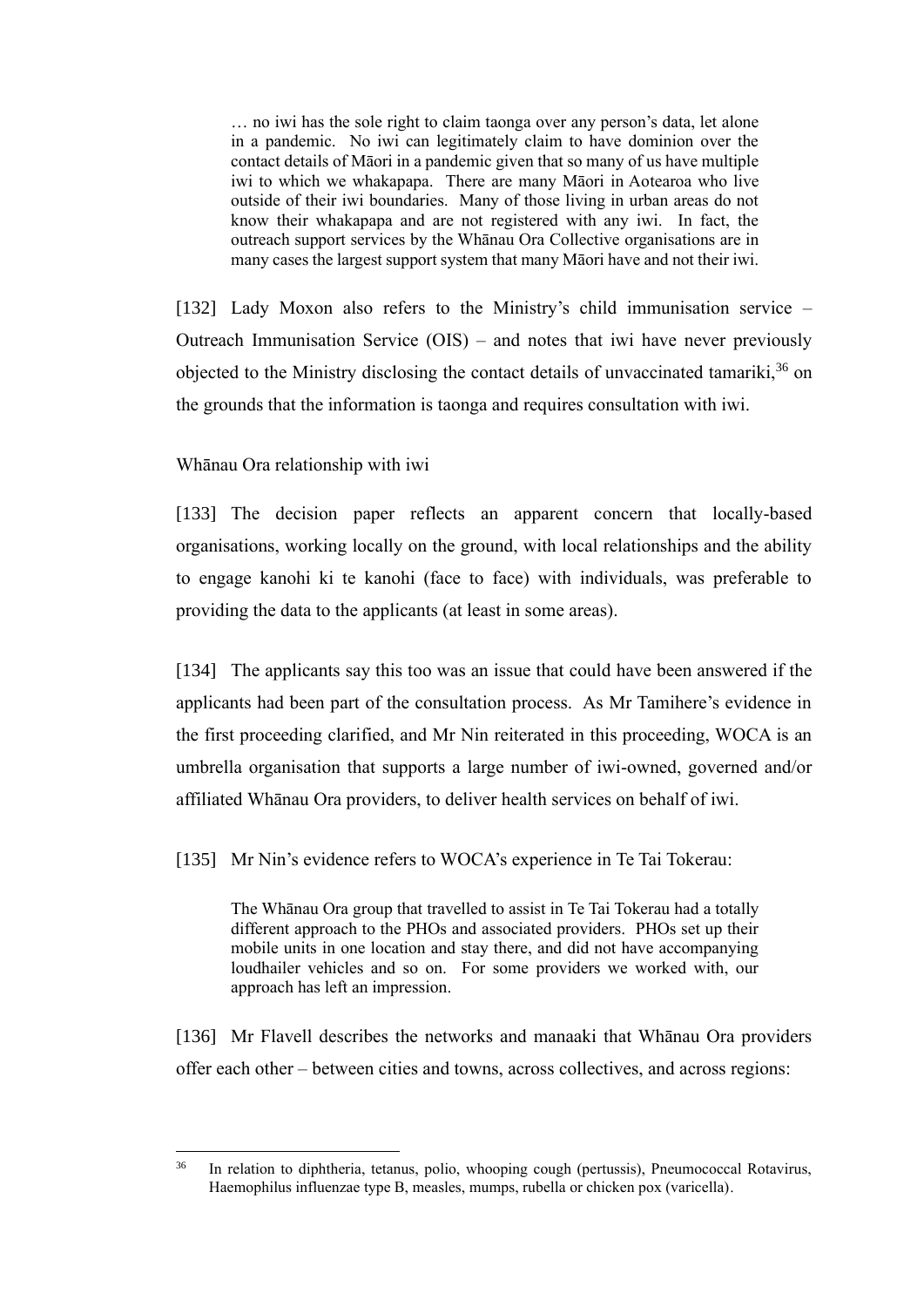> … no iwi has the sole right to claim taonga over any person's data, let alone in a pandemic. No iwi can legitimately claim to have dominion over the contact details of Māori in a pandemic given that so many of us have multiple iwi to which we whakapapa. There are many Māori in Aotearoa who live outside of their iwi boundaries. Many of those living in urban areas do not know their whakapapa and are not registered with any iwi. In fact, the outreach support services by the Whānau Ora Collective organisations are in many cases the largest support system that many Māori have and not their iwi.

[132] Lady Moxon also refers to the Ministry's child immunisation service – Outreach Immunisation Service (OIS) – and notes that iwi have never previously objected to the Ministry disclosing the contact details of unvaccinated tamariki,[36] on the grounds that the information is taonga and requires consultation with iwi.

Whānau Ora relationship with iwi

[133] The decision paper reflects an apparent concern that locally-based organisations, working locally on the ground, with local relationships and the ability to engage kanohi ki te kanohi (face to face) with individuals, was preferable to providing the data to the applicants (at least in some areas).

[134] The applicants say this too was an issue that could have been answered if the applicants had been part of the consultation process. As Mr Tamihere's evidence in the first proceeding clarified, and Mr Nin reiterated in this proceeding, WOCA is an umbrella organisation that supports a large number of iwi-owned, governed and/or affiliated Whānau Ora providers, to deliver health services on behalf of iwi.

[135] Mr Nin's evidence refers to WOCA's experience in Te Tai Tokerau:

> The Whānau Ora group that travelled to assist in Te Tai Tokerau had a totally different approach to the PHOs and associated providers. PHOs set up their mobile units in one location and stay there, and did not have accompanying loudhailer vehicles and so on. For some providers we worked with, our approach has left an impression.

[136] Mr Flavell describes the networks and manaaki that Whānau Ora providers offer each other – between cities and towns, across collectives, and across regions:

---

[36] In relation to diphtheria, tetanus, polio, whooping cough (pertussis), Pneumococcal Rotavirus, Haemophilus influenzae type B, measles, mumps, rubella or chicken pox (varicella).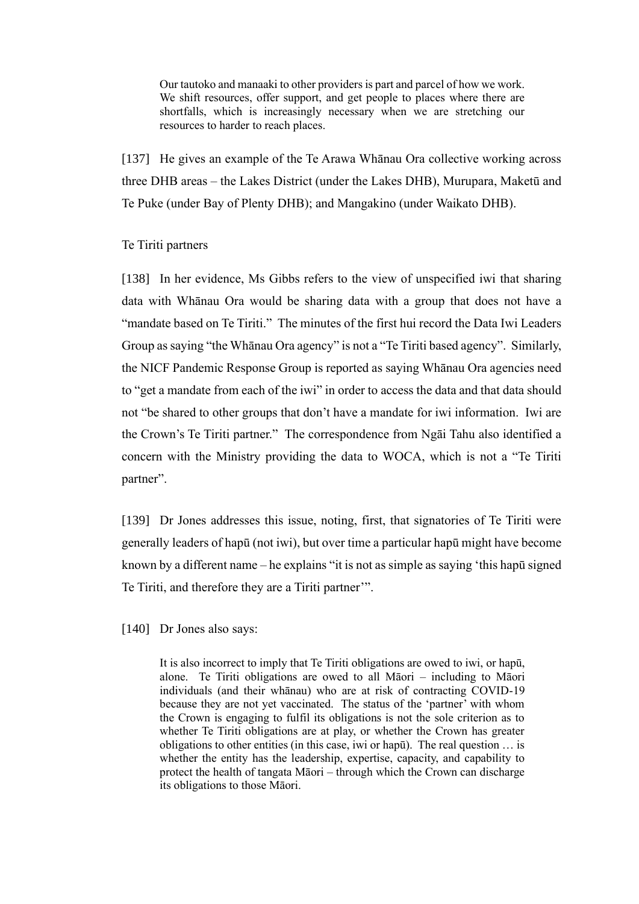> Our tautoko and manaaki to other providers is part and parcel of how we work. We shift resources, offer support, and get people to places where there are shortfalls, which is increasingly necessary when we are stretching our resources to harder to reach places.

[137] He gives an example of the Te Arawa Whānau Ora collective working across three DHB areas – the Lakes District (under the Lakes DHB), Murupara, Maketū and Te Puke (under Bay of Plenty DHB); and Mangakino (under Waikato DHB).

Te Tiriti partners

[138] In her evidence, Ms Gibbs refers to the view of unspecified iwi that sharing data with Whānau Ora would be sharing data with a group that does not have a "mandate based on Te Tiriti." The minutes of the first hui record the Data Iwi Leaders Group as saying "the Whānau Ora agency" is not a "Te Tiriti based agency". Similarly, the NICF Pandemic Response Group is reported as saying Whānau Ora agencies need to "get a mandate from each of the iwi" in order to access the data and that data should not "be shared to other groups that don't have a mandate for iwi information. Iwi are the Crown's Te Tiriti partner." The correspondence from Ngāi Tahu also identified a concern with the Ministry providing the data to WOCA, which is not a "Te Tiriti partner".

[139] Dr Jones addresses this issue, noting, first, that signatories of Te Tiriti were generally leaders of hapū (not iwi), but over time a particular hapū might have become known by a different name – he explains "it is not as simple as saying 'this hapū signed Te Tiriti, and therefore they are a Tiriti partner'".

[140] Dr Jones also says:

> It is also incorrect to imply that Te Tiriti obligations are owed to iwi, or hapū, alone. Te Tiriti obligations are owed to all Māori – including to Māori individuals (and their whānau) who are at risk of contracting COVID-19 because they are not yet vaccinated. The status of the 'partner' with whom the Crown is engaging to fulfil its obligations is not the sole criterion as to whether Te Tiriti obligations are at play, or whether the Crown has greater obligations to other entities (in this case, iwi or hapū). The real question … is whether the entity has the leadership, expertise, capacity, and capability to protect the health of tangata Māori – through which the Crown can discharge its obligations to those Māori.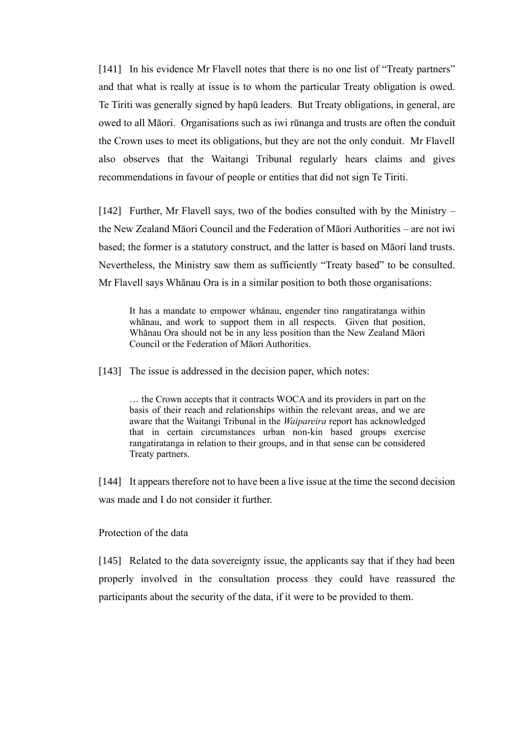[141] In his evidence Mr Flavell notes that there is no one list of "Treaty partners" and that what is really at issue is to whom the particular Treaty obligation is owed. Te Tiriti was generally signed by hapū leaders. But Treaty obligations, in general, are owed to all Māori. Organisations such as iwi rūnanga and trusts are often the conduit the Crown uses to meet its obligations, but they are not the only conduit. Mr Flavell also observes that the Waitangi Tribunal regularly hears claims and gives recommendations in favour of people or entities that did not sign Te Tiriti.

[142] Further, Mr Flavell says, two of the bodies consulted with by the Ministry – the New Zealand Māori Council and the Federation of Māori Authorities – are not iwi based; the former is a statutory construct, and the latter is based on Māori land trusts. Nevertheless, the Ministry saw them as sufficiently "Treaty based" to be consulted. Mr Flavell says Whānau Ora is in a similar position to both those organisations:

> It has a mandate to empower whānau, engender tino rangatiratanga within whānau, and work to support them in all respects. Given that position, Whānau Ora should not be in any less position than the New Zealand Māori Council or the Federation of Māori Authorities.

[143] The issue is addressed in the decision paper, which notes:

> … the Crown accepts that it contracts WOCA and its providers in part on the basis of their reach and relationships within the relevant areas, and we are aware that the Waitangi Tribunal in the *Waipareira* report has acknowledged that in certain circumstances urban non-kin based groups exercise rangatiratanga in relation to their groups, and in that sense can be considered Treaty partners.

[144] It appears therefore not to have been a live issue at the time the second decision was made and I do not consider it further.

Protection of the data

[145] Related to the data sovereignty issue, the applicants say that if they had been properly involved in the consultation process they could have reassured the participants about the security of the data, if it were to be provided to them.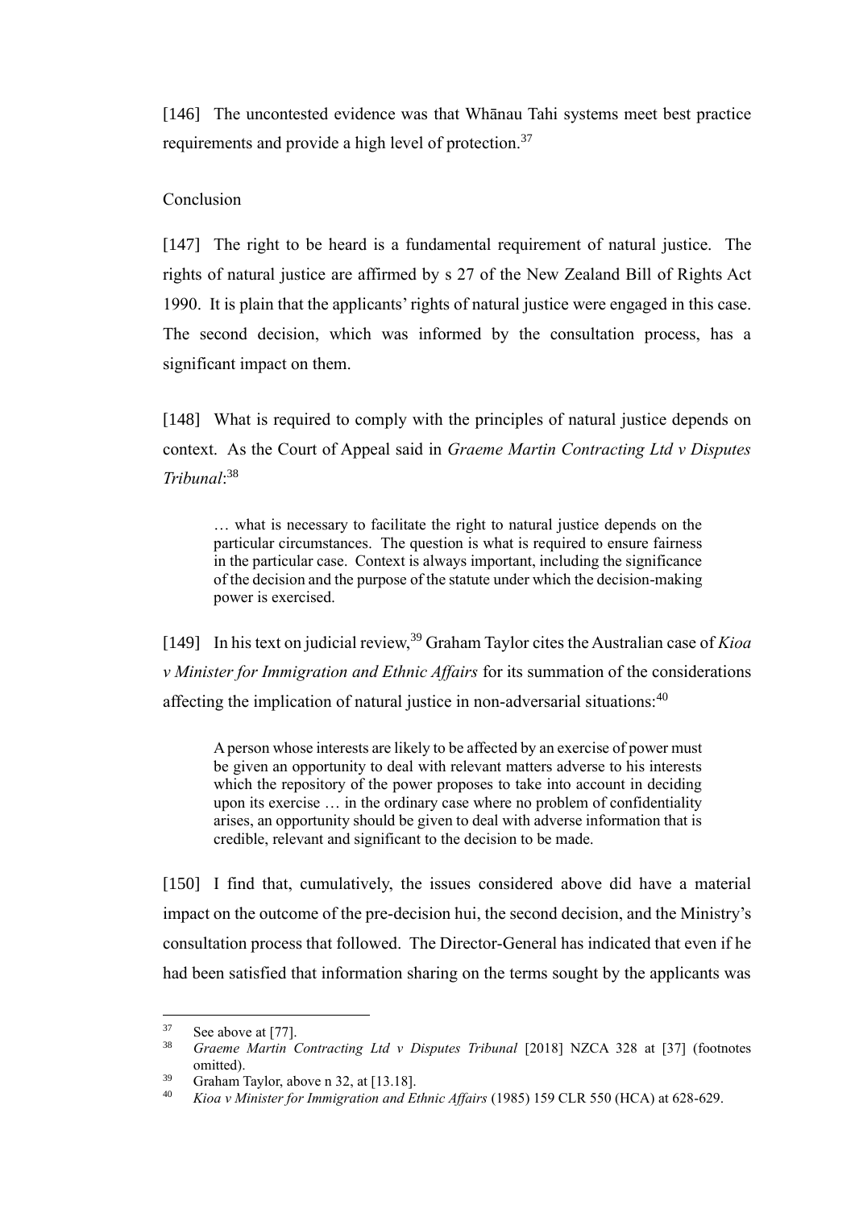[146] The uncontested evidence was that Whānau Tahi systems meet best practice requirements and provide a high level of protection.[37]

Conclusion

[147] The right to be heard is a fundamental requirement of natural justice. The rights of natural justice are affirmed by s 27 of the New Zealand Bill of Rights Act 1990. It is plain that the applicants' rights of natural justice were engaged in this case. The second decision, which was informed by the consultation process, has a significant impact on them.

[148] What is required to comply with the principles of natural justice depends on context. As the Court of Appeal said in *Graeme Martin Contracting Ltd v Disputes Tribunal*:[38]

> … what is necessary to facilitate the right to natural justice depends on the particular circumstances. The question is what is required to ensure fairness in the particular case. Context is always important, including the significance of the decision and the purpose of the statute under which the decision-making power is exercised.

[149] In his text on judicial review,[39] Graham Taylor cites the Australian case of *Kioa v Minister for Immigration and Ethnic Affairs* for its summation of the considerations affecting the implication of natural justice in non-adversarial situations:[40]

> A person whose interests are likely to be affected by an exercise of power must be given an opportunity to deal with relevant matters adverse to his interests which the repository of the power proposes to take into account in deciding upon its exercise … in the ordinary case where no problem of confidentiality arises, an opportunity should be given to deal with adverse information that is credible, relevant and significant to the decision to be made.

[150] I find that, cumulatively, the issues considered above did have a material impact on the outcome of the pre-decision hui, the second decision, and the Ministry's consultation process that followed. The Director-General has indicated that even if he had been satisfied that information sharing on the terms sought by the applicants was

---

[37] See above at [77].

[38] *Graeme Martin Contracting Ltd v Disputes Tribunal* [2018] NZCA 328 at [37] (footnotes omitted).

[39] Graham Taylor, above n 32, at [13.18].

[40] *Kioa v Minister for Immigration and Ethnic Affairs* (1985) 159 CLR 550 (HCA) at 628-629.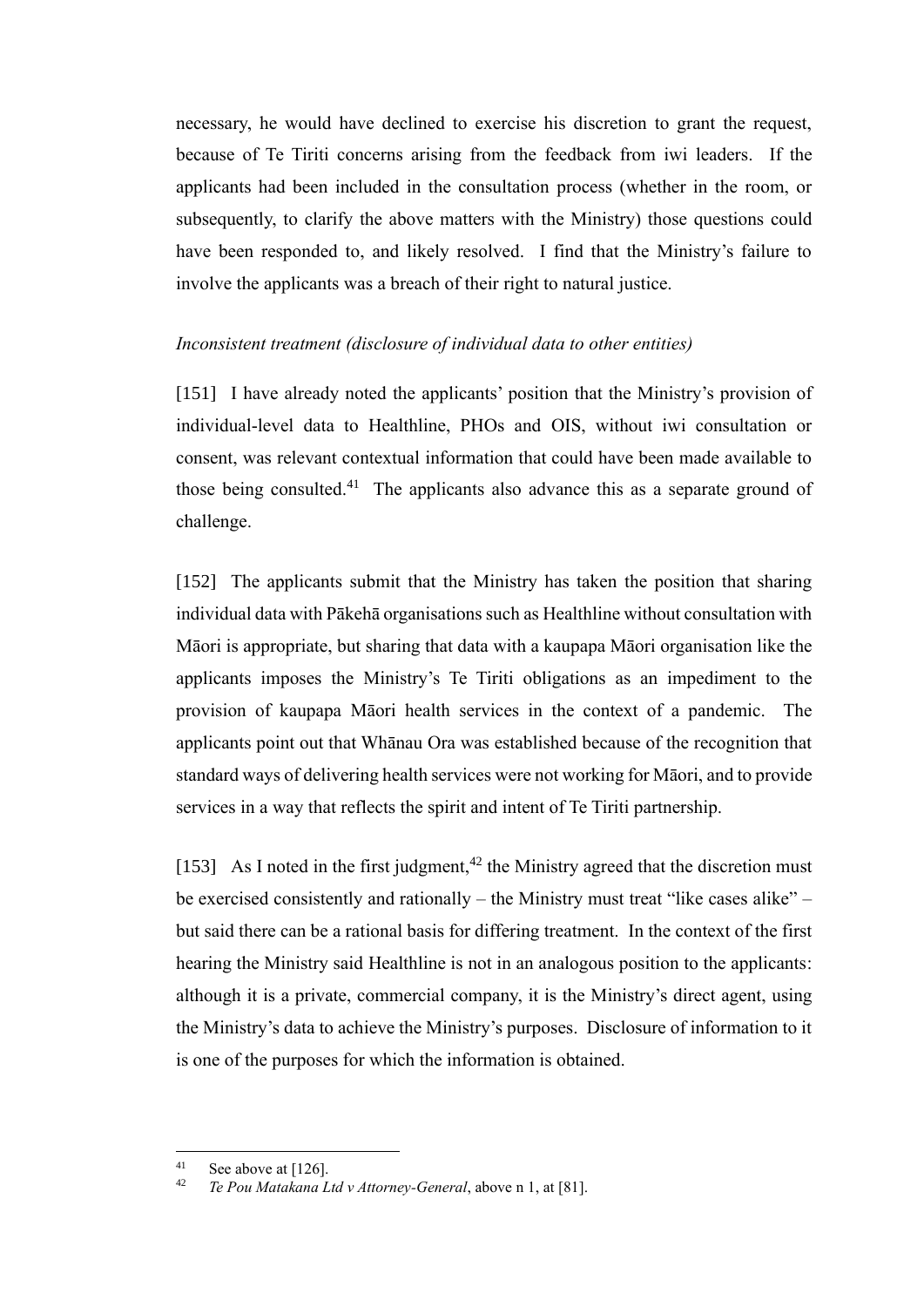necessary, he would have declined to exercise his discretion to grant the request, because of Te Tiriti concerns arising from the feedback from iwi leaders. If the applicants had been included in the consultation process (whether in the room, or subsequently, to clarify the above matters with the Ministry) those questions could have been responded to, and likely resolved. I find that the Ministry's failure to involve the applicants was a breach of their right to natural justice.

*Inconsistent treatment (disclosure of individual data to other entities)*

[151] I have already noted the applicants' position that the Ministry's provision of individual-level data to Healthline, PHOs and OIS, without iwi consultation or consent, was relevant contextual information that could have been made available to those being consulted.[41] The applicants also advance this as a separate ground of challenge.

[152] The applicants submit that the Ministry has taken the position that sharing individual data with Pākehā organisations such as Healthline without consultation with Māori is appropriate, but sharing that data with a kaupapa Māori organisation like the applicants imposes the Ministry's Te Tiriti obligations as an impediment to the provision of kaupapa Māori health services in the context of a pandemic. The applicants point out that Whānau Ora was established because of the recognition that standard ways of delivering health services were not working for Māori, and to provide services in a way that reflects the spirit and intent of Te Tiriti partnership.

[153] As I noted in the first judgment,[42] the Ministry agreed that the discretion must be exercised consistently and rationally – the Ministry must treat "like cases alike" – but said there can be a rational basis for differing treatment. In the context of the first hearing the Ministry said Healthline is not in an analogous position to the applicants: although it is a private, commercial company, it is the Ministry's direct agent, using the Ministry's data to achieve the Ministry's purposes. Disclosure of information to it is one of the purposes for which the information is obtained.

---

[41] See above at [126].

[42] *Te Pou Matakana Ltd v Attorney-General*, above n 1, at [81].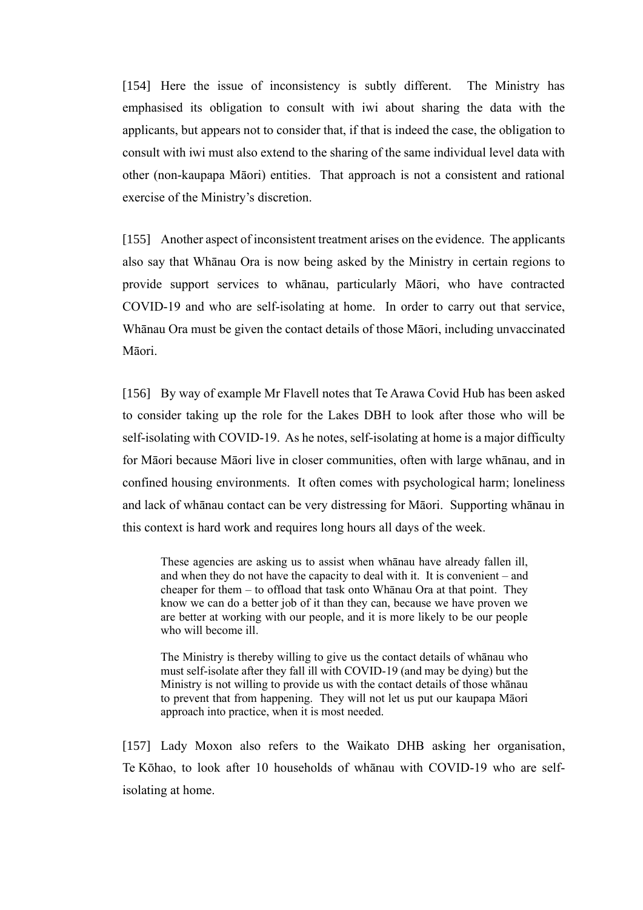[154] Here the issue of inconsistency is subtly different. The Ministry has emphasised its obligation to consult with iwi about sharing the data with the applicants, but appears not to consider that, if that is indeed the case, the obligation to consult with iwi must also extend to the sharing of the same individual level data with other (non-kaupapa Māori) entities. That approach is not a consistent and rational exercise of the Ministry's discretion.

[155] Another aspect of inconsistent treatment arises on the evidence. The applicants also say that Whānau Ora is now being asked by the Ministry in certain regions to provide support services to whānau, particularly Māori, who have contracted COVID-19 and who are self-isolating at home. In order to carry out that service, Whānau Ora must be given the contact details of those Māori, including unvaccinated Māori.

[156] By way of example Mr Flavell notes that Te Arawa Covid Hub has been asked to consider taking up the role for the Lakes DBH to look after those who will be self-isolating with COVID-19. As he notes, self-isolating at home is a major difficulty for Māori because Māori live in closer communities, often with large whānau, and in confined housing environments. It often comes with psychological harm; loneliness and lack of whānau contact can be very distressing for Māori. Supporting whānau in this context is hard work and requires long hours all days of the week.

> These agencies are asking us to assist when whānau have already fallen ill, and when they do not have the capacity to deal with it. It is convenient – and cheaper for them – to offload that task onto Whānau Ora at that point. They know we can do a better job of it than they can, because we have proven we are better at working with our people, and it is more likely to be our people who will become ill.
>
> The Ministry is thereby willing to give us the contact details of whānau who must self-isolate after they fall ill with COVID-19 (and may be dying) but the Ministry is not willing to provide us with the contact details of those whānau to prevent that from happening. They will not let us put our kaupapa Māori approach into practice, when it is most needed.

[157] Lady Moxon also refers to the Waikato DHB asking her organisation, Te Kōhao, to look after 10 households of whānau with COVID-19 who are self-isolating at home.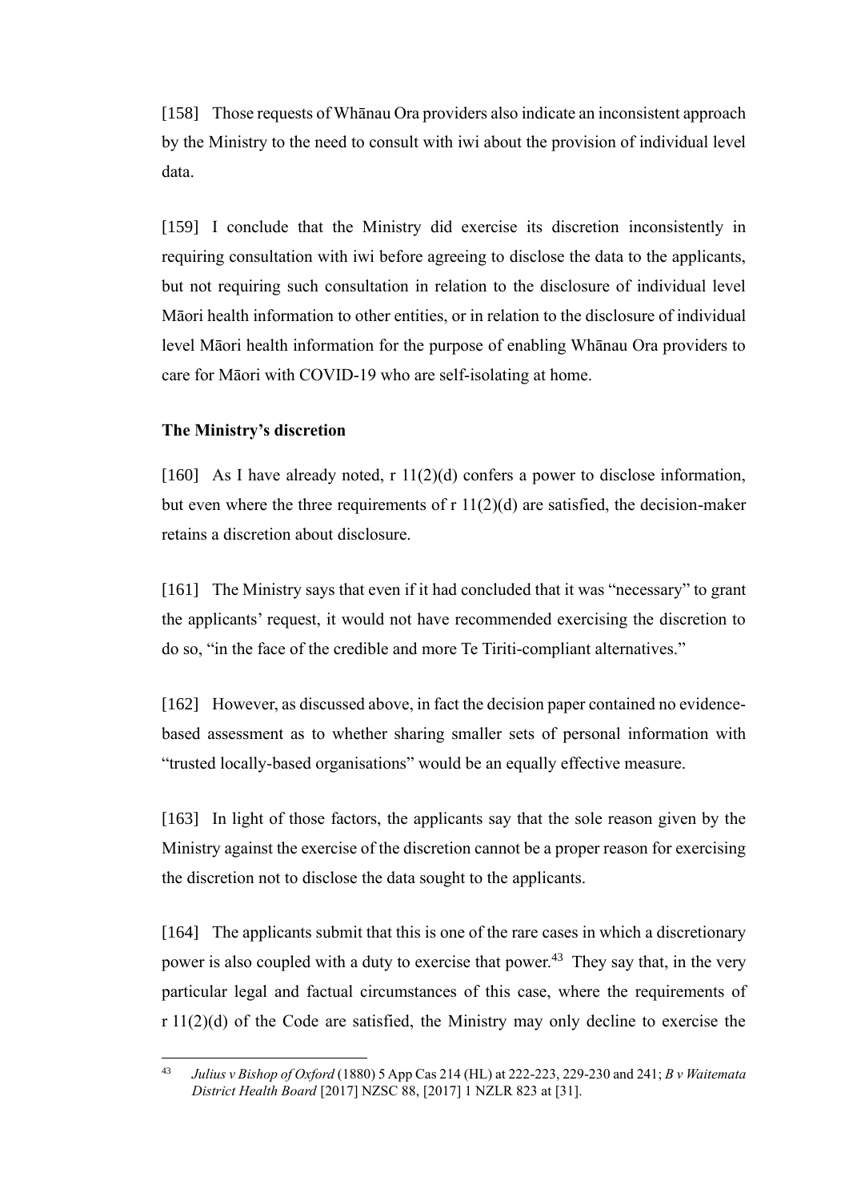[158] Those requests of Whānau Ora providers also indicate an inconsistent approach by the Ministry to the need to consult with iwi about the provision of individual level data.

[159] I conclude that the Ministry did exercise its discretion inconsistently in requiring consultation with iwi before agreeing to disclose the data to the applicants, but not requiring such consultation in relation to the disclosure of individual level Māori health information to other entities, or in relation to the disclosure of individual level Māori health information for the purpose of enabling Whānau Ora providers to care for Māori with COVID-19 who are self-isolating at home.

### The Ministry's discretion

[160] As I have already noted, r 11(2)(d) confers a power to disclose information, but even where the three requirements of r 11(2)(d) are satisfied, the decision-maker retains a discretion about disclosure.

[161] The Ministry says that even if it had concluded that it was "necessary" to grant the applicants' request, it would not have recommended exercising the discretion to do so, "in the face of the credible and more Te Tiriti-compliant alternatives."

[162] However, as discussed above, in fact the decision paper contained no evidence-based assessment as to whether sharing smaller sets of personal information with "trusted locally-based organisations" would be an equally effective measure.

[163] In light of those factors, the applicants say that the sole reason given by the Ministry against the exercise of the discretion cannot be a proper reason for exercising the discretion not to disclose the data sought to the applicants.

[164] The applicants submit that this is one of the rare cases in which a discretionary power is also coupled with a duty to exercise that power.[43] They say that, in the very particular legal and factual circumstances of this case, where the requirements of r 11(2)(d) of the Code are satisfied, the Ministry may only decline to exercise the

[43] *Julius v Bishop of Oxford* (1880) 5 App Cas 214 (HL) at 222-223, 229-230 and 241; *B v Waitemata District Health Board* [2017] NZSC 88, [2017] 1 NZLR 823 at [31].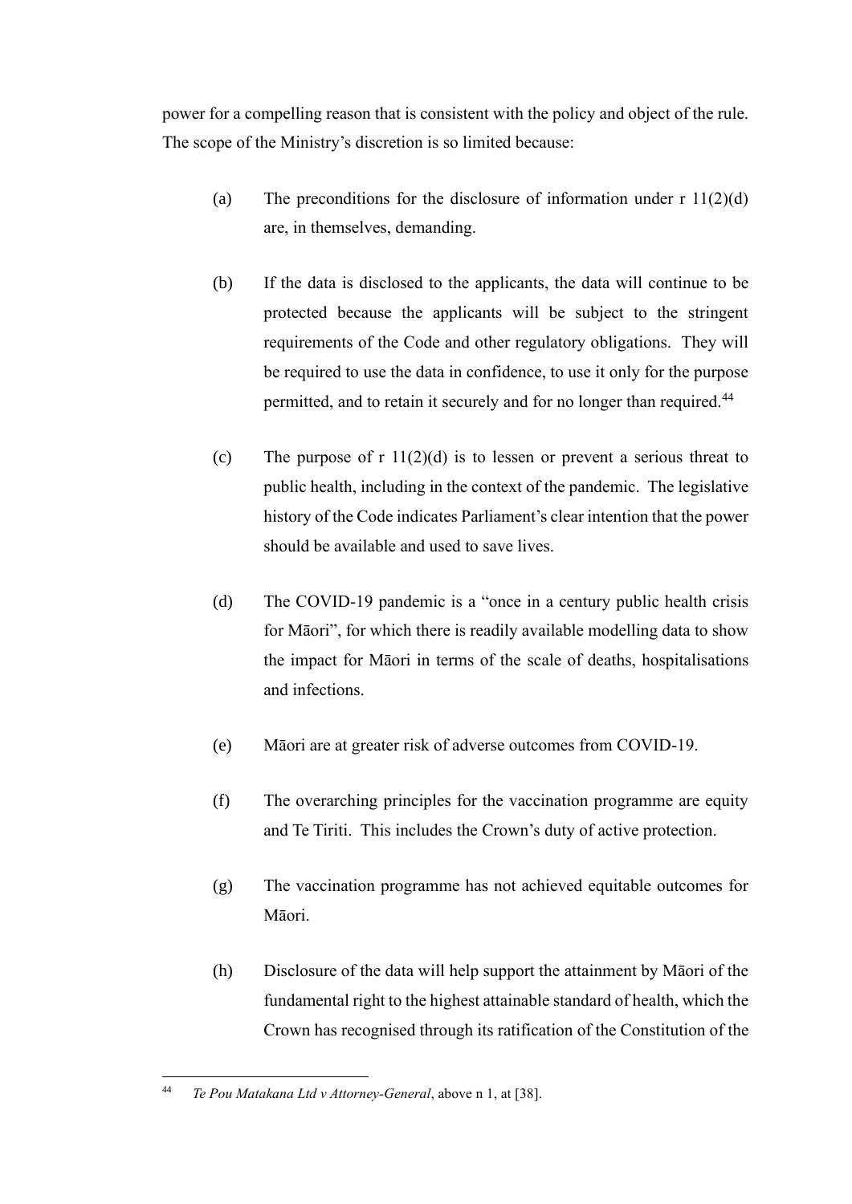power for a compelling reason that is consistent with the policy and object of the rule. The scope of the Ministry's discretion is so limited because:

(a) The preconditions for the disclosure of information under r 11(2)(d) are, in themselves, demanding.

(b) If the data is disclosed to the applicants, the data will continue to be protected because the applicants will be subject to the stringent requirements of the Code and other regulatory obligations. They will be required to use the data in confidence, to use it only for the purpose permitted, and to retain it securely and for no longer than required.[44]

(c) The purpose of r 11(2)(d) is to lessen or prevent a serious threat to public health, including in the context of the pandemic. The legislative history of the Code indicates Parliament's clear intention that the power should be available and used to save lives.

(d) The COVID-19 pandemic is a "once in a century public health crisis for Māori", for which there is readily available modelling data to show the impact for Māori in terms of the scale of deaths, hospitalisations and infections.

(e) Māori are at greater risk of adverse outcomes from COVID-19.

(f) The overarching principles for the vaccination programme are equity and Te Tiriti. This includes the Crown's duty of active protection.

(g) The vaccination programme has not achieved equitable outcomes for Māori.

(h) Disclosure of the data will help support the attainment by Māori of the fundamental right to the highest attainable standard of health, which the Crown has recognised through its ratification of the Constitution of the

---

[44] *Te Pou Matakana Ltd v Attorney-General*, above n 1, at [38].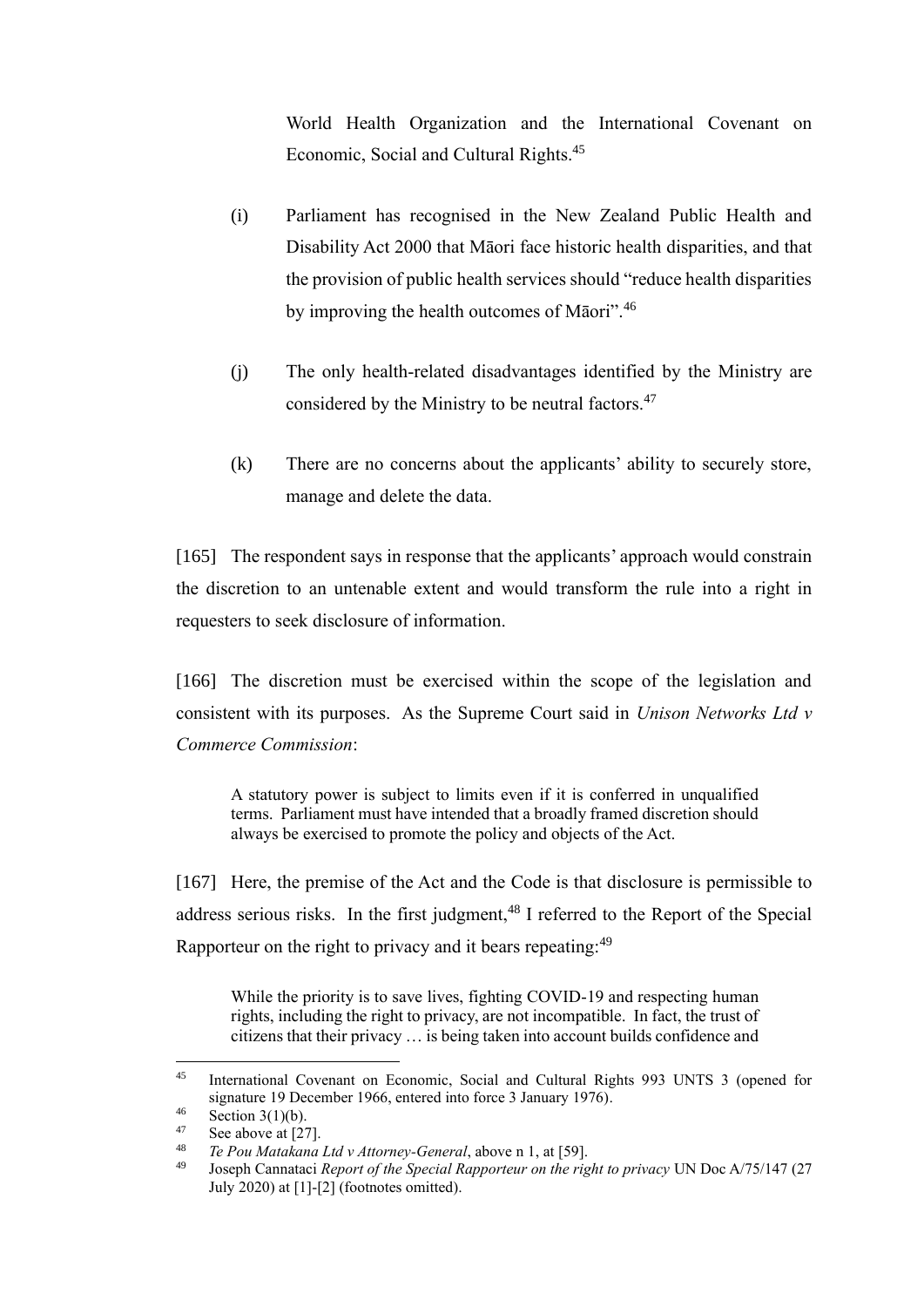World Health Organization and the International Covenant on Economic, Social and Cultural Rights.[45]

(i) Parliament has recognised in the New Zealand Public Health and Disability Act 2000 that Māori face historic health disparities, and that the provision of public health services should "reduce health disparities by improving the health outcomes of Māori".[46]

(j) The only health-related disadvantages identified by the Ministry are considered by the Ministry to be neutral factors.[47]

(k) There are no concerns about the applicants' ability to securely store, manage and delete the data.

[165] The respondent says in response that the applicants' approach would constrain the discretion to an untenable extent and would transform the rule into a right in requesters to seek disclosure of information.

[166] The discretion must be exercised within the scope of the legislation and consistent with its purposes. As the Supreme Court said in *Unison Networks Ltd v Commerce Commission*:

> A statutory power is subject to limits even if it is conferred in unqualified terms. Parliament must have intended that a broadly framed discretion should always be exercised to promote the policy and objects of the Act.

[167] Here, the premise of the Act and the Code is that disclosure is permissible to address serious risks. In the first judgment,[48] I referred to the Report of the Special Rapporteur on the right to privacy and it bears repeating:[49]

> While the priority is to save lives, fighting COVID-19 and respecting human rights, including the right to privacy, are not incompatible. In fact, the trust of citizens that their privacy … is being taken into account builds confidence and

---

[45] International Covenant on Economic, Social and Cultural Rights 993 UNTS 3 (opened for signature 19 December 1966, entered into force 3 January 1976).

[46] Section 3(1)(b).

[47] See above at [27].

[48] *Te Pou Matakana Ltd v Attorney-General*, above n 1, at [59].

[49] Joseph Cannataci *Report of the Special Rapporteur on the right to privacy* UN Doc A/75/147 (27 July 2020) at [1]-[2] (footnotes omitted).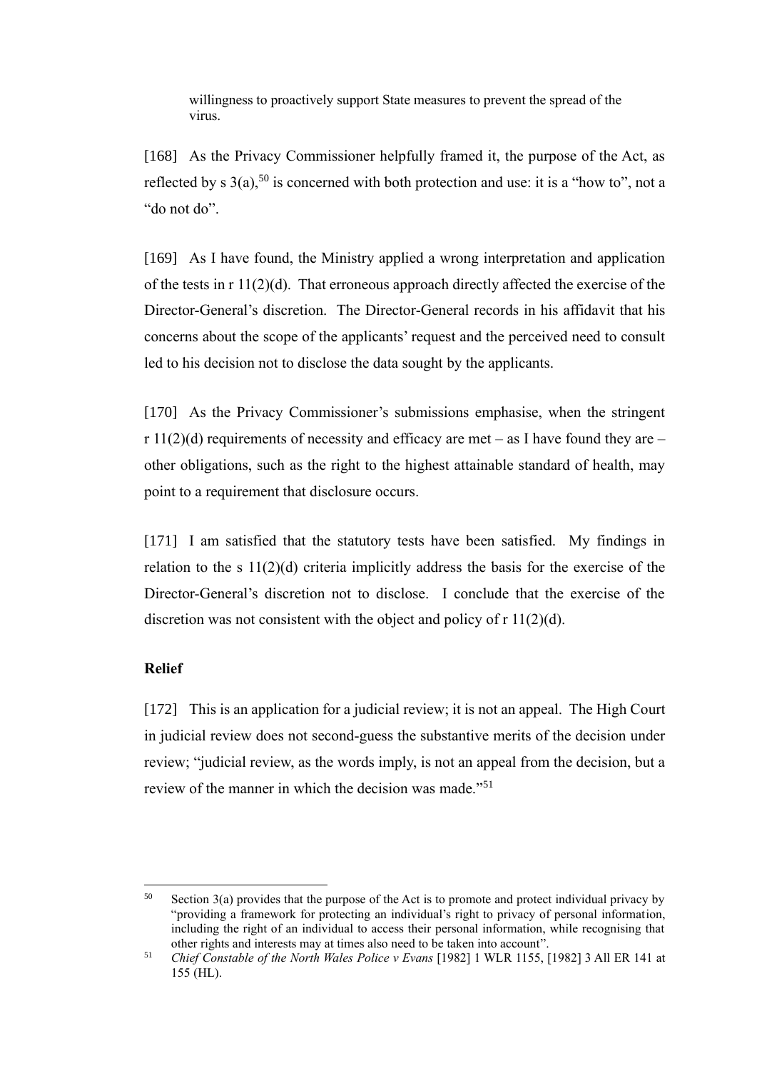> willingness to proactively support State measures to prevent the spread of the virus.

[168] As the Privacy Commissioner helpfully framed it, the purpose of the Act, as reflected by s 3(a),[50] is concerned with both protection and use: it is a "how to", not a "do not do".

[169] As I have found, the Ministry applied a wrong interpretation and application of the tests in r 11(2)(d). That erroneous approach directly affected the exercise of the Director-General's discretion. The Director-General records in his affidavit that his concerns about the scope of the applicants' request and the perceived need to consult led to his decision not to disclose the data sought by the applicants.

[170] As the Privacy Commissioner's submissions emphasise, when the stringent r 11(2)(d) requirements of necessity and efficacy are met – as I have found they are – other obligations, such as the right to the highest attainable standard of health, may point to a requirement that disclosure occurs.

[171] I am satisfied that the statutory tests have been satisfied. My findings in relation to the s 11(2)(d) criteria implicitly address the basis for the exercise of the Director-General's discretion not to disclose. I conclude that the exercise of the discretion was not consistent with the object and policy of r 11(2)(d).

## Relief

[172] This is an application for a judicial review; it is not an appeal. The High Court in judicial review does not second-guess the substantive merits of the decision under review; "judicial review, as the words imply, is not an appeal from the decision, but a review of the manner in which the decision was made."[51]

---

[50] Section 3(a) provides that the purpose of the Act is to promote and protect individual privacy by "providing a framework for protecting an individual's right to privacy of personal information, including the right of an individual to access their personal information, while recognising that other rights and interests may at times also need to be taken into account".

[51] *Chief Constable of the North Wales Police v Evans* [1982] 1 WLR 1155, [1982] 3 All ER 141 at 155 (HL).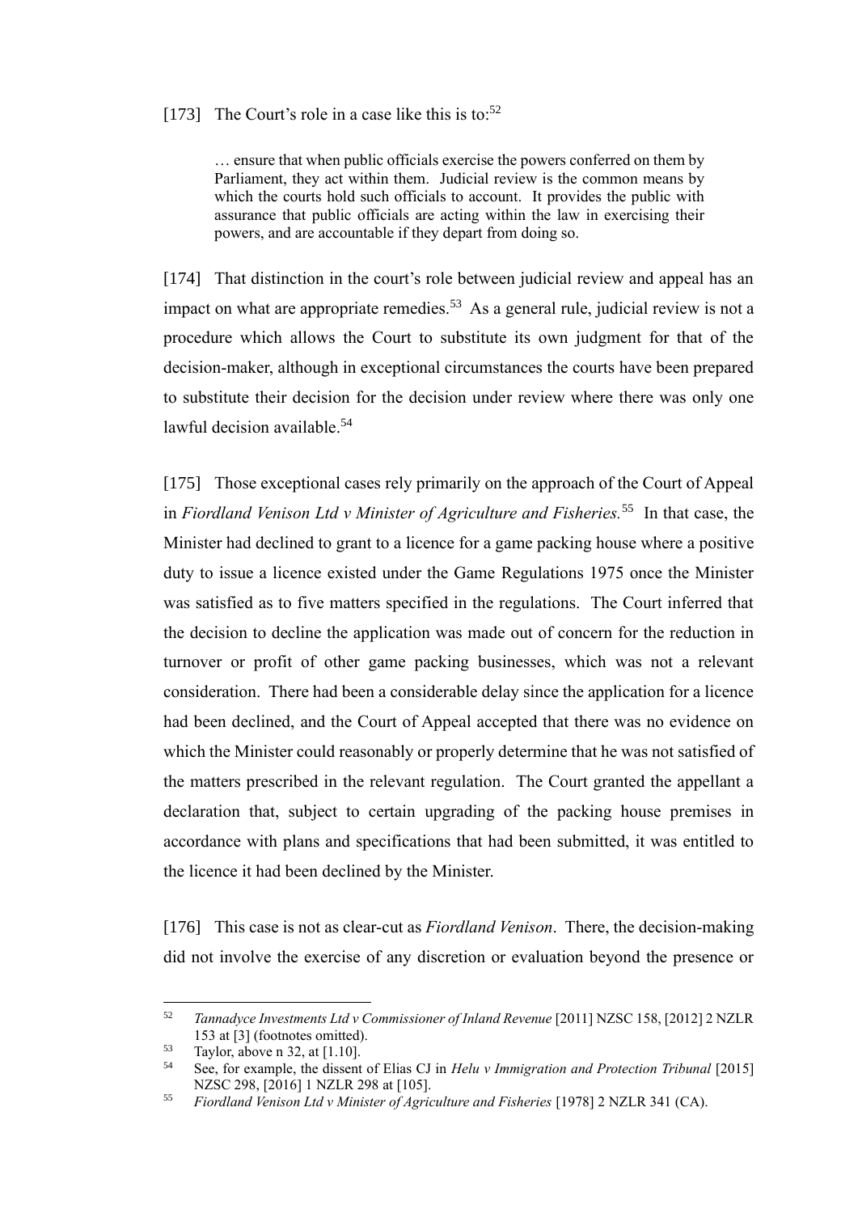[173] The Court's role in a case like this is to:[52]

> … ensure that when public officials exercise the powers conferred on them by Parliament, they act within them. Judicial review is the common means by which the courts hold such officials to account. It provides the public with assurance that public officials are acting within the law in exercising their powers, and are accountable if they depart from doing so.

[174] That distinction in the court's role between judicial review and appeal has an impact on what are appropriate remedies.[53] As a general rule, judicial review is not a procedure which allows the Court to substitute its own judgment for that of the decision-maker, although in exceptional circumstances the courts have been prepared to substitute their decision for the decision under review where there was only one lawful decision available.[54]

[175] Those exceptional cases rely primarily on the approach of the Court of Appeal in *Fiordland Venison Ltd v Minister of Agriculture and Fisheries.*[55] In that case, the Minister had declined to grant to a licence for a game packing house where a positive duty to issue a licence existed under the Game Regulations 1975 once the Minister was satisfied as to five matters specified in the regulations. The Court inferred that the decision to decline the application was made out of concern for the reduction in turnover or profit of other game packing businesses, which was not a relevant consideration. There had been a considerable delay since the application for a licence had been declined, and the Court of Appeal accepted that there was no evidence on which the Minister could reasonably or properly determine that he was not satisfied of the matters prescribed in the relevant regulation. The Court granted the appellant a declaration that, subject to certain upgrading of the packing house premises in accordance with plans and specifications that had been submitted, it was entitled to the licence it had been declined by the Minister.

[176] This case is not as clear-cut as *Fiordland Venison*. There, the decision-making did not involve the exercise of any discretion or evaluation beyond the presence or

---

[52] *Tannadyce Investments Ltd v Commissioner of Inland Revenue* [2011] NZSC 158, [2012] 2 NZLR 153 at [3] (footnotes omitted).

[53] Taylor, above n 32, at [1.10].

[54] See, for example, the dissent of Elias CJ in *Helu v Immigration and Protection Tribunal* [2015] NZSC 298, [2016] 1 NZLR 298 at [105].

[55] *Fiordland Venison Ltd v Minister of Agriculture and Fisheries* [1978] 2 NZLR 341 (CA).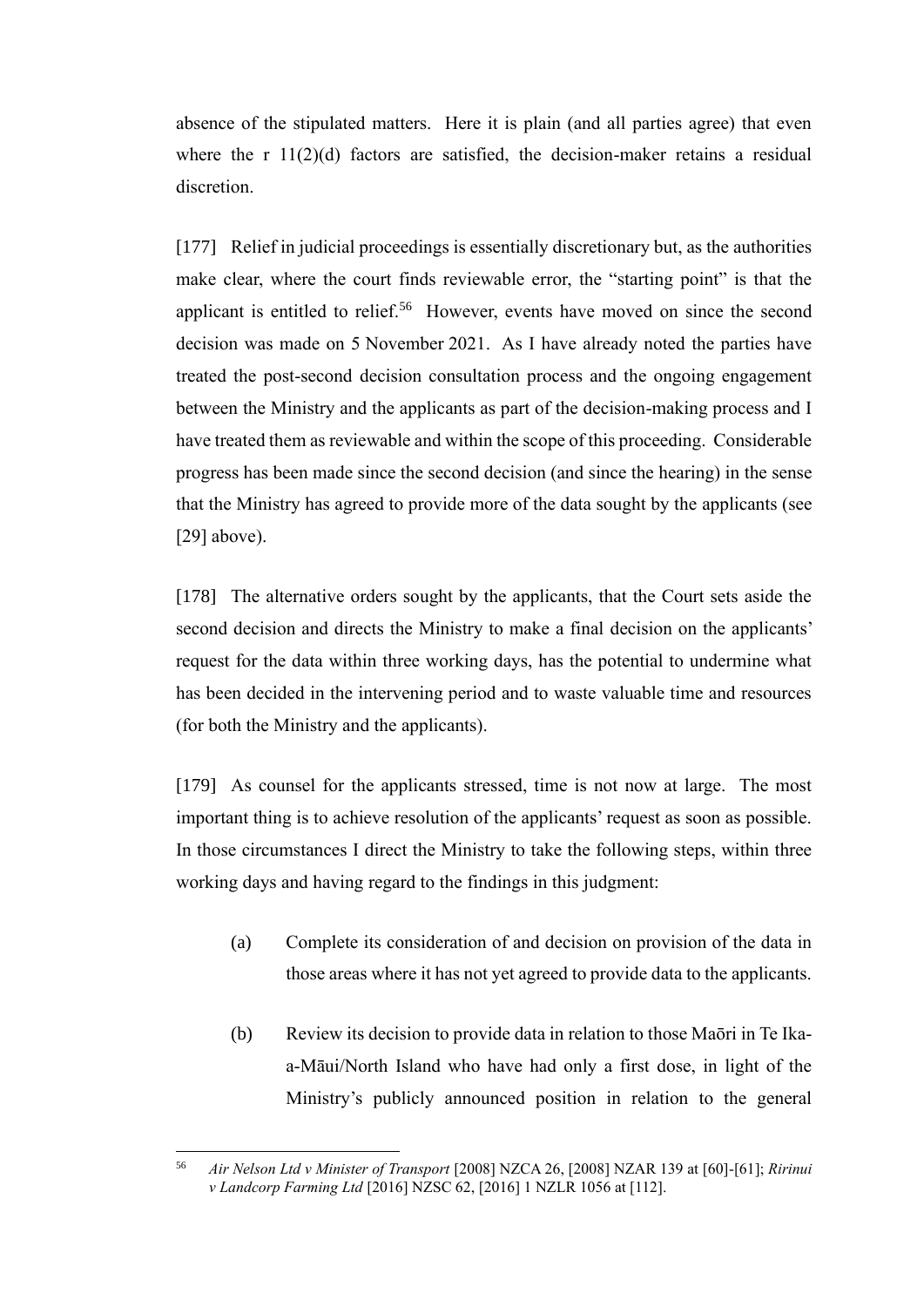absence of the stipulated matters. Here it is plain (and all parties agree) that even where the r 11(2)(d) factors are satisfied, the decision-maker retains a residual discretion.

[177] Relief in judicial proceedings is essentially discretionary but, as the authorities make clear, where the court finds reviewable error, the "starting point" is that the applicant is entitled to relief.[56] However, events have moved on since the second decision was made on 5 November 2021. As I have already noted the parties have treated the post-second decision consultation process and the ongoing engagement between the Ministry and the applicants as part of the decision-making process and I have treated them as reviewable and within the scope of this proceeding. Considerable progress has been made since the second decision (and since the hearing) in the sense that the Ministry has agreed to provide more of the data sought by the applicants (see [29] above).

[178] The alternative orders sought by the applicants, that the Court sets aside the second decision and directs the Ministry to make a final decision on the applicants' request for the data within three working days, has the potential to undermine what has been decided in the intervening period and to waste valuable time and resources (for both the Ministry and the applicants).

[179] As counsel for the applicants stressed, time is not now at large. The most important thing is to achieve resolution of the applicants' request as soon as possible. In those circumstances I direct the Ministry to take the following steps, within three working days and having regard to the findings in this judgment:

(a) Complete its consideration of and decision on provision of the data in those areas where it has not yet agreed to provide data to the applicants.

(b) Review its decision to provide data in relation to those Māori in Te Ika-a-Māui/North Island who have had only a first dose, in light of the Ministry's publicly announced position in relation to the general

---

[56] *Air Nelson Ltd v Minister of Transport* [2008] NZCA 26, [2008] NZAR 139 at [60]-[61]; *Ririnui v Landcorp Farming Ltd* [2016] NZSC 62, [2016] 1 NZLR 1056 at [112].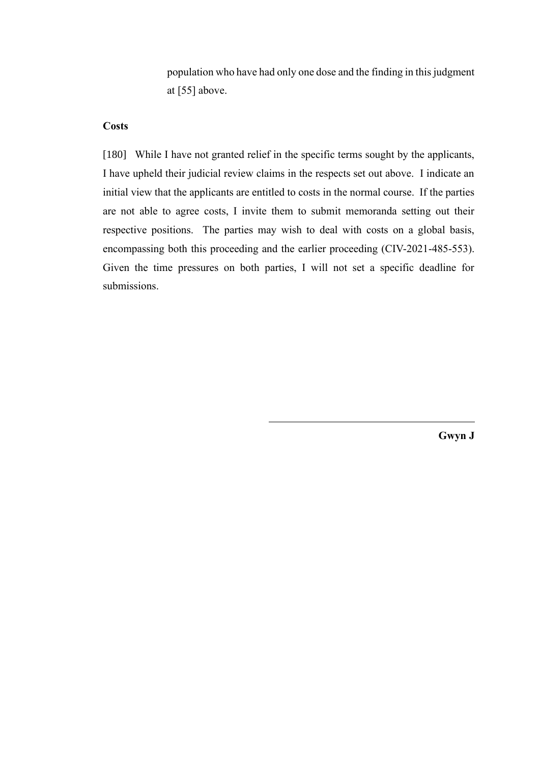population who have had only one dose and the finding in this judgment at [55] above.

**Costs**

[180] While I have not granted relief in the specific terms sought by the applicants, I have upheld their judicial review claims in the respects set out above. I indicate an initial view that the applicants are entitled to costs in the normal course. If the parties are not able to agree costs, I invite them to submit memoranda setting out their respective positions. The parties may wish to deal with costs on a global basis, encompassing both this proceeding and the earlier proceeding (CIV-2021-485-553). Given the time pressures on both parties, I will not set a specific deadline for submissions.

**Gwyn J**